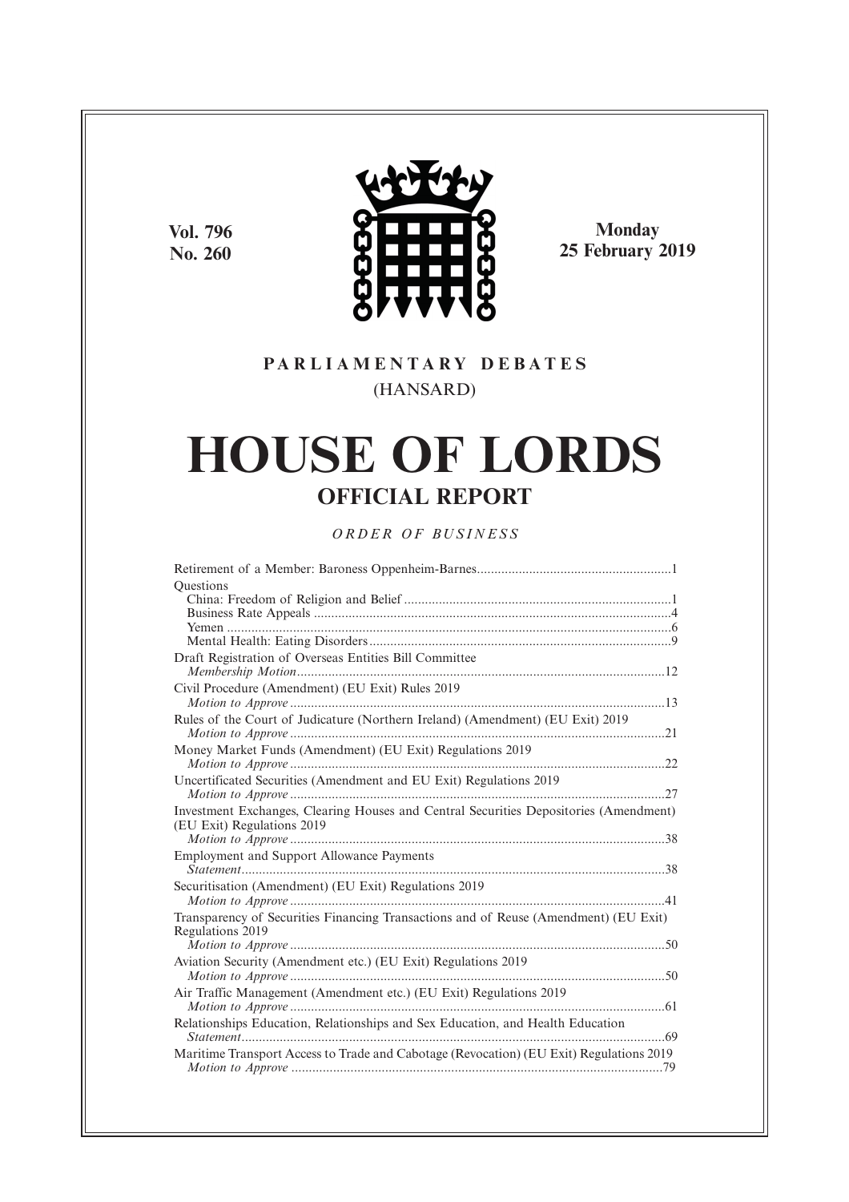Vol. 796
No. 260

**Monday**
**25 February 2019**

**PARLIAMENTARY DEBATES**
(HANSARD)

# HOUSE OF LORDS

## OFFICIAL REPORT

*ORDER OF BUSINESS*

Retirement of a Member: Baroness Oppenheim-Barnes........................................................1

Questions
- China: Freedom of Religion and Belief ............................................................................1
- Business Rate Appeals .......................................................................................................4
- Yemen ................................................................................................................................6
- Mental Health: Eating Disorders ......................................................................................9

Draft Registration of Overseas Entities Bill Committee
*Membership Motion*..........................................................................................................12

Civil Procedure (Amendment) (EU Exit) Rules 2019
*Motion to Approve* ...........................................................................................................13

Rules of the Court of Judicature (Northern Ireland) (Amendment) (EU Exit) 2019
*Motion to Approve* ...........................................................................................................21

Money Market Funds (Amendment) (EU Exit) Regulations 2019
*Motion to Approve* ...........................................................................................................22

Uncertificated Securities (Amendment and EU Exit) Regulations 2019
*Motion to Approve* ...........................................................................................................27

Investment Exchanges, Clearing Houses and Central Securities Depositories (Amendment) (EU Exit) Regulations 2019
*Motion to Approve* ...........................................................................................................38

Employment and Support Allowance Payments
*Statement*..........................................................................................................................38

Securitisation (Amendment) (EU Exit) Regulations 2019
*Motion to Approve* ...........................................................................................................41

Transparency of Securities Financing Transactions and of Reuse (Amendment) (EU Exit) Regulations 2019
*Motion to Approve* ...........................................................................................................50

Aviation Security (Amendment etc.) (EU Exit) Regulations 2019
*Motion to Approve* ...........................................................................................................50

Air Traffic Management (Amendment etc.) (EU Exit) Regulations 2019
*Motion to Approve* ...........................................................................................................61

Relationships Education, Relationships and Sex Education, and Health Education
*Statement*..........................................................................................................................69

Maritime Transport Access to Trade and Cabotage (Revocation) (EU Exit) Regulations 2019
*Motion to Approve* ...........................................................................................................79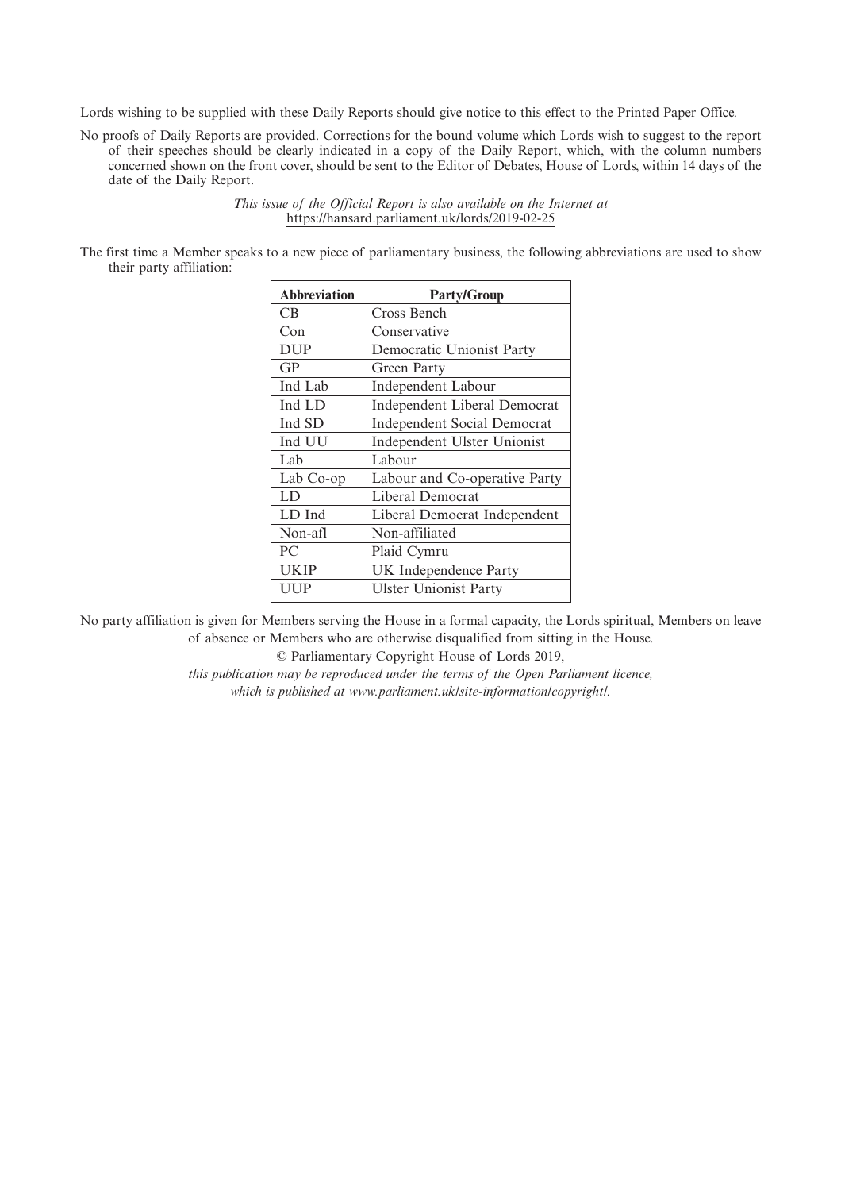Lords wishing to be supplied with these Daily Reports should give notice to this effect to the Printed Paper Office.

No proofs of Daily Reports are provided. Corrections for the bound volume which Lords wish to suggest to the report of their speeches should be clearly indicated in a copy of the Daily Report, which, with the column numbers concerned shown on the front cover, should be sent to the Editor of Debates, House of Lords, within 14 days of the date of the Daily Report.

*This issue of the Official Report is also available on the Internet at* https://hansard.parliament.uk/lords/2019-02-25

The first time a Member speaks to a new piece of parliamentary business, the following abbreviations are used to show their party affiliation:

| Abbreviation | Party/Group |
|---|---|
| CB | Cross Bench |
| Con | Conservative |
| DUP | Democratic Unionist Party |
| GP | Green Party |
| Ind Lab | Independent Labour |
| Ind LD | Independent Liberal Democrat |
| Ind SD | Independent Social Democrat |
| Ind UU | Independent Ulster Unionist |
| Lab | Labour |
| Lab Co-op | Labour and Co-operative Party |
| LD | Liberal Democrat |
| LD Ind | Liberal Democrat Independent |
| Non-afl | Non-affiliated |
| PC | Plaid Cymru |
| UKIP | UK Independence Party |
| UUP | Ulster Unionist Party |

No party affiliation is given for Members serving the House in a formal capacity, the Lords spiritual, Members on leave of absence or Members who are otherwise disqualified from sitting in the House.

© Parliamentary Copyright House of Lords 2019,

*this publication may be reproduced under the terms of the Open Parliament licence, which is published at www.parliament.uk/site-information/copyright/.*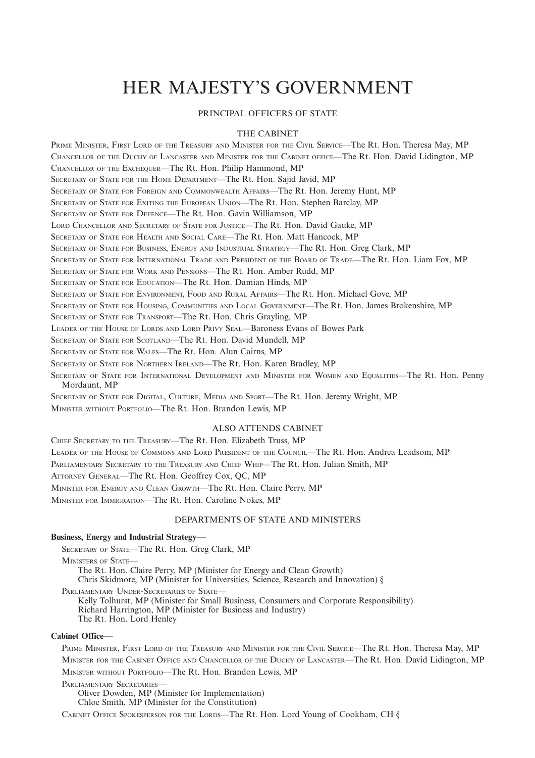# HER MAJESTY'S GOVERNMENT

## PRINCIPAL OFFICERS OF STATE

### THE CABINET

Prime Minister, First Lord of the Treasury and Minister for the Civil Service—The Rt. Hon. Theresa May, MP

Chancellor of the Duchy of Lancaster and Minister for the Cabinet office—The Rt. Hon. David Lidington, MP

Chancellor of the Exchequer—The Rt. Hon. Philip Hammond, MP

Secretary of State for the Home Department—The Rt. Hon. Sajid Javid, MP

Secretary of State for Foreign and Commonwealth Affairs—The Rt. Hon. Jeremy Hunt, MP

Secretary of State for Exiting the European Union—The Rt. Hon. Stephen Barclay, MP

Secretary of State for Defence—The Rt. Hon. Gavin Williamson, MP

Lord Chancellor and Secretary of State for Justice—The Rt. Hon. David Gauke, MP

Secretary of State for Health and Social Care—The Rt. Hon. Matt Hancock, MP

Secretary of State for Business, Energy and Industrial Strategy—The Rt. Hon. Greg Clark, MP

Secretary of State for International Trade and President of the Board of Trade—The Rt. Hon. Liam Fox, MP

Secretary of State for Work and Pensions—The Rt. Hon. Amber Rudd, MP

Secretary of State for Education—The Rt. Hon. Damian Hinds, MP

Secretary of State for Environment, Food and Rural Affairs—The Rt. Hon. Michael Gove, MP

Secretary of State for Housing, Communities and Local Government—The Rt. Hon. James Brokenshire, MP

Secretary of State for Transport—The Rt. Hon. Chris Grayling, MP

Leader of the House of Lords and Lord Privy Seal—Baroness Evans of Bowes Park

Secretary of State for Scotland—The Rt. Hon. David Mundell, MP

Secretary of State for Wales—The Rt. Hon. Alun Cairns, MP

Secretary of State for Northern Ireland—The Rt. Hon. Karen Bradley, MP

Secretary of State for International Development and Minister for Women and Equalities—The Rt. Hon. Penny Mordaunt, MP

Secretary of State for Digital, Culture, Media and Sport—The Rt. Hon. Jeremy Wright, MP

Minister without Portfolio—The Rt. Hon. Brandon Lewis, MP

### ALSO ATTENDS CABINET

Chief Secretary to the Treasury—The Rt. Hon. Elizabeth Truss, MP

Leader of the House of Commons and Lord President of the Council—The Rt. Hon. Andrea Leadsom, MP

Parliamentary Secretary to the Treasury and Chief Whip—The Rt. Hon. Julian Smith, MP

Attorney General—The Rt. Hon. Geoffrey Cox, QC, MP

Minister for Energy and Clean Growth—The Rt. Hon. Claire Perry, MP

Minister for Immigration—The Rt. Hon. Caroline Nokes, MP

## DEPARTMENTS OF STATE AND MINISTERS

**Business, Energy and Industrial Strategy**—

Secretary of State—The Rt. Hon. Greg Clark, MP

Ministers of State—
- The Rt. Hon. Claire Perry, MP (Minister for Energy and Clean Growth)
- Chris Skidmore, MP (Minister for Universities, Science, Research and Innovation) §

Parliamentary Under-Secretaries of State—
- Kelly Tolhurst, MP (Minister for Small Business, Consumers and Corporate Responsibility)
- Richard Harrington, MP (Minister for Business and Industry)
- The Rt. Hon. Lord Henley

**Cabinet Office**—

Prime Minister, First Lord of the Treasury and Minister for the Civil Service—The Rt. Hon. Theresa May, MP

Minister for the Cabinet Office and Chancellor of the Duchy of Lancaster—The Rt. Hon. David Lidington, MP

Minister without Portfolio—The Rt. Hon. Brandon Lewis, MP

Parliamentary Secretaries—
- Oliver Dowden, MP (Minister for Implementation)
- Chloe Smith, MP (Minister for the Constitution)

Cabinet Office Spokesperson for the Lords—The Rt. Hon. Lord Young of Cookham, CH §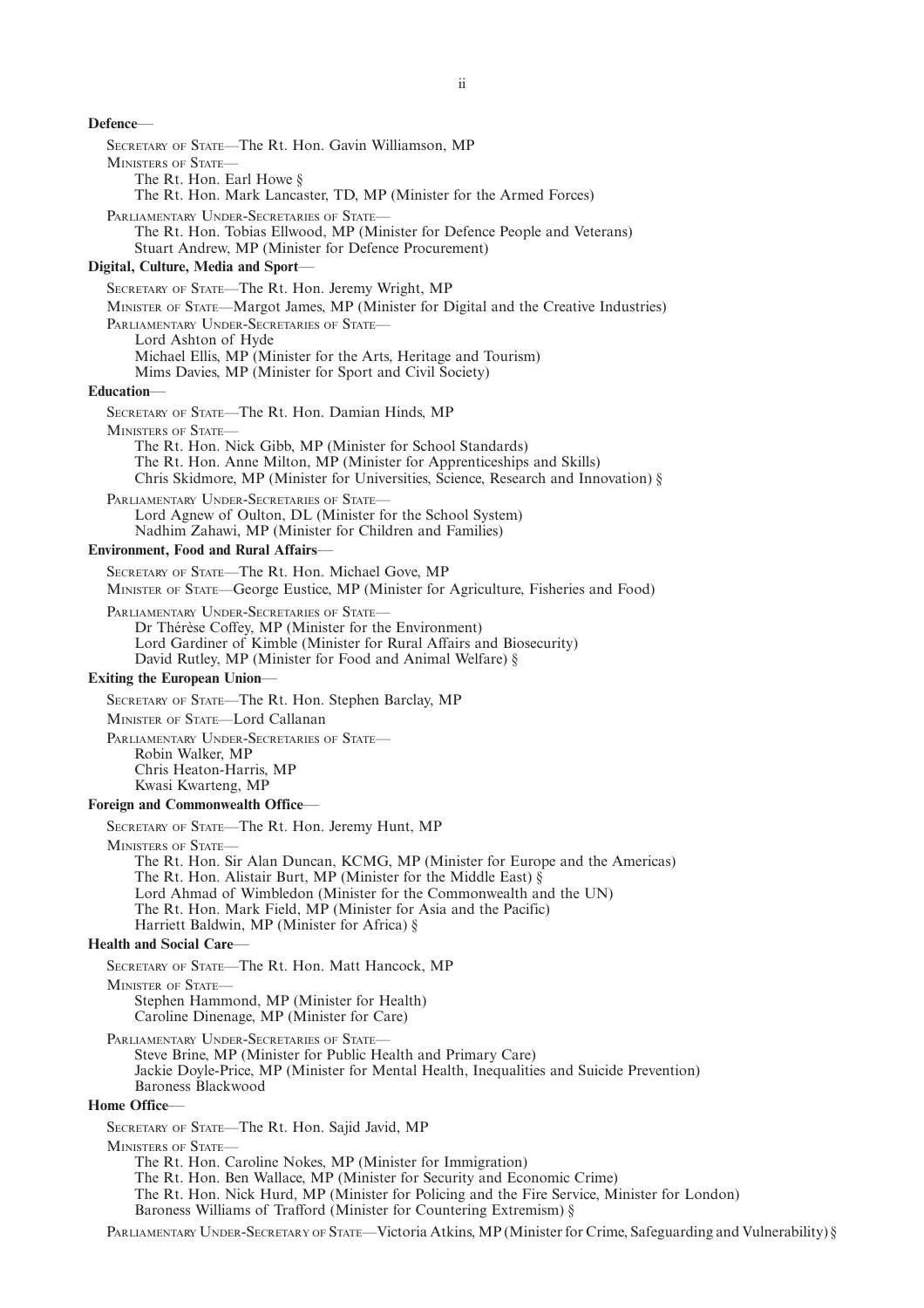**Defence**—

Secretary of State—The Rt. Hon. Gavin Williamson, MP

Ministers of State—

The Rt. Hon. Earl Howe §

The Rt. Hon. Mark Lancaster, TD, MP (Minister for the Armed Forces)

Parliamentary Under-Secretaries of State—

The Rt. Hon. Tobias Ellwood, MP (Minister for Defence People and Veterans)

Stuart Andrew, MP (Minister for Defence Procurement)

**Digital, Culture, Media and Sport**—

Secretary of State—The Rt. Hon. Jeremy Wright, MP

Minister of State—Margot James, MP (Minister for Digital and the Creative Industries)

Parliamentary Under-Secretaries of State—

Lord Ashton of Hyde

Michael Ellis, MP (Minister for the Arts, Heritage and Tourism)

Mims Davies, MP (Minister for Sport and Civil Society)

**Education**—

Secretary of State—The Rt. Hon. Damian Hinds, MP

Ministers of State—

The Rt. Hon. Nick Gibb, MP (Minister for School Standards)

The Rt. Hon. Anne Milton, MP (Minister for Apprenticeships and Skills)

Chris Skidmore, MP (Minister for Universities, Science, Research and Innovation) §

Parliamentary Under-Secretaries of State—

Lord Agnew of Oulton, DL (Minister for the School System)

Nadhim Zahawi, MP (Minister for Children and Families)

**Environment, Food and Rural Affairs**—

Secretary of State—The Rt. Hon. Michael Gove, MP

Minister of State—George Eustice, MP (Minister for Agriculture, Fisheries and Food)

Parliamentary Under-Secretaries of State—

Dr Thérèse Coffey, MP (Minister for the Environment)

Lord Gardiner of Kimble (Minister for Rural Affairs and Biosecurity)

David Rutley, MP (Minister for Food and Animal Welfare) §

**Exiting the European Union**—

Secretary of State—The Rt. Hon. Stephen Barclay, MP

Minister of State—Lord Callanan

Parliamentary Under-Secretaries of State—

Robin Walker, MP

Chris Heaton-Harris, MP

Kwasi Kwarteng, MP

**Foreign and Commonwealth Office**—

Secretary of State—The Rt. Hon. Jeremy Hunt, MP

Ministers of State—

The Rt. Hon. Sir Alan Duncan, KCMG, MP (Minister for Europe and the Americas)

The Rt. Hon. Alistair Burt, MP (Minister for the Middle East) §

Lord Ahmad of Wimbledon (Minister for the Commonwealth and the UN)

The Rt. Hon. Mark Field, MP (Minister for Asia and the Pacific)

Harriett Baldwin, MP (Minister for Africa) §

**Health and Social Care**—

Secretary of State—The Rt. Hon. Matt Hancock, MP

Minister of State—

Stephen Hammond, MP (Minister for Health)

Caroline Dinenage, MP (Minister for Care)

Parliamentary Under-Secretaries of State—

Steve Brine, MP (Minister for Public Health and Primary Care)

Jackie Doyle-Price, MP (Minister for Mental Health, Inequalities and Suicide Prevention)

Baroness Blackwood

**Home Office**—

Secretary of State—The Rt. Hon. Sajid Javid, MP

Ministers of State—

The Rt. Hon. Caroline Nokes, MP (Minister for Immigration)

The Rt. Hon. Ben Wallace, MP (Minister for Security and Economic Crime)

The Rt. Hon. Nick Hurd, MP (Minister for Policing and the Fire Service, Minister for London)

Baroness Williams of Trafford (Minister for Countering Extremism) §

Parliamentary Under-Secretary of State—Victoria Atkins, MP (Minister for Crime, Safeguarding and Vulnerability) §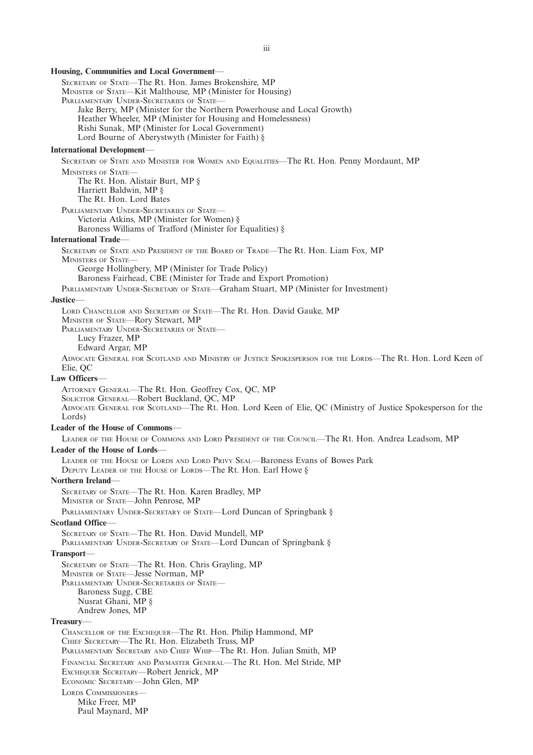**Housing, Communities and Local Government**—

Secretary of State—The Rt. Hon. James Brokenshire, MP
Minister of State—Kit Malthouse, MP (Minister for Housing)
Parliamentary Under-Secretaries of State—
Jake Berry, MP (Minister for the Northern Powerhouse and Local Growth)
Heather Wheeler, MP (Minister for Housing and Homelessness)
Rishi Sunak, MP (Minister for Local Government)
Lord Bourne of Aberystwyth (Minister for Faith) §

**International Development**—

Secretary of State and Minister for Women and Equalities—The Rt. Hon. Penny Mordaunt, MP
Ministers of State—
The Rt. Hon. Alistair Burt, MP §
Harriett Baldwin, MP §
The Rt. Hon. Lord Bates
Parliamentary Under-Secretaries of State—
Victoria Atkins, MP (Minister for Women) §
Baroness Williams of Trafford (Minister for Equalities) §

**International Trade**—

Secretary of State and President of the Board of Trade—The Rt. Hon. Liam Fox, MP
Ministers of State—
George Hollingbery, MP (Minister for Trade Policy)
Baroness Fairhead, CBE (Minister for Trade and Export Promotion)
Parliamentary Under-Secretary of State—Graham Stuart, MP (Minister for Investment)

**Justice**—

Lord Chancellor and Secretary of State—The Rt. Hon. David Gauke, MP
Minister of State—Rory Stewart, MP
Parliamentary Under-Secretaries of State—
Lucy Frazer, MP
Edward Argar, MP
Advocate General for Scotland and Ministry of Justice Spokesperson for the Lords—The Rt. Hon. Lord Keen of Elie, QC

**Law Officers**—

Attorney General—The Rt. Hon. Geoffrey Cox, QC, MP
Solicitor General—Robert Buckland, QC, MP
Advocate General for Scotland—The Rt. Hon. Lord Keen of Elie, QC (Ministry of Justice Spokesperson for the Lords)

**Leader of the House of Commons**—

Leader of the House of Commons and Lord President of the Council—The Rt. Hon. Andrea Leadsom, MP

**Leader of the House of Lords**—

Leader of the House of Lords and Lord Privy Seal—Baroness Evans of Bowes Park
Deputy Leader of the House of Lords—The Rt. Hon. Earl Howe §

**Northern Ireland**—

Secretary of State—The Rt. Hon. Karen Bradley, MP
Minister of State—John Penrose, MP
Parliamentary Under-Secretary of State—Lord Duncan of Springbank §

**Scotland Office**—

Secretary of State—The Rt. Hon. David Mundell, MP
Parliamentary Under-Secretary of State—Lord Duncan of Springbank §

**Transport**—

Secretary of State—The Rt. Hon. Chris Grayling, MP
Minister of State—Jesse Norman, MP
Parliamentary Under-Secretaries of State—
Baroness Sugg, CBE
Nusrat Ghani, MP §
Andrew Jones, MP

**Treasury**—

Chancellor of the Exchequer—The Rt. Hon. Philip Hammond, MP
Chief Secretary—The Rt. Hon. Elizabeth Truss, MP
Parliamentary Secretary and Chief Whip—The Rt. Hon. Julian Smith, MP
Financial Secretary and Paymaster General—The Rt. Hon. Mel Stride, MP
Exchequer Secretary—Robert Jenrick, MP
Economic Secretary—John Glen, MP
Lords Commissioners—
Mike Freer, MP
Paul Maynard, MP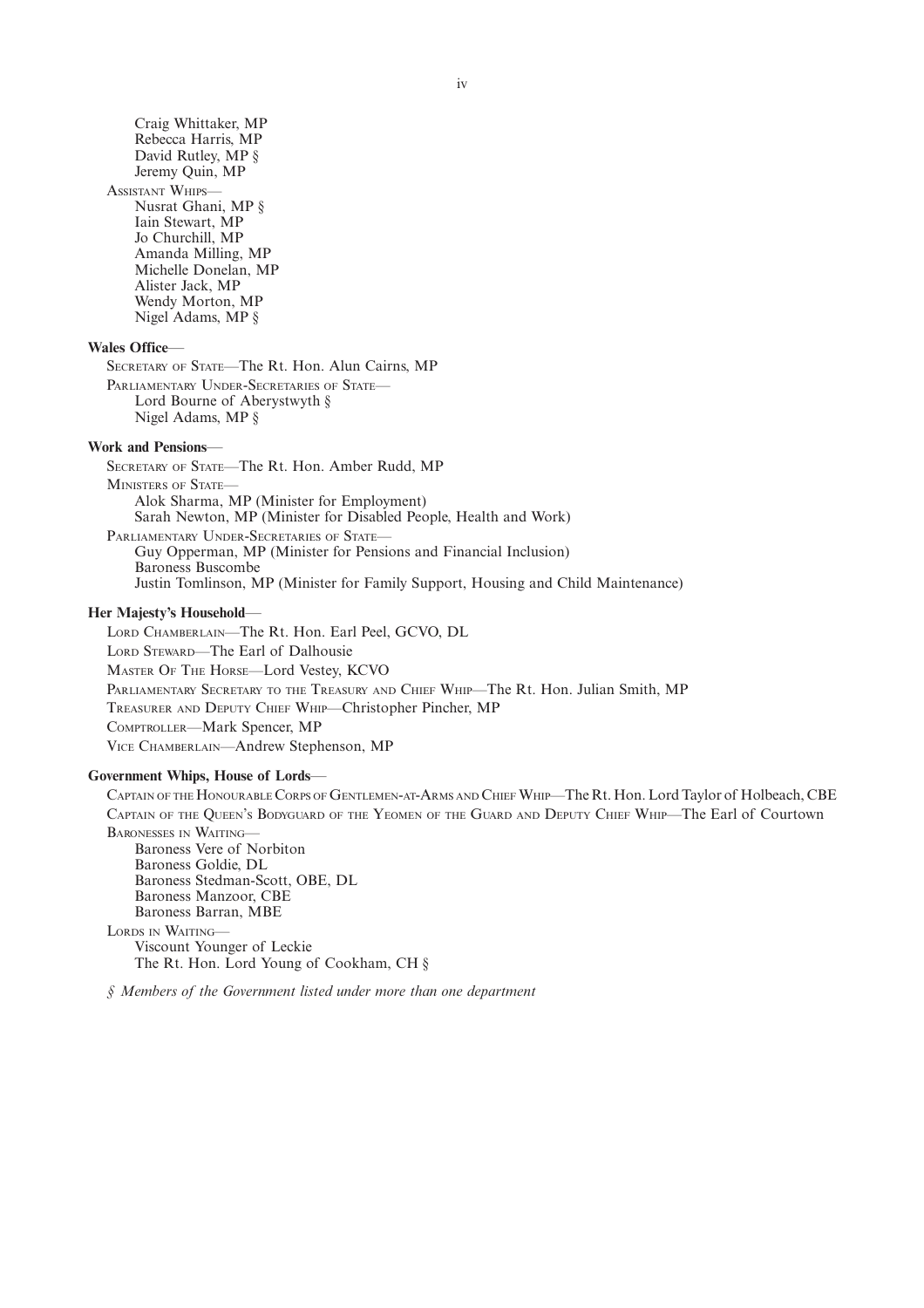Craig Whittaker, MP
Rebecca Harris, MP
David Rutley, MP §
Jeremy Quin, MP

ASSISTANT WHIPS—
Nusrat Ghani, MP §
Iain Stewart, MP
Jo Churchill, MP
Amanda Milling, MP
Michelle Donelan, MP
Alister Jack, MP
Wendy Morton, MP
Nigel Adams, MP §

**Wales Office**—

SECRETARY OF STATE—The Rt. Hon. Alun Cairns, MP

PARLIAMENTARY UNDER-SECRETARIES OF STATE—
Lord Bourne of Aberystwyth §
Nigel Adams, MP §

**Work and Pensions**—

SECRETARY OF STATE—The Rt. Hon. Amber Rudd, MP

MINISTERS OF STATE—
Alok Sharma, MP (Minister for Employment)
Sarah Newton, MP (Minister for Disabled People, Health and Work)

PARLIAMENTARY UNDER-SECRETARIES OF STATE—
Guy Opperman, MP (Minister for Pensions and Financial Inclusion)
Baroness Buscombe
Justin Tomlinson, MP (Minister for Family Support, Housing and Child Maintenance)

**Her Majesty's Household**—

LORD CHAMBERLAIN—The Rt. Hon. Earl Peel, GCVO, DL

LORD STEWARD—The Earl of Dalhousie

MASTER OF THE HORSE—Lord Vestey, KCVO

PARLIAMENTARY SECRETARY TO THE TREASURY AND CHIEF WHIP—The Rt. Hon. Julian Smith, MP

TREASURER AND DEPUTY CHIEF WHIP—Christopher Pincher, MP

COMPTROLLER—Mark Spencer, MP

VICE CHAMBERLAIN—Andrew Stephenson, MP

**Government Whips, House of Lords**—

CAPTAIN OF THE HONOURABLE CORPS OF GENTLEMEN-AT-ARMS AND CHIEF WHIP—The Rt. Hon. Lord Taylor of Holbeach, CBE

CAPTAIN OF THE QUEEN'S BODYGUARD OF THE YEOMEN OF THE GUARD AND DEPUTY CHIEF WHIP—The Earl of Courtown

BARONESSES IN WAITING—
Baroness Vere of Norbiton
Baroness Goldie, DL
Baroness Stedman-Scott, OBE, DL
Baroness Manzoor, CBE
Baroness Barran, MBE

LORDS IN WAITING—
Viscount Younger of Leckie
The Rt. Hon. Lord Young of Cookham, CH §

*§ Members of the Government listed under more than one department*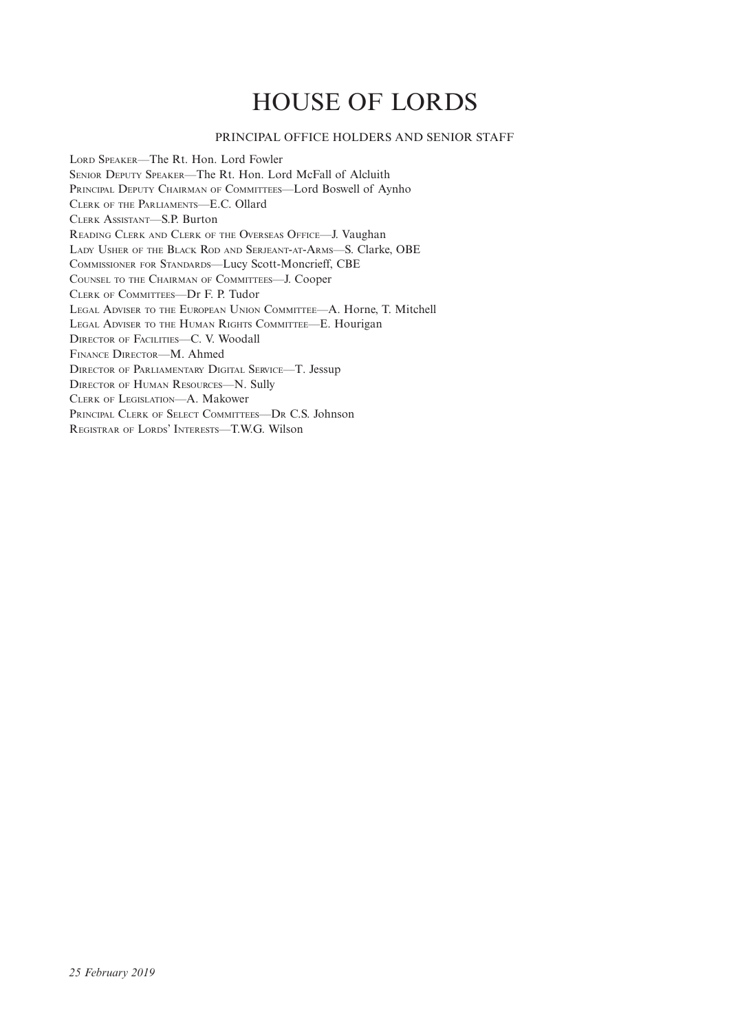# HOUSE OF LORDS

## PRINCIPAL OFFICE HOLDERS AND SENIOR STAFF

LORD SPEAKER—The Rt. Hon. Lord Fowler
SENIOR DEPUTY SPEAKER—The Rt. Hon. Lord McFall of Alcluith
PRINCIPAL DEPUTY CHAIRMAN OF COMMITTEES—Lord Boswell of Aynho
CLERK OF THE PARLIAMENTS—E.C. Ollard
CLERK ASSISTANT—S.P. Burton
READING CLERK AND CLERK OF THE OVERSEAS OFFICE—J. Vaughan
LADY USHER OF THE BLACK ROD AND SERJEANT-AT-ARMS—S. Clarke, OBE
COMMISSIONER FOR STANDARDS—Lucy Scott-Moncrieff, CBE
COUNSEL TO THE CHAIRMAN OF COMMITTEES—J. Cooper
CLERK OF COMMITTEES—Dr F. P. Tudor
LEGAL ADVISER TO THE EUROPEAN UNION COMMITTEE—A. Horne, T. Mitchell
LEGAL ADVISER TO THE HUMAN RIGHTS COMMITTEE—E. Hourigan
DIRECTOR OF FACILITIES—C. V. Woodall
FINANCE DIRECTOR—M. Ahmed
DIRECTOR OF PARLIAMENTARY DIGITAL SERVICE—T. Jessup
DIRECTOR OF HUMAN RESOURCES—N. Sully
CLERK OF LEGISLATION—A. Makower
PRINCIPAL CLERK OF SELECT COMMITTEES—DR C.S. Johnson
REGISTRAR OF LORDS' INTERESTS—T.W.G. Wilson

*25 February 2019*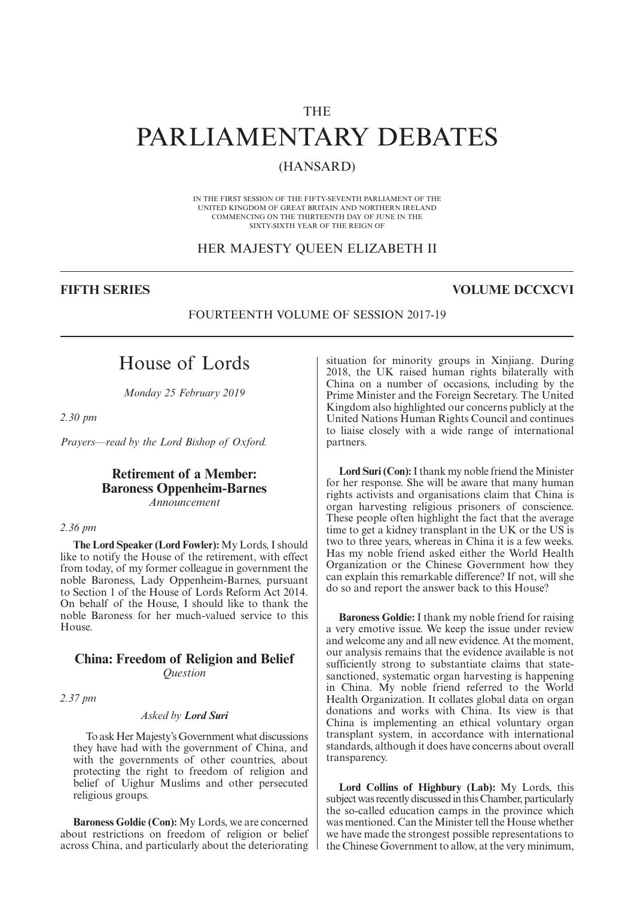THE

# PARLIAMENTARY DEBATES

(HANSARD)

IN THE FIRST SESSION OF THE FIFTY-SEVENTH PARLIAMENT OF THE UNITED KINGDOM OF GREAT BRITAIN AND NORTHERN IRELAND COMMENCING ON THE THIRTEENTH DAY OF JUNE IN THE SIXTY-SIXTH YEAR OF THE REIGN OF

HER MAJESTY QUEEN ELIZABETH II

**FIFTH SERIES** **VOLUME DCCXCVI**

FOURTEENTH VOLUME OF SESSION 2017-19

# House of Lords

*Monday 25 February 2019*

*2.30 pm*

*Prayers—read by the Lord Bishop of Oxford.*

## Retirement of a Member: Baroness Oppenheim-Barnes

*Announcement*

*2.36 pm*

**The Lord Speaker (Lord Fowler):** My Lords, I should like to notify the House of the retirement, with effect from today, of my former colleague in government the noble Baroness, Lady Oppenheim-Barnes, pursuant to Section 1 of the House of Lords Reform Act 2014. On behalf of the House, I should like to thank the noble Baroness for her much-valued service to this House.

## China: Freedom of Religion and Belief

*Question*

*2.37 pm*

*Asked by **Lord Suri***

To ask Her Majesty's Government what discussions they have had with the government of China, and with the governments of other countries, about protecting the right to freedom of religion and belief of Uighur Muslims and other persecuted religious groups.

**Baroness Goldie (Con):** My Lords, we are concerned about restrictions on freedom of religion or belief across China, and particularly about the deteriorating situation for minority groups in Xinjiang. During 2018, the UK raised human rights bilaterally with China on a number of occasions, including by the Prime Minister and the Foreign Secretary. The United Kingdom also highlighted our concerns publicly at the United Nations Human Rights Council and continues to liaise closely with a wide range of international partners.

**Lord Suri (Con):** I thank my noble friend the Minister for her response. She will be aware that many human rights activists and organisations claim that China is organ harvesting religious prisoners of conscience. These people often highlight the fact that the average time to get a kidney transplant in the UK or the US is two to three years, whereas in China it is a few weeks. Has my noble friend asked either the World Health Organization or the Chinese Government how they can explain this remarkable difference? If not, will she do so and report the answer back to this House?

**Baroness Goldie:** I thank my noble friend for raising a very emotive issue. We keep the issue under review and welcome any and all new evidence. At the moment, our analysis remains that the evidence available is not sufficiently strong to substantiate claims that state-sanctioned, systematic organ harvesting is happening in China. My noble friend referred to the World Health Organization. It collates global data on organ donations and works with China. Its view is that China is implementing an ethical voluntary organ transplant system, in accordance with international standards, although it does have concerns about overall transparency.

**Lord Collins of Highbury (Lab):** My Lords, this subject was recently discussed in this Chamber, particularly the so-called education camps in the province which was mentioned. Can the Minister tell the House whether we have made the strongest possible representations to the Chinese Government to allow, at the very minimum,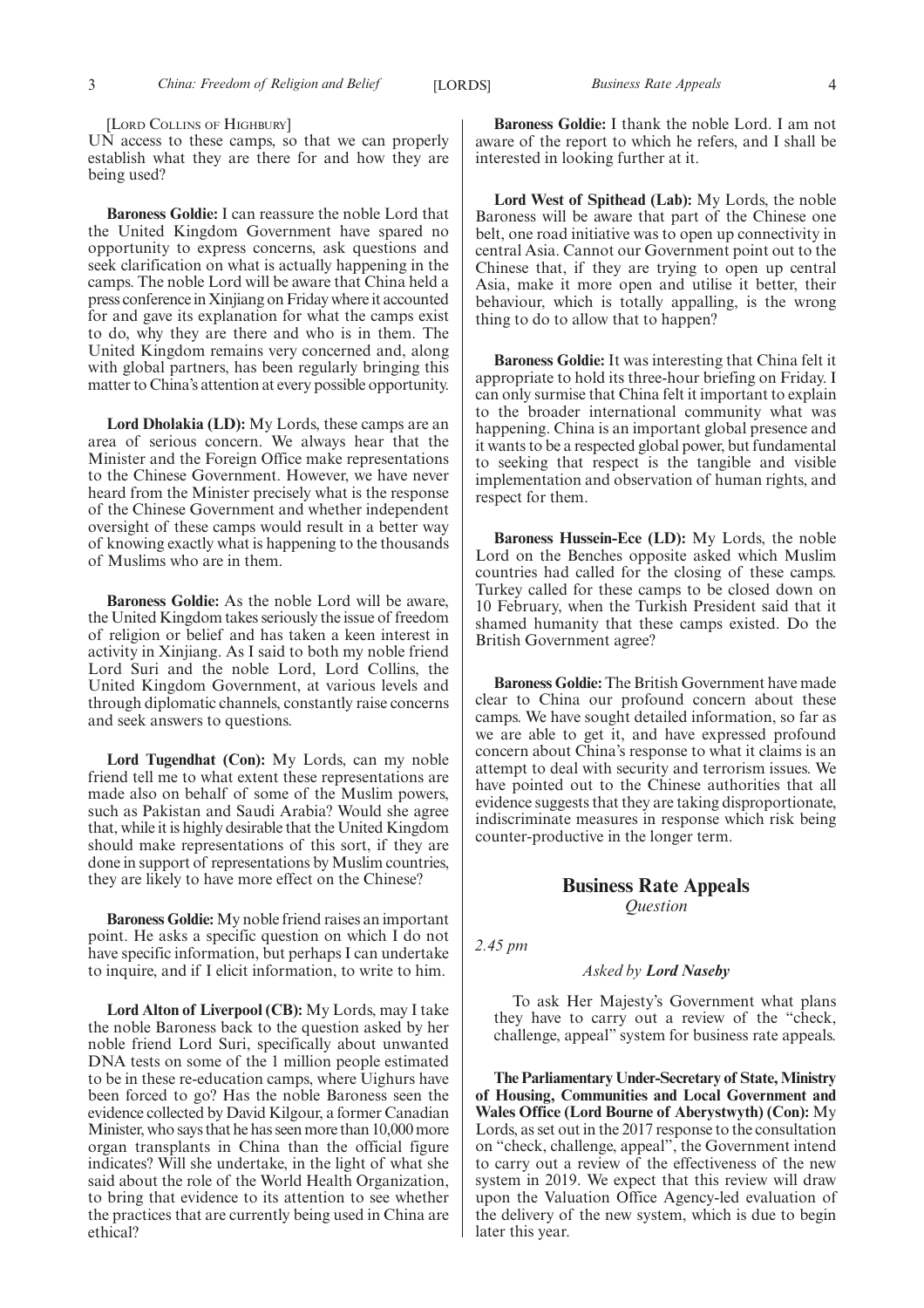[Lord Collins of Highbury]

UN access to these camps, so that we can properly establish what they are there for and how they are being used?

**Baroness Goldie:** I can reassure the noble Lord that the United Kingdom Government have spared no opportunity to express concerns, ask questions and seek clarification on what is actually happening in the camps. The noble Lord will be aware that China held a press conference in Xinjiang on Friday where it accounted for and gave its explanation for what the camps exist to do, why they are there and who is in them. The United Kingdom remains very concerned and, along with global partners, has been regularly bringing this matter to China's attention at every possible opportunity.

**Lord Dholakia (LD):** My Lords, these camps are an area of serious concern. We always hear that the Minister and the Foreign Office make representations to the Chinese Government. However, we have never heard from the Minister precisely what is the response of the Chinese Government and whether independent oversight of these camps would result in a better way of knowing exactly what is happening to the thousands of Muslims who are in them.

**Baroness Goldie:** As the noble Lord will be aware, the United Kingdom takes seriously the issue of freedom of religion or belief and has taken a keen interest in activity in Xinjiang. As I said to both my noble friend Lord Suri and the noble Lord, Lord Collins, the United Kingdom Government, at various levels and through diplomatic channels, constantly raise concerns and seek answers to questions.

**Lord Tugendhat (Con):** My Lords, can my noble friend tell me to what extent these representations are made also on behalf of some of the Muslim powers, such as Pakistan and Saudi Arabia? Would she agree that, while it is highly desirable that the United Kingdom should make representations of this sort, if they are done in support of representations by Muslim countries, they are likely to have more effect on the Chinese?

**Baroness Goldie:** My noble friend raises an important point. He asks a specific question on which I do not have specific information, but perhaps I can undertake to inquire, and if I elicit information, to write to him.

**Lord Alton of Liverpool (CB):** My Lords, may I take the noble Baroness back to the question asked by her noble friend Lord Suri, specifically about unwanted DNA tests on some of the 1 million people estimated to be in these re-education camps, where Uighurs have been forced to go? Has the noble Baroness seen the evidence collected by David Kilgour, a former Canadian Minister, who says that he has seen more than 10,000 more organ transplants in China than the official figure indicates? Will she undertake, in the light of what she said about the role of the World Health Organization, to bring that evidence to its attention to see whether the practices that are currently being used in China are ethical?

**Baroness Goldie:** I thank the noble Lord. I am not aware of the report to which he refers, and I shall be interested in looking further at it.

**Lord West of Spithead (Lab):** My Lords, the noble Baroness will be aware that part of the Chinese one belt, one road initiative was to open up connectivity in central Asia. Cannot our Government point out to the Chinese that, if they are trying to open up central Asia, make it more open and utilise it better, their behaviour, which is totally appalling, is the wrong thing to do to allow that to happen?

**Baroness Goldie:** It was interesting that China felt it appropriate to hold its three-hour briefing on Friday. I can only surmise that China felt it important to explain to the broader international community what was happening. China is an important global presence and it wants to be a respected global power, but fundamental to seeking that respect is the tangible and visible implementation and observation of human rights, and respect for them.

**Baroness Hussein-Ece (LD):** My Lords, the noble Lord on the Benches opposite asked which Muslim countries had called for the closing of these camps. Turkey called for these camps to be closed down on 10 February, when the Turkish President said that it shamed humanity that these camps existed. Do the British Government agree?

**Baroness Goldie:** The British Government have made clear to China our profound concern about these camps. We have sought detailed information, so far as we are able to get it, and have expressed profound concern about China's response to what it claims is an attempt to deal with security and terrorism issues. We have pointed out to the Chinese authorities that all evidence suggests that they are taking disproportionate, indiscriminate measures in response which risk being counter-productive in the longer term.

## Business Rate Appeals

*Question*

*2.45 pm*

*Asked by* ***Lord Naseby***

To ask Her Majesty's Government what plans they have to carry out a review of the "check, challenge, appeal" system for business rate appeals.

**The Parliamentary Under-Secretary of State, Ministry of Housing, Communities and Local Government and Wales Office (Lord Bourne of Aberystwyth) (Con):** My Lords, as set out in the 2017 response to the consultation on "check, challenge, appeal", the Government intend to carry out a review of the effectiveness of the new system in 2019. We expect that this review will draw upon the Valuation Office Agency-led evaluation of the delivery of the new system, which is due to begin later this year.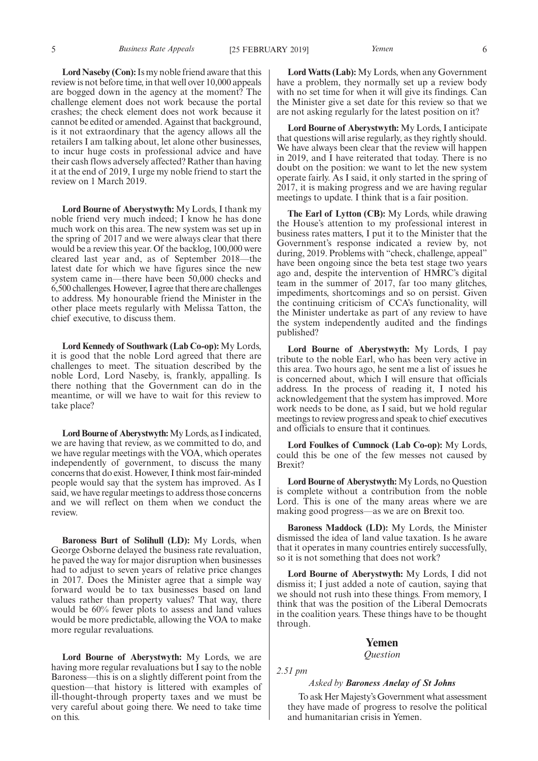**Lord Naseby (Con):** Is my noble friend aware that this review is not before time, in that well over 10,000 appeals are bogged down in the agency at the moment? The challenge element does not work because the portal crashes; the check element does not work because it cannot be edited or amended. Against that background, is it not extraordinary that the agency allows all the retailers I am talking about, let alone other businesses, to incur huge costs in professional advice and have their cash flows adversely affected? Rather than having it at the end of 2019, I urge my noble friend to start the review on 1 March 2019.

**Lord Bourne of Aberystwyth:** My Lords, I thank my noble friend very much indeed; I know he has done much work on this area. The new system was set up in the spring of 2017 and we were always clear that there would be a review this year. Of the backlog, 100,000 were cleared last year and, as of September 2018—the latest date for which we have figures since the new system came in—there have been 50,000 checks and 6,500 challenges. However, I agree that there are challenges to address. My honourable friend the Minister in the other place meets regularly with Melissa Tatton, the chief executive, to discuss them.

**Lord Kennedy of Southwark (Lab Co-op):** My Lords, it is good that the noble Lord agreed that there are challenges to meet. The situation described by the noble Lord, Lord Naseby, is, frankly, appalling. Is there nothing that the Government can do in the meantime, or will we have to wait for this review to take place?

**Lord Bourne of Aberystwyth:** My Lords, as I indicated, we are having that review, as we committed to do, and we have regular meetings with the VOA, which operates independently of government, to discuss the many concerns that do exist. However, I think most fair-minded people would say that the system has improved. As I said, we have regular meetings to address those concerns and we will reflect on them when we conduct the review.

**Baroness Burt of Solihull (LD):** My Lords, when George Osborne delayed the business rate revaluation, he paved the way for major disruption when businesses had to adjust to seven years of relative price changes in 2017. Does the Minister agree that a simple way forward would be to tax businesses based on land values rather than property values? That way, there would be 60% fewer plots to assess and land values would be more predictable, allowing the VOA to make more regular revaluations.

**Lord Bourne of Aberystwyth:** My Lords, we are having more regular revaluations but I say to the noble Baroness—this is on a slightly different point from the question—that history is littered with examples of ill-thought-through property taxes and we must be very careful about going there. We need to take time on this.

**Lord Watts (Lab):** My Lords, when any Government have a problem, they normally set up a review body with no set time for when it will give its findings. Can the Minister give a set date for this review so that we are not asking regularly for the latest position on it?

**Lord Bourne of Aberystwyth:** My Lords, I anticipate that questions will arise regularly, as they rightly should. We have always been clear that the review will happen in 2019, and I have reiterated that today. There is no doubt on the position: we want to let the new system operate fairly. As I said, it only started in the spring of 2017, it is making progress and we are having regular meetings to update. I think that is a fair position.

**The Earl of Lytton (CB):** My Lords, while drawing the House's attention to my professional interest in business rates matters, I put it to the Minister that the Government's response indicated a review by, not during, 2019. Problems with "check, challenge, appeal" have been ongoing since the beta test stage two years ago and, despite the intervention of HMRC's digital team in the summer of 2017, far too many glitches, impediments, shortcomings and so on persist. Given the continuing criticism of CCA's functionality, will the Minister undertake as part of any review to have the system independently audited and the findings published?

**Lord Bourne of Aberystwyth:** My Lords, I pay tribute to the noble Earl, who has been very active in this area. Two hours ago, he sent me a list of issues he is concerned about, which I will ensure that officials address. In the process of reading it, I noted his acknowledgement that the system has improved. More work needs to be done, as I said, but we hold regular meetings to review progress and speak to chief executives and officials to ensure that it continues.

**Lord Foulkes of Cumnock (Lab Co-op):** My Lords, could this be one of the few messes not caused by Brexit?

**Lord Bourne of Aberystwyth:** My Lords, no Question is complete without a contribution from the noble Lord. This is one of the many areas where we are making good progress—as we are on Brexit too.

**Baroness Maddock (LD):** My Lords, the Minister dismissed the idea of land value taxation. Is he aware that it operates in many countries entirely successfully, so it is not something that does not work?

**Lord Bourne of Aberystwyth:** My Lords, I did not dismiss it; I just added a note of caution, saying that we should not rush into these things. From memory, I think that was the position of the Liberal Democrats in the coalition years. These things have to be thought through.

## Yemen

*Question*

*2.51 pm*

*Asked by* ***Baroness Anelay of St Johns***

To ask Her Majesty's Government what assessment they have made of progress to resolve the political and humanitarian crisis in Yemen.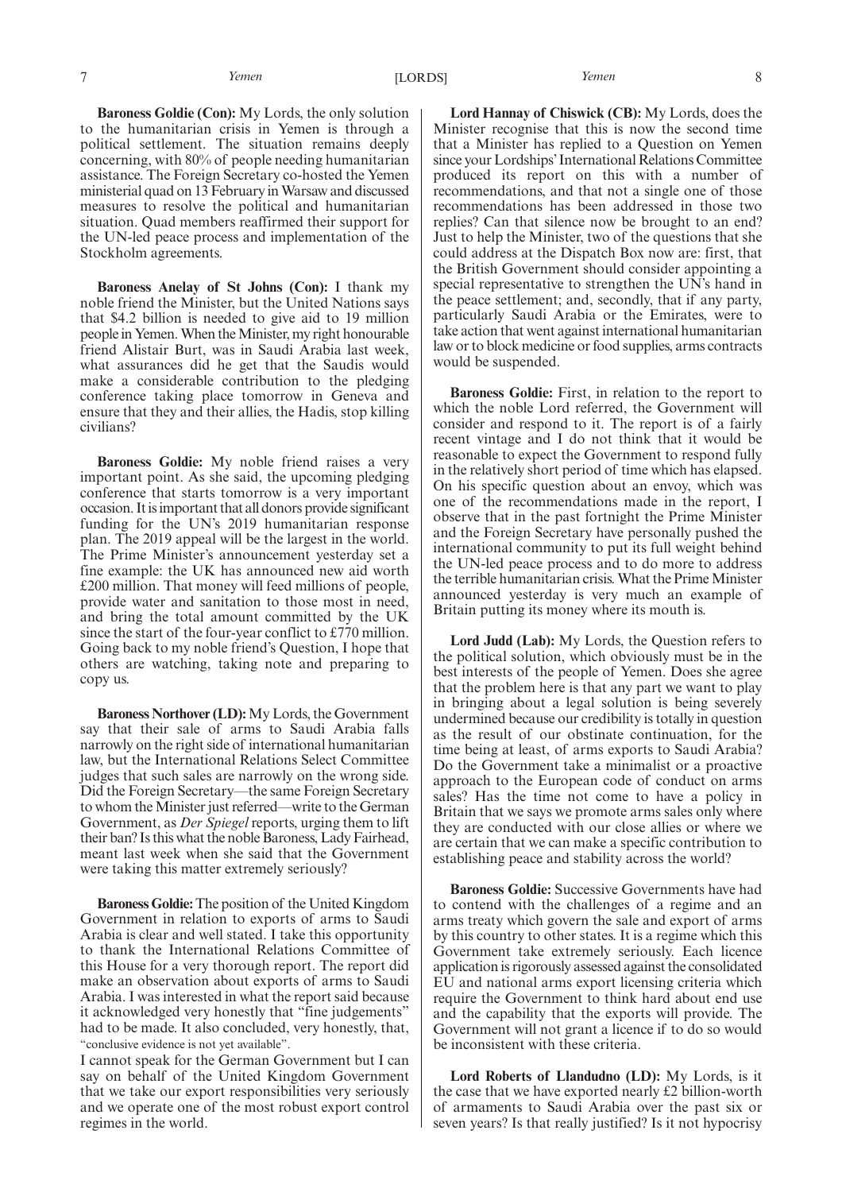**Baroness Goldie (Con):** My Lords, the only solution to the humanitarian crisis in Yemen is through a political settlement. The situation remains deeply concerning, with 80% of people needing humanitarian assistance. The Foreign Secretary co-hosted the Yemen ministerial quad on 13 February in Warsaw and discussed measures to resolve the political and humanitarian situation. Quad members reaffirmed their support for the UN-led peace process and implementation of the Stockholm agreements.

**Baroness Anelay of St Johns (Con):** I thank my noble friend the Minister, but the United Nations says that $4.2 billion is needed to give aid to 19 million people in Yemen. When the Minister, my right honourable friend Alistair Burt, was in Saudi Arabia last week, what assurances did he get that the Saudis would make a considerable contribution to the pledging conference taking place tomorrow in Geneva and ensure that they and their allies, the Hadis, stop killing civilians?

**Baroness Goldie:** My noble friend raises a very important point. As she said, the upcoming pledging conference that starts tomorrow is a very important occasion. It is important that all donors provide significant funding for the UN's 2019 humanitarian response plan. The 2019 appeal will be the largest in the world. The Prime Minister's announcement yesterday set a fine example: the UK has announced new aid worth £200 million. That money will feed millions of people, provide water and sanitation to those most in need, and bring the total amount committed by the UK since the start of the four-year conflict to £770 million. Going back to my noble friend's Question, I hope that others are watching, taking note and preparing to copy us.

**Baroness Northover (LD):** My Lords, the Government say that their sale of arms to Saudi Arabia falls narrowly on the right side of international humanitarian law, but the International Relations Select Committee judges that such sales are narrowly on the wrong side. Did the Foreign Secretary—the same Foreign Secretary to whom the Minister just referred—write to the German Government, as *Der Spiegel* reports, urging them to lift their ban? Is this what the noble Baroness, Lady Fairhead, meant last week when she said that the Government were taking this matter extremely seriously?

**Baroness Goldie:** The position of the United Kingdom Government in relation to exports of arms to Saudi Arabia is clear and well stated. I take this opportunity to thank the International Relations Committee of this House for a very thorough report. The report did make an observation about exports of arms to Saudi Arabia. I was interested in what the report said because it acknowledged very honestly that "fine judgements" had to be made. It also concluded, very honestly, that,

"conclusive evidence is not yet available".

I cannot speak for the German Government but I can say on behalf of the United Kingdom Government that we take our export responsibilities very seriously and we operate one of the most robust export control regimes in the world.

**Lord Hannay of Chiswick (CB):** My Lords, does the Minister recognise that this is now the second time that a Minister has replied to a Question on Yemen since your Lordships' International Relations Committee produced its report on this with a number of recommendations, and that not a single one of those recommendations has been addressed in those two replies? Can that silence now be brought to an end? Just to help the Minister, two of the questions that she could address at the Dispatch Box now are: first, that the British Government should consider appointing a special representative to strengthen the UN's hand in the peace settlement; and, secondly, that if any party, particularly Saudi Arabia or the Emirates, were to take action that went against international humanitarian law or to block medicine or food supplies, arms contracts would be suspended.

**Baroness Goldie:** First, in relation to the report to which the noble Lord referred, the Government will consider and respond to it. The report is of a fairly recent vintage and I do not think that it would be reasonable to expect the Government to respond fully in the relatively short period of time which has elapsed. On his specific question about an envoy, which was one of the recommendations made in the report, I observe that in the past fortnight the Prime Minister and the Foreign Secretary have personally pushed the international community to put its full weight behind the UN-led peace process and to do more to address the terrible humanitarian crisis. What the Prime Minister announced yesterday is very much an example of Britain putting its money where its mouth is.

**Lord Judd (Lab):** My Lords, the Question refers to the political solution, which obviously must be in the best interests of the people of Yemen. Does she agree that the problem here is that any part we want to play in bringing about a legal solution is being severely undermined because our credibility is totally in question as the result of our obstinate continuation, for the time being at least, of arms exports to Saudi Arabia? Do the Government take a minimalist or a proactive approach to the European code of conduct on arms sales? Has the time not come to have a policy in Britain that we says we promote arms sales only where they are conducted with our close allies or where we are certain that we can make a specific contribution to establishing peace and stability across the world?

**Baroness Goldie:** Successive Governments have had to contend with the challenges of a regime and an arms treaty which govern the sale and export of arms by this country to other states. It is a regime which this Government take extremely seriously. Each licence application is rigorously assessed against the consolidated EU and national arms export licensing criteria which require the Government to think hard about end use and the capability that the exports will provide. The Government will not grant a licence if to do so would be inconsistent with these criteria.

**Lord Roberts of Llandudno (LD):** My Lords, is it the case that we have exported nearly £2 billion-worth of armaments to Saudi Arabia over the past six or seven years? Is that really justified? Is it not hypocrisy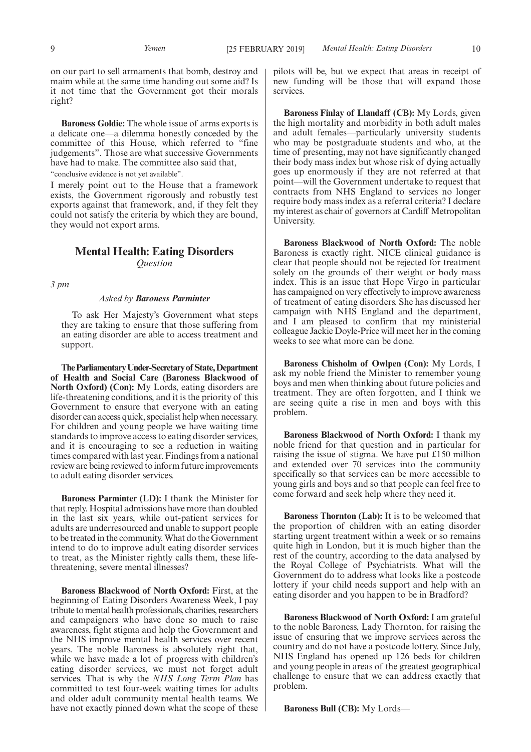on our part to sell armaments that bomb, destroy and maim while at the same time handing out some aid? Is it not time that the Government got their morals right?

**Baroness Goldie:** The whole issue of arms exports is a delicate one—a dilemma honestly conceded by the committee of this House, which referred to "fine judgements". Those are what successive Governments have had to make. The committee also said that,

"conclusive evidence is not yet available".

I merely point out to the House that a framework exists, the Government rigorously and robustly test exports against that framework, and, if they felt they could not satisfy the criteria by which they are bound, they would not export arms.

## Mental Health: Eating Disorders

*Question*

*3 pm*

*Asked by* ***Baroness Parminter***

To ask Her Majesty's Government what steps they are taking to ensure that those suffering from an eating disorder are able to access treatment and support.

**The Parliamentary Under-Secretary of State, Department of Health and Social Care (Baroness Blackwood of North Oxford) (Con):** My Lords, eating disorders are life-threatening conditions, and it is the priority of this Government to ensure that everyone with an eating disorder can access quick, specialist help when necessary. For children and young people we have waiting time standards to improve access to eating disorder services, and it is encouraging to see a reduction in waiting times compared with last year. Findings from a national review are being reviewed to inform future improvements to adult eating disorder services.

**Baroness Parminter (LD):** I thank the Minister for that reply. Hospital admissions have more than doubled in the last six years, while out-patient services for adults are underresourced and unable to support people to be treated in the community. What do the Government intend to do to improve adult eating disorder services to treat, as the Minister rightly calls them, these life-threatening, severe mental illnesses?

**Baroness Blackwood of North Oxford:** First, at the beginning of Eating Disorders Awareness Week, I pay tribute to mental health professionals, charities, researchers and campaigners who have done so much to raise awareness, fight stigma and help the Government and the NHS improve mental health services over recent years. The noble Baroness is absolutely right that, while we have made a lot of progress with children's eating disorder services, we must not forget adult services. That is why the *NHS Long Term Plan* has committed to test four-week waiting times for adults and older adult community mental health teams. We have not exactly pinned down what the scope of these pilots will be, but we expect that areas in receipt of new funding will be those that will expand those services.

**Baroness Finlay of Llandaff (CB):** My Lords, given the high mortality and morbidity in both adult males and adult females—particularly university students who may be postgraduate students and who, at the time of presenting, may not have significantly changed their body mass index but whose risk of dying actually goes up enormously if they are not referred at that point—will the Government undertake to request that contracts from NHS England to services no longer require body mass index as a referral criteria? I declare my interest as chair of governors at Cardiff Metropolitan University.

**Baroness Blackwood of North Oxford:** The noble Baroness is exactly right. NICE clinical guidance is clear that people should not be rejected for treatment solely on the grounds of their weight or body mass index. This is an issue that Hope Virgo in particular has campaigned on very effectively to improve awareness of treatment of eating disorders. She has discussed her campaign with NHS England and the department, and I am pleased to confirm that my ministerial colleague Jackie Doyle-Price will meet her in the coming weeks to see what more can be done.

**Baroness Chisholm of Owlpen (Con):** My Lords, I ask my noble friend the Minister to remember young boys and men when thinking about future policies and treatment. They are often forgotten, and I think we are seeing quite a rise in men and boys with this problem.

**Baroness Blackwood of North Oxford:** I thank my noble friend for that question and in particular for raising the issue of stigma. We have put £150 million and extended over 70 services into the community specifically so that services can be more accessible to young girls and boys and so that people can feel free to come forward and seek help where they need it.

**Baroness Thornton (Lab):** It is to be welcomed that the proportion of children with an eating disorder starting urgent treatment within a week or so remains quite high in London, but it is much higher than the rest of the country, according to the data analysed by the Royal College of Psychiatrists. What will the Government do to address what looks like a postcode lottery if your child needs support and help with an eating disorder and you happen to be in Bradford?

**Baroness Blackwood of North Oxford:** I am grateful to the noble Baroness, Lady Thornton, for raising the issue of ensuring that we improve services across the country and do not have a postcode lottery. Since July, NHS England has opened up 126 beds for children and young people in areas of the greatest geographical challenge to ensure that we can address exactly that problem.

**Baroness Bull (CB):** My Lords—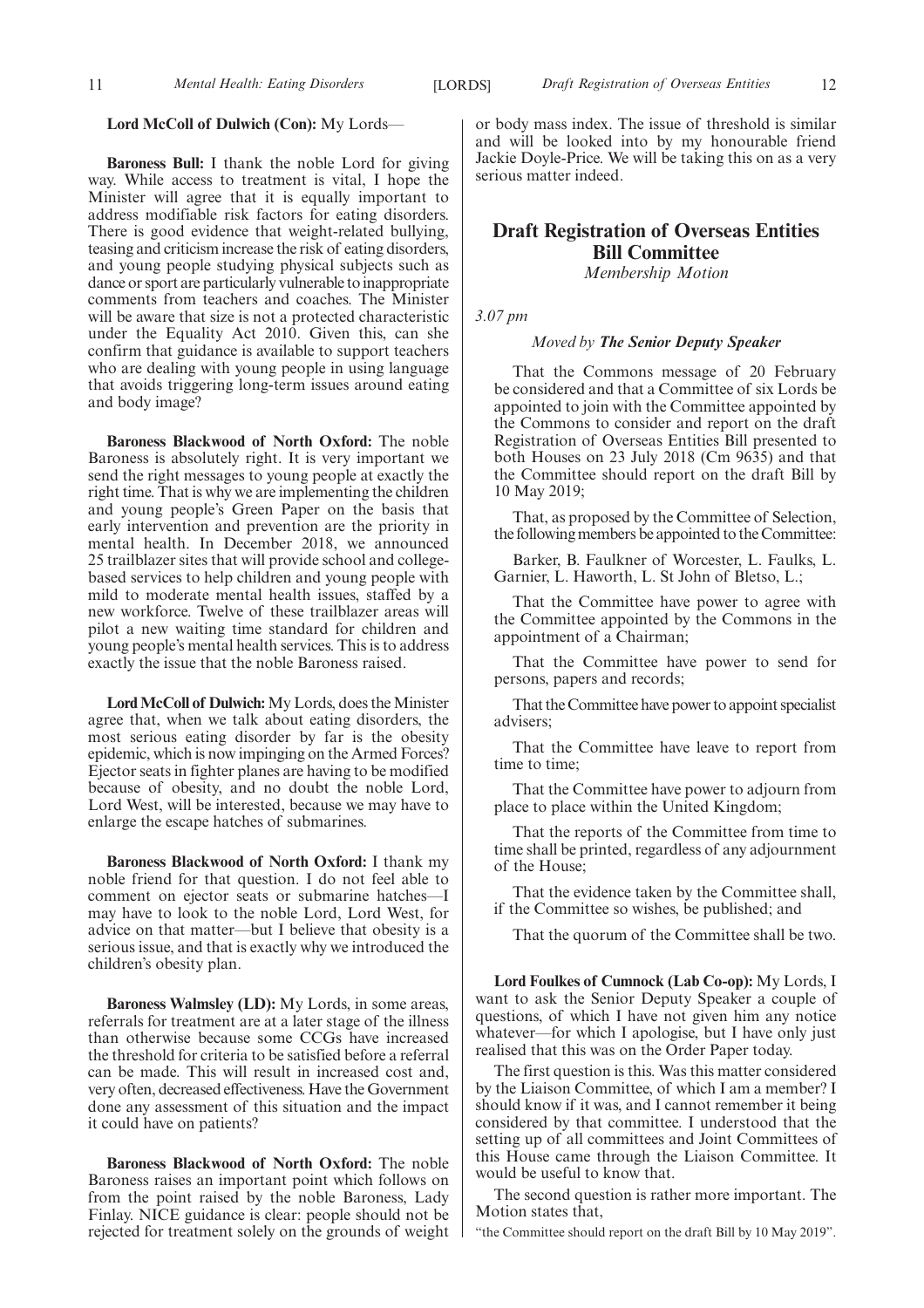**Lord McColl of Dulwich (Con):** My Lords—

**Baroness Bull:** I thank the noble Lord for giving way. While access to treatment is vital, I hope the Minister will agree that it is equally important to address modifiable risk factors for eating disorders. There is good evidence that weight-related bullying, teasing and criticism increase the risk of eating disorders, and young people studying physical subjects such as dance or sport are particularly vulnerable to inappropriate comments from teachers and coaches. The Minister will be aware that size is not a protected characteristic under the Equality Act 2010. Given this, can she confirm that guidance is available to support teachers who are dealing with young people in using language that avoids triggering long-term issues around eating and body image?

**Baroness Blackwood of North Oxford:** The noble Baroness is absolutely right. It is very important we send the right messages to young people at exactly the right time. That is why we are implementing the children and young people's Green Paper on the basis that early intervention and prevention are the priority in mental health. In December 2018, we announced 25 trailblazer sites that will provide school and college-based services to help children and young people with mild to moderate mental health issues, staffed by a new workforce. Twelve of these trailblazer areas will pilot a new waiting time standard for children and young people's mental health services. This is to address exactly the issue that the noble Baroness raised.

**Lord McColl of Dulwich:** My Lords, does the Minister agree that, when we talk about eating disorders, the most serious eating disorder by far is the obesity epidemic, which is now impinging on the Armed Forces? Ejector seats in fighter planes are having to be modified because of obesity, and no doubt the noble Lord, Lord West, will be interested, because we may have to enlarge the escape hatches of submarines.

**Baroness Blackwood of North Oxford:** I thank my noble friend for that question. I do not feel able to comment on ejector seats or submarine hatches—I may have to look to the noble Lord, Lord West, for advice on that matter—but I believe that obesity is a serious issue, and that is exactly why we introduced the children's obesity plan.

**Baroness Walmsley (LD):** My Lords, in some areas, referrals for treatment are at a later stage of the illness than otherwise because some CCGs have increased the threshold for criteria to be satisfied before a referral can be made. This will result in increased cost and, very often, decreased effectiveness. Have the Government done any assessment of this situation and the impact it could have on patients?

**Baroness Blackwood of North Oxford:** The noble Baroness raises an important point which follows on from the point raised by the noble Baroness, Lady Finlay. NICE guidance is clear: people should not be rejected for treatment solely on the grounds of weight or body mass index. The issue of threshold is similar and will be looked into by my honourable friend Jackie Doyle-Price. We will be taking this on as a very serious matter indeed.

## Draft Registration of Overseas Entities Bill Committee

*Membership Motion*

*3.07 pm*

*Moved by* ***The Senior Deputy Speaker***

That the Commons message of 20 February be considered and that a Committee of six Lords be appointed to join with the Committee appointed by the Commons to consider and report on the draft Registration of Overseas Entities Bill presented to both Houses on 23 July 2018 (Cm 9635) and that the Committee should report on the draft Bill by 10 May 2019;

That, as proposed by the Committee of Selection, the following members be appointed to the Committee:

Barker, B. Faulkner of Worcester, L. Faulks, L. Garnier, L. Haworth, L. St John of Bletso, L.;

That the Committee have power to agree with the Committee appointed by the Commons in the appointment of a Chairman;

That the Committee have power to send for persons, papers and records;

That the Committee have power to appoint specialist advisers;

That the Committee have leave to report from time to time;

That the Committee have power to adjourn from place to place within the United Kingdom;

That the reports of the Committee from time to time shall be printed, regardless of any adjournment of the House;

That the evidence taken by the Committee shall, if the Committee so wishes, be published; and

That the quorum of the Committee shall be two.

**Lord Foulkes of Cumnock (Lab Co-op):** My Lords, I want to ask the Senior Deputy Speaker a couple of questions, of which I have not given him any notice whatever—for which I apologise, but I have only just realised that this was on the Order Paper today.

The first question is this. Was this matter considered by the Liaison Committee, of which I am a member? I should know if it was, and I cannot remember it being considered by that committee. I understood that the setting up of all committees and Joint Committees of this House came through the Liaison Committee. It would be useful to know that.

The second question is rather more important. The Motion states that,

"the Committee should report on the draft Bill by 10 May 2019".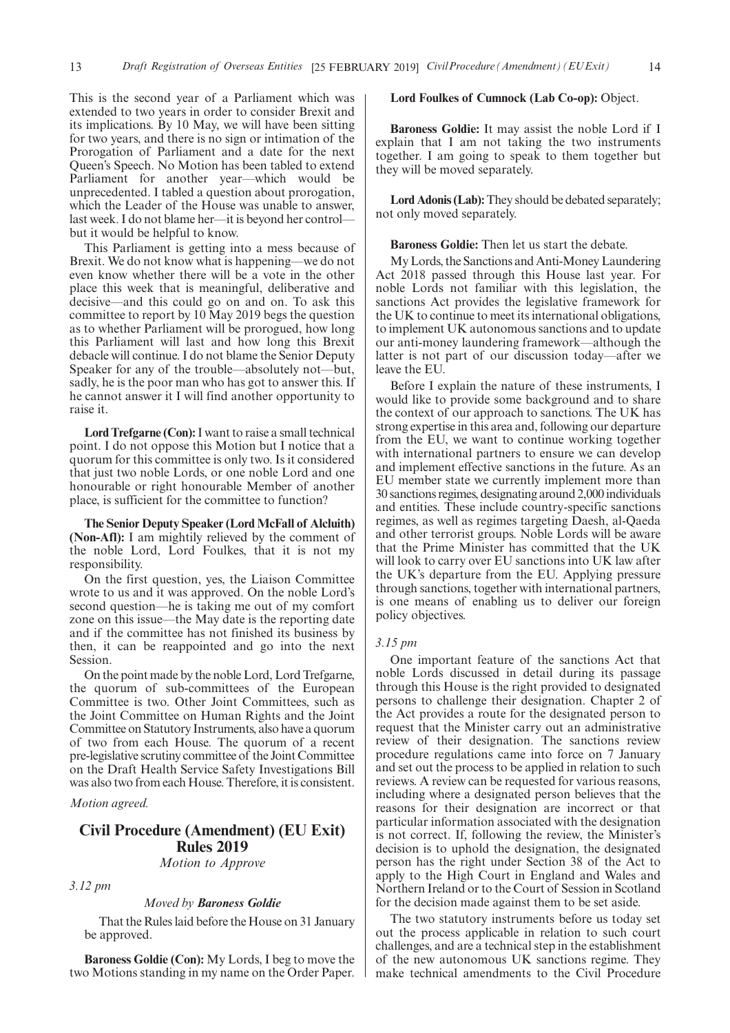This is the second year of a Parliament which was extended to two years in order to consider Brexit and its implications. By 10 May, we will have been sitting for two years, and there is no sign or intimation of the Prorogation of Parliament and a date for the next Queen's Speech. No Motion has been tabled to extend Parliament for another year—which would be unprecedented. I tabled a question about prorogation, which the Leader of the House was unable to answer, last week. I do not blame her—it is beyond her control—but it would be helpful to know.

This Parliament is getting into a mess because of Brexit. We do not know what is happening—we do not even know whether there will be a vote in the other place this week that is meaningful, deliberative and decisive—and this could go on and on. To ask this committee to report by 10 May 2019 begs the question as to whether Parliament will be prorogued, how long this Parliament will last and how long this Brexit debacle will continue. I do not blame the Senior Deputy Speaker for any of the trouble—absolutely not—but, sadly, he is the poor man who has got to answer this. If he cannot answer it I will find another opportunity to raise it.

**Lord Trefgarne (Con):** I want to raise a small technical point. I do not oppose this Motion but I notice that a quorum for this committee is only two. Is it considered that just two noble Lords, or one noble Lord and one honourable or right honourable Member of another place, is sufficient for the committee to function?

**The Senior Deputy Speaker (Lord McFall of Alcluith) (Non-Afl):** I am mightily relieved by the comment of the noble Lord, Lord Foulkes, that it is not my responsibility.

On the first question, yes, the Liaison Committee wrote to us and it was approved. On the noble Lord's second question—he is taking me out of my comfort zone on this issue—the May date is the reporting date and if the committee has not finished its business by then, it can be reappointed and go into the next Session.

On the point made by the noble Lord, Lord Trefgarne, the quorum of sub-committees of the European Committee is two. Other Joint Committees, such as the Joint Committee on Human Rights and the Joint Committee on Statutory Instruments, also have a quorum of two from each House. The quorum of a recent pre-legislative scrutiny committee of the Joint Committee on the Draft Health Service Safety Investigations Bill was also two from each House. Therefore, it is consistent.

*Motion agreed.*

## Civil Procedure (Amendment) (EU Exit) Rules 2019

*Motion to Approve*

*3.12 pm*

*Moved by* ***Baroness Goldie***

That the Rules laid before the House on 31 January be approved.

**Baroness Goldie (Con):** My Lords, I beg to move the two Motions standing in my name on the Order Paper.

**Lord Foulkes of Cumnock (Lab Co-op):** Object.

**Baroness Goldie:** It may assist the noble Lord if I explain that I am not taking the two instruments together. I am going to speak to them together but they will be moved separately.

**Lord Adonis (Lab):** They should be debated separately; not only moved separately.

**Baroness Goldie:** Then let us start the debate.

My Lords, the Sanctions and Anti-Money Laundering Act 2018 passed through this House last year. For noble Lords not familiar with this legislation, the sanctions Act provides the legislative framework for the UK to continue to meet its international obligations, to implement UK autonomous sanctions and to update our anti-money laundering framework—although the latter is not part of our discussion today—after we leave the EU.

Before I explain the nature of these instruments, I would like to provide some background and to share the context of our approach to sanctions. The UK has strong expertise in this area and, following our departure from the EU, we want to continue working together with international partners to ensure we can develop and implement effective sanctions in the future. As an EU member state we currently implement more than 30 sanctions regimes, designating around 2,000 individuals and entities. These include country-specific sanctions regimes, as well as regimes targeting Daesh, al-Qaeda and other terrorist groups. Noble Lords will be aware that the Prime Minister has committed that the UK will look to carry over EU sanctions into UK law after the UK's departure from the EU. Applying pressure through sanctions, together with international partners, is one means of enabling us to deliver our foreign policy objectives.

*3.15 pm*

One important feature of the sanctions Act that noble Lords discussed in detail during its passage through this House is the right provided to designated persons to challenge their designation. Chapter 2 of the Act provides a route for the designated person to request that the Minister carry out an administrative review of their designation. The sanctions review procedure regulations came into force on 7 January and set out the process to be applied in relation to such reviews. A review can be requested for various reasons, including where a designated person believes that the reasons for their designation are incorrect or that particular information associated with the designation is not correct. If, following the review, the Minister's decision is to uphold the designation, the designated person has the right under Section 38 of the Act to apply to the High Court in England and Wales and Northern Ireland or to the Court of Session in Scotland for the decision made against them to be set aside.

The two statutory instruments before us today set out the process applicable in relation to such court challenges, and are a technical step in the establishment of the new autonomous UK sanctions regime. They make technical amendments to the Civil Procedure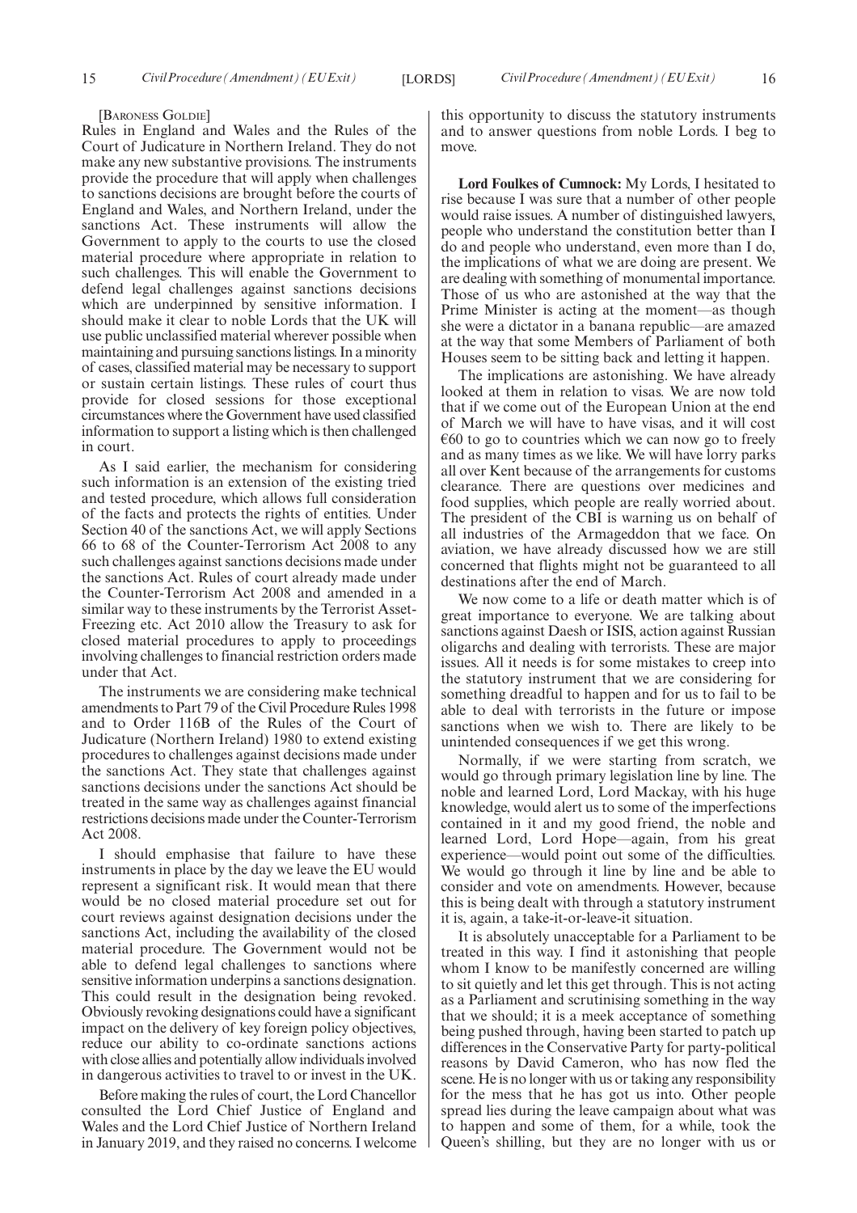[Baroness Goldie]

Rules in England and Wales and the Rules of the Court of Judicature in Northern Ireland. They do not make any new substantive provisions. The instruments provide the procedure that will apply when challenges to sanctions decisions are brought before the courts of England and Wales, and Northern Ireland, under the sanctions Act. These instruments will allow the Government to apply to the courts to use the closed material procedure where appropriate in relation to such challenges. This will enable the Government to defend legal challenges against sanctions decisions which are underpinned by sensitive information. I should make it clear to noble Lords that the UK will use public unclassified material wherever possible when maintaining and pursuing sanctions listings. In a minority of cases, classified material may be necessary to support or sustain certain listings. These rules of court thus provide for closed sessions for those exceptional circumstances where the Government have used classified information to support a listing which is then challenged in court.

As I said earlier, the mechanism for considering such information is an extension of the existing tried and tested procedure, which allows full consideration of the facts and protects the rights of entities. Under Section 40 of the sanctions Act, we will apply Sections 66 to 68 of the Counter-Terrorism Act 2008 to any such challenges against sanctions decisions made under the sanctions Act. Rules of court already made under the Counter-Terrorism Act 2008 and amended in a similar way to these instruments by the Terrorist Asset-Freezing etc. Act 2010 allow the Treasury to ask for closed material procedures to apply to proceedings involving challenges to financial restriction orders made under that Act.

The instruments we are considering make technical amendments to Part 79 of the Civil Procedure Rules 1998 and to Order 116B of the Rules of the Court of Judicature (Northern Ireland) 1980 to extend existing procedures to challenges against decisions made under the sanctions Act. They state that challenges against sanctions decisions under the sanctions Act should be treated in the same way as challenges against financial restrictions decisions made under the Counter-Terrorism Act 2008.

I should emphasise that failure to have these instruments in place by the day we leave the EU would represent a significant risk. It would mean that there would be no closed material procedure set out for court reviews against designation decisions under the sanctions Act, including the availability of the closed material procedure. The Government would not be able to defend legal challenges to sanctions where sensitive information underpins a sanctions designation. This could result in the designation being revoked. Obviously revoking designations could have a significant impact on the delivery of key foreign policy objectives, reduce our ability to co-ordinate sanctions actions with close allies and potentially allow individuals involved in dangerous activities to travel to or invest in the UK.

Before making the rules of court, the Lord Chancellor consulted the Lord Chief Justice of England and Wales and the Lord Chief Justice of Northern Ireland in January 2019, and they raised no concerns. I welcome this opportunity to discuss the statutory instruments and to answer questions from noble Lords. I beg to move.

**Lord Foulkes of Cumnock:** My Lords, I hesitated to rise because I was sure that a number of other people would raise issues. A number of distinguished lawyers, people who understand the constitution better than I do and people who understand, even more than I do, the implications of what we are doing are present. We are dealing with something of monumental importance. Those of us who are astonished at the way that the Prime Minister is acting at the moment—as though she were a dictator in a banana republic—are amazed at the way that some Members of Parliament of both Houses seem to be sitting back and letting it happen.

The implications are astonishing. We have already looked at them in relation to visas. We are now told that if we come out of the European Union at the end of March we will have to have visas, and it will cost €60 to go to countries which we can now go to freely and as many times as we like. We will have lorry parks all over Kent because of the arrangements for customs clearance. There are questions over medicines and food supplies, which people are really worried about. The president of the CBI is warning us on behalf of all industries of the Armageddon that we face. On aviation, we have already discussed how we are still concerned that flights might not be guaranteed to all destinations after the end of March.

We now come to a life or death matter which is of great importance to everyone. We are talking about sanctions against Daesh or ISIS, action against Russian oligarchs and dealing with terrorists. These are major issues. All it needs is for some mistakes to creep into the statutory instrument that we are considering for something dreadful to happen and for us to fail to be able to deal with terrorists in the future or impose sanctions when we wish to. There are likely to be unintended consequences if we get this wrong.

Normally, if we were starting from scratch, we would go through primary legislation line by line. The noble and learned Lord, Lord Mackay, with his huge knowledge, would alert us to some of the imperfections contained in it and my good friend, the noble and learned Lord, Lord Hope—again, from his great experience—would point out some of the difficulties. We would go through it line by line and be able to consider and vote on amendments. However, because this is being dealt with through a statutory instrument it is, again, a take-it-or-leave-it situation.

It is absolutely unacceptable for a Parliament to be treated in this way. I find it astonishing that people whom I know to be manifestly concerned are willing to sit quietly and let this get through. This is not acting as a Parliament and scrutinising something in the way that we should; it is a meek acceptance of something being pushed through, having been started to patch up differences in the Conservative Party for party-political reasons by David Cameron, who has now fled the scene. He is no longer with us or taking any responsibility for the mess that he has got us into. Other people spread lies during the leave campaign about what was to happen and some of them, for a while, took the Queen's shilling, but they are no longer with us or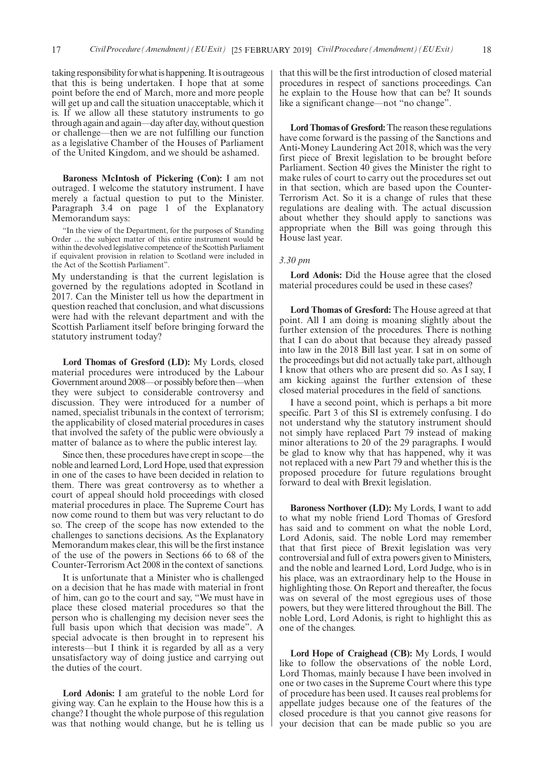taking responsibility for what is happening. It is outrageous that this is being undertaken. I hope that at some point before the end of March, more and more people will get up and call the situation unacceptable, which it is. If we allow all these statutory instruments to go through again and again—day after day, without question or challenge—then we are not fulfilling our function as a legislative Chamber of the Houses of Parliament of the United Kingdom, and we should be ashamed.

**Baroness McIntosh of Pickering (Con):** I am not outraged. I welcome the statutory instrument. I have merely a factual question to put to the Minister. Paragraph 3.4 on page 1 of the Explanatory Memorandum says:

> "In the view of the Department, for the purposes of Standing Order … the subject matter of this entire instrument would be within the devolved legislative competence of the Scottish Parliament if equivalent provision in relation to Scotland were included in the Act of the Scottish Parliament".

My understanding is that the current legislation is governed by the regulations adopted in Scotland in 2017. Can the Minister tell us how the department in question reached that conclusion, and what discussions were had with the relevant department and with the Scottish Parliament itself before bringing forward the statutory instrument today?

**Lord Thomas of Gresford (LD):** My Lords, closed material procedures were introduced by the Labour Government around 2008—or possibly before then—when they were subject to considerable controversy and discussion. They were introduced for a number of named, specialist tribunals in the context of terrorism; the applicability of closed material procedures in cases that involved the safety of the public were obviously a matter of balance as to where the public interest lay.

Since then, these procedures have crept in scope—the noble and learned Lord, Lord Hope, used that expression in one of the cases to have been decided in relation to them. There was great controversy as to whether a court of appeal should hold proceedings with closed material procedures in place. The Supreme Court has now come round to them but was very reluctant to do so. The creep of the scope has now extended to the challenges to sanctions decisions. As the Explanatory Memorandum makes clear, this will be the first instance of the use of the powers in Sections 66 to 68 of the Counter-Terrorism Act 2008 in the context of sanctions.

It is unfortunate that a Minister who is challenged on a decision that he has made with material in front of him, can go to the court and say, "We must have in place these closed material procedures so that the person who is challenging my decision never sees the full basis upon which that decision was made". A special advocate is then brought in to represent his interests—but I think it is regarded by all as a very unsatisfactory way of doing justice and carrying out the duties of the court.

**Lord Adonis:** I am grateful to the noble Lord for giving way. Can he explain to the House how this is a change? I thought the whole purpose of this regulation was that nothing would change, but he is telling us that this will be the first introduction of closed material procedures in respect of sanctions proceedings. Can he explain to the House how that can be? It sounds like a significant change—not "no change".

**Lord Thomas of Gresford:** The reason these regulations have come forward is the passing of the Sanctions and Anti-Money Laundering Act 2018, which was the very first piece of Brexit legislation to be brought before Parliament. Section 40 gives the Minister the right to make rules of court to carry out the procedures set out in that section, which are based upon the Counter-Terrorism Act. So it is a change of rules that these regulations are dealing with. The actual discussion about whether they should apply to sanctions was appropriate when the Bill was going through this House last year.

*3.30 pm*

**Lord Adonis:** Did the House agree that the closed material procedures could be used in these cases?

**Lord Thomas of Gresford:** The House agreed at that point. All I am doing is moaning slightly about the further extension of the procedures. There is nothing that I can do about that because they already passed into law in the 2018 Bill last year. I sat in on some of the proceedings but did not actually take part, although I know that others who are present did so. As I say, I am kicking against the further extension of these closed material procedures in the field of sanctions.

I have a second point, which is perhaps a bit more specific. Part 3 of this SI is extremely confusing. I do not understand why the statutory instrument should not simply have replaced Part 79 instead of making minor alterations to 20 of the 29 paragraphs. I would be glad to know why that has happened, why it was not replaced with a new Part 79 and whether this is the proposed procedure for future regulations brought forward to deal with Brexit legislation.

**Baroness Northover (LD):** My Lords, I want to add to what my noble friend Lord Thomas of Gresford has said and to comment on what the noble Lord, Lord Adonis, said. The noble Lord may remember that that first piece of Brexit legislation was very controversial and full of extra powers given to Ministers, and the noble and learned Lord, Lord Judge, who is in his place, was an extraordinary help to the House in highlighting those. On Report and thereafter, the focus was on several of the most egregious uses of those powers, but they were littered throughout the Bill. The noble Lord, Lord Adonis, is right to highlight this as one of the changes.

**Lord Hope of Craighead (CB):** My Lords, I would like to follow the observations of the noble Lord, Lord Thomas, mainly because I have been involved in one or two cases in the Supreme Court where this type of procedure has been used. It causes real problems for appellate judges because one of the features of the closed procedure is that you cannot give reasons for your decision that can be made public so you are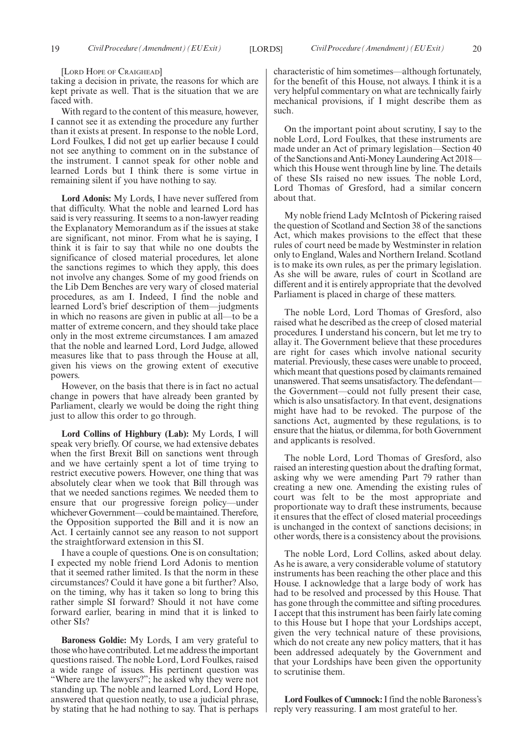[Lord Hope of Craighead]

taking a decision in private, the reasons for which are kept private as well. That is the situation that we are faced with.

With regard to the content of this measure, however, I cannot see it as extending the procedure any further than it exists at present. In response to the noble Lord, Lord Foulkes, I did not get up earlier because I could not see anything to comment on in the substance of the instrument. I cannot speak for other noble and learned Lords but I think there is some virtue in remaining silent if you have nothing to say.

**Lord Adonis:** My Lords, I have never suffered from that difficulty. What the noble and learned Lord has said is very reassuring. It seems to a non-lawyer reading the Explanatory Memorandum as if the issues at stake are significant, not minor. From what he is saying, I think it is fair to say that while no one doubts the significance of closed material procedures, let alone the sanctions regimes to which they apply, this does not involve any changes. Some of my good friends on the Lib Dem Benches are very wary of closed material procedures, as am I. Indeed, I find the noble and learned Lord's brief description of them—judgments in which no reasons are given in public at all—to be a matter of extreme concern, and they should take place only in the most extreme circumstances. I am amazed that the noble and learned Lord, Lord Judge, allowed measures like that to pass through the House at all, given his views on the growing extent of executive powers.

However, on the basis that there is in fact no actual change in powers that have already been granted by Parliament, clearly we would be doing the right thing just to allow this order to go through.

**Lord Collins of Highbury (Lab):** My Lords, I will speak very briefly. Of course, we had extensive debates when the first Brexit Bill on sanctions went through and we have certainly spent a lot of time trying to restrict executive powers. However, one thing that was absolutely clear when we took that Bill through was that we needed sanctions regimes. We needed them to ensure that our progressive foreign policy—under whichever Government—could be maintained. Therefore, the Opposition supported the Bill and it is now an Act. I certainly cannot see any reason to not support the straightforward extension in this SI.

I have a couple of questions. One is on consultation; I expected my noble friend Lord Adonis to mention that it seemed rather limited. Is that the norm in these circumstances? Could it have gone a bit further? Also, on the timing, why has it taken so long to bring this rather simple SI forward? Should it not have come forward earlier, bearing in mind that it is linked to other SIs?

**Baroness Goldie:** My Lords, I am very grateful to those who have contributed. Let me address the important questions raised. The noble Lord, Lord Foulkes, raised a wide range of issues. His pertinent question was "Where are the lawyers?"; he asked why they were not standing up. The noble and learned Lord, Lord Hope, answered that question neatly, to use a judicial phrase, by stating that he had nothing to say. That is perhaps characteristic of him sometimes—although fortunately, for the benefit of this House, not always. I think it is a very helpful commentary on what are technically fairly mechanical provisions, if I might describe them as such.

On the important point about scrutiny, I say to the noble Lord, Lord Foulkes, that these instruments are made under an Act of primary legislation—Section 40 of the Sanctions and Anti-Money Laundering Act 2018—which this House went through line by line. The details of these SIs raised no new issues. The noble Lord, Lord Thomas of Gresford, had a similar concern about that.

My noble friend Lady McIntosh of Pickering raised the question of Scotland and Section 38 of the sanctions Act, which makes provisions to the effect that these rules of court need be made by Westminster in relation only to England, Wales and Northern Ireland. Scotland is to make its own rules, as per the primary legislation. As she will be aware, rules of court in Scotland are different and it is entirely appropriate that the devolved Parliament is placed in charge of these matters.

The noble Lord, Lord Thomas of Gresford, also raised what he described as the creep of closed material procedures. I understand his concern, but let me try to allay it. The Government believe that these procedures are right for cases which involve national security material. Previously, these cases were unable to proceed, which meant that questions posed by claimants remained unanswered. That seems unsatisfactory. The defendant—the Government—could not fully present their case, which is also unsatisfactory. In that event, designations might have had to be revoked. The purpose of the sanctions Act, augmented by these regulations, is to ensure that the hiatus, or dilemma, for both Government and applicants is resolved.

The noble Lord, Lord Thomas of Gresford, also raised an interesting question about the drafting format, asking why we were amending Part 79 rather than creating a new one. Amending the existing rules of court was felt to be the most appropriate and proportionate way to draft these instruments, because it ensures that the effect of closed material proceedings is unchanged in the context of sanctions decisions; in other words, there is a consistency about the provisions.

The noble Lord, Lord Collins, asked about delay. As he is aware, a very considerable volume of statutory instruments has been reaching the other place and this House. I acknowledge that a large body of work has had to be resolved and processed by this House. That has gone through the committee and sifting procedures. I accept that this instrument has been fairly late coming to this House but I hope that your Lordships accept, given the very technical nature of these provisions, which do not create any new policy matters, that it has been addressed adequately by the Government and that your Lordships have been given the opportunity to scrutinise them.

**Lord Foulkes of Cumnock:** I find the noble Baroness's reply very reassuring. I am most grateful to her.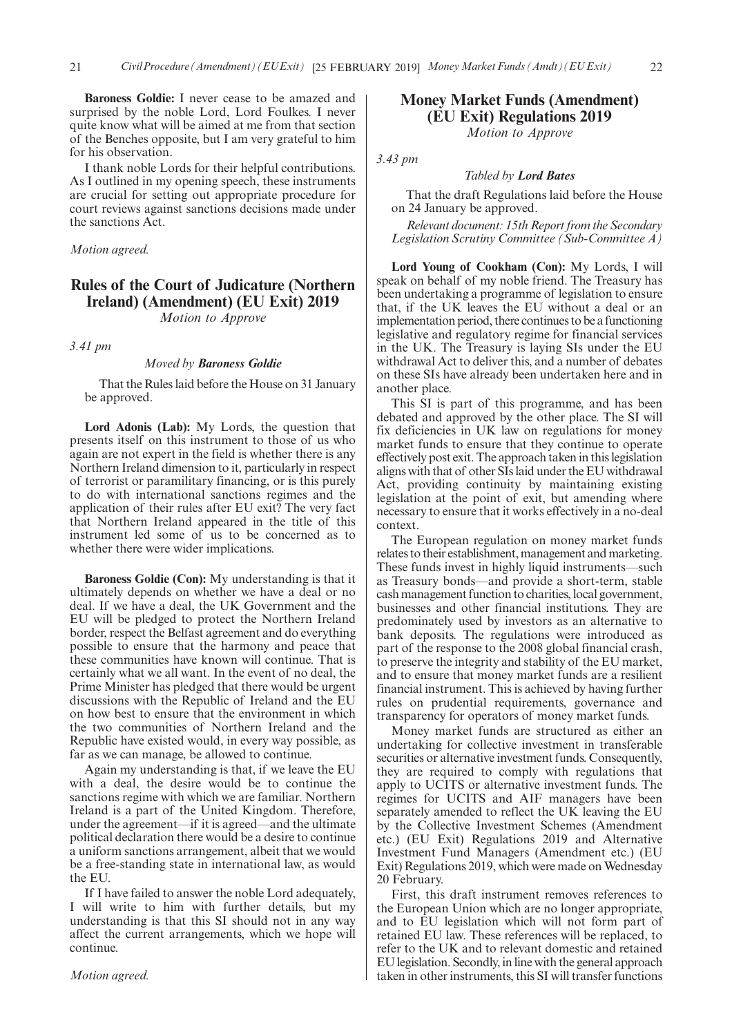**Baroness Goldie:** I never cease to be amazed and surprised by the noble Lord, Lord Foulkes. I never quite know what will be aimed at me from that section of the Benches opposite, but I am very grateful to him for his observation.

I thank noble Lords for their helpful contributions. As I outlined in my opening speech, these instruments are crucial for setting out appropriate procedure for court reviews against sanctions decisions made under the sanctions Act.

*Motion agreed.*

## Rules of the Court of Judicature (Northern Ireland) (Amendment) (EU Exit) 2019

*Motion to Approve*

*3.41 pm*

*Moved by* ***Baroness Goldie***

That the Rules laid before the House on 31 January be approved.

**Lord Adonis (Lab):** My Lords, the question that presents itself on this instrument to those of us who again are not expert in the field is whether there is any Northern Ireland dimension to it, particularly in respect of terrorist or paramilitary financing, or is this purely to do with international sanctions regimes and the application of their rules after EU exit? The very fact that Northern Ireland appeared in the title of this instrument led some of us to be concerned as to whether there were wider implications.

**Baroness Goldie (Con):** My understanding is that it ultimately depends on whether we have a deal or no deal. If we have a deal, the UK Government and the EU will be pledged to protect the Northern Ireland border, respect the Belfast agreement and do everything possible to ensure that the harmony and peace that these communities have known will continue. That is certainly what we all want. In the event of no deal, the Prime Minister has pledged that there would be urgent discussions with the Republic of Ireland and the EU on how best to ensure that the environment in which the two communities of Northern Ireland and the Republic have existed would, in every way possible, as far as we can manage, be allowed to continue.

Again my understanding is that, if we leave the EU with a deal, the desire would be to continue the sanctions regime with which we are familiar. Northern Ireland is a part of the United Kingdom. Therefore, under the agreement—if it is agreed—and the ultimate political declaration there would be a desire to continue a uniform sanctions arrangement, albeit that we would be a free-standing state in international law, as would the EU.

If I have failed to answer the noble Lord adequately, I will write to him with further details, but my understanding is that this SI should not in any way affect the current arrangements, which we hope will continue.

*Motion agreed.*

## Money Market Funds (Amendment) (EU Exit) Regulations 2019

*Motion to Approve*

*3.43 pm*

*Tabled by* ***Lord Bates***

That the draft Regulations laid before the House on 24 January be approved.

*Relevant document: 15th Report from the Secondary Legislation Scrutiny Committee (Sub-Committee A)*

**Lord Young of Cookham (Con):** My Lords, I will speak on behalf of my noble friend. The Treasury has been undertaking a programme of legislation to ensure that, if the UK leaves the EU without a deal or an implementation period, there continues to be a functioning legislative and regulatory regime for financial services in the UK. The Treasury is laying SIs under the EU withdrawal Act to deliver this, and a number of debates on these SIs have already been undertaken here and in another place.

This SI is part of this programme, and has been debated and approved by the other place. The SI will fix deficiencies in UK law on regulations for money market funds to ensure that they continue to operate effectively post exit. The approach taken in this legislation aligns with that of other SIs laid under the EU withdrawal Act, providing continuity by maintaining existing legislation at the point of exit, but amending where necessary to ensure that it works effectively in a no-deal context.

The European regulation on money market funds relates to their establishment, management and marketing. These funds invest in highly liquid instruments—such as Treasury bonds—and provide a short-term, stable cash management function to charities, local government, businesses and other financial institutions. They are predominately used by investors as an alternative to bank deposits. The regulations were introduced as part of the response to the 2008 global financial crash, to preserve the integrity and stability of the EU market, and to ensure that money market funds are a resilient financial instrument. This is achieved by having further rules on prudential requirements, governance and transparency for operators of money market funds.

Money market funds are structured as either an undertaking for collective investment in transferable securities or alternative investment funds. Consequently, they are required to comply with regulations that apply to UCITS or alternative investment funds. The regimes for UCITS and AIF managers have been separately amended to reflect the UK leaving the EU by the Collective Investment Schemes (Amendment etc.) (EU Exit) Regulations 2019 and Alternative Investment Fund Managers (Amendment etc.) (EU Exit) Regulations 2019, which were made on Wednesday 20 February.

First, this draft instrument removes references to the European Union which are no longer appropriate, and to EU legislation which will not form part of retained EU law. These references will be replaced, to refer to the UK and to relevant domestic and retained EU legislation. Secondly, in line with the general approach taken in other instruments, this SI will transfer functions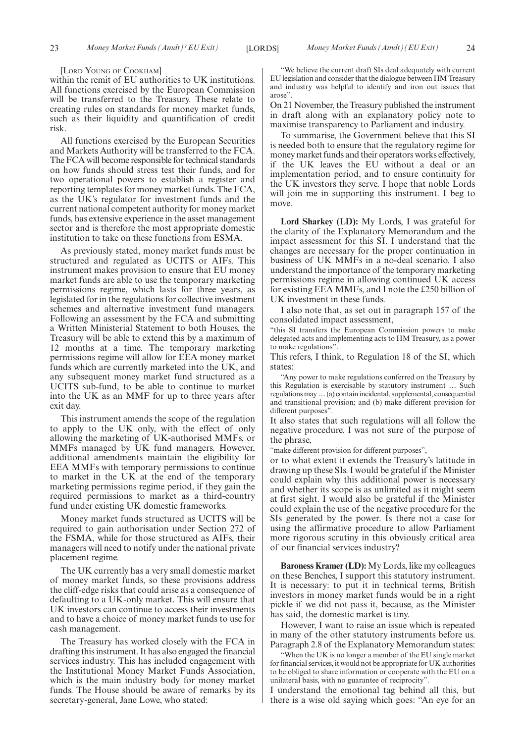[Lord Young of Cookham]

within the remit of EU authorities to UK institutions. All functions exercised by the European Commission will be transferred to the Treasury. These relate to creating rules on standards for money market funds, such as their liquidity and quantification of credit risk.

All functions exercised by the European Securities and Markets Authority will be transferred to the FCA. The FCA will become responsible for technical standards on how funds should stress test their funds, and for two operational powers to establish a register and reporting templates for money market funds. The FCA, as the UK's regulator for investment funds and the current national competent authority for money market funds, has extensive experience in the asset management sector and is therefore the most appropriate domestic institution to take on these functions from ESMA.

As previously stated, money market funds must be structured and regulated as UCITS or AIFs. This instrument makes provision to ensure that EU money market funds are able to use the temporary marketing permissions regime, which lasts for three years, as legislated for in the regulations for collective investment schemes and alternative investment fund managers. Following an assessment by the FCA and submitting a Written Ministerial Statement to both Houses, the Treasury will be able to extend this by a maximum of 12 months at a time. The temporary marketing permissions regime will allow for EEA money market funds which are currently marketed into the UK, and any subsequent money market fund structured as a UCITS sub-fund, to be able to continue to market into the UK as an MMF for up to three years after exit day.

This instrument amends the scope of the regulation to apply to the UK only, with the effect of only allowing the marketing of UK-authorised MMFs, or MMFs managed by UK fund managers. However, additional amendments maintain the eligibility for EEA MMFs with temporary permissions to continue to market in the UK at the end of the temporary marketing permissions regime period, if they gain the required permissions to market as a third-country fund under existing UK domestic frameworks.

Money market funds structured as UCITS will be required to gain authorisation under Section 272 of the FSMA, while for those structured as AIFs, their managers will need to notify under the national private placement regime.

The UK currently has a very small domestic market of money market funds, so these provisions address the cliff-edge risks that could arise as a consequence of defaulting to a UK-only market. This will ensure that UK investors can continue to access their investments and to have a choice of money market funds to use for cash management.

The Treasury has worked closely with the FCA in drafting this instrument. It has also engaged the financial services industry. This has included engagement with the Institutional Money Market Funds Association, which is the main industry body for money market funds. The House should be aware of remarks by its secretary-general, Jane Lowe, who stated:

"We believe the current draft SIs deal adequately with current EU legislation and consider that the dialogue between HM Treasury and industry was helpful to identify and iron out issues that arose".

On 21 November, the Treasury published the instrument in draft along with an explanatory policy note to maximise transparency to Parliament and industry.

To summarise, the Government believe that this SI is needed both to ensure that the regulatory regime for money market funds and their operators works effectively, if the UK leaves the EU without a deal or an implementation period, and to ensure continuity for the UK investors they serve. I hope that noble Lords will join me in supporting this instrument. I beg to move.

**Lord Sharkey (LD):** My Lords, I was grateful for the clarity of the Explanatory Memorandum and the impact assessment for this SI. I understand that the changes are necessary for the proper continuation in business of UK MMFs in a no-deal scenario. I also understand the importance of the temporary marketing permissions regime in allowing continued UK access for existing EEA MMFs, and I note the £250 billion of UK investment in these funds.

I also note that, as set out in paragraph 157 of the consolidated impact assessment,

"this SI transfers the European Commission powers to make delegated acts and implementing acts to HM Treasury, as a power to make regulations".

This refers, I think, to Regulation 18 of the SI, which states:

"Any power to make regulations conferred on the Treasury by this Regulation is exercisable by statutory instrument … Such regulations may … (a) contain incidental, supplemental, consequential and transitional provision; and (b) make different provision for different purposes".

It also states that such regulations will all follow the negative procedure. I was not sure of the purpose of the phrase,

"make different provision for different purposes",

or to what extent it extends the Treasury's latitude in drawing up these SIs. I would be grateful if the Minister could explain why this additional power is necessary and whether its scope is as unlimited as it might seem at first sight. I would also be grateful if the Minister could explain the use of the negative procedure for the SIs generated by the power. Is there not a case for using the affirmative procedure to allow Parliament more rigorous scrutiny in this obviously critical area of our financial services industry?

**Baroness Kramer (LD):** My Lords, like my colleagues on these Benches, I support this statutory instrument. It is necessary: to put it in technical terms, British investors in money market funds would be in a right pickle if we did not pass it, because, as the Minister has said, the domestic market is tiny.

However, I want to raise an issue which is repeated in many of the other statutory instruments before us. Paragraph 2.8 of the Explanatory Memorandum states:

"When the UK is no longer a member of the EU single market for financial services, it would not be appropriate for UK authorities to be obliged to share information or cooperate with the EU on a unilateral basis, with no guarantee of reciprocity".

I understand the emotional tag behind all this, but there is a wise old saying which goes: "An eye for an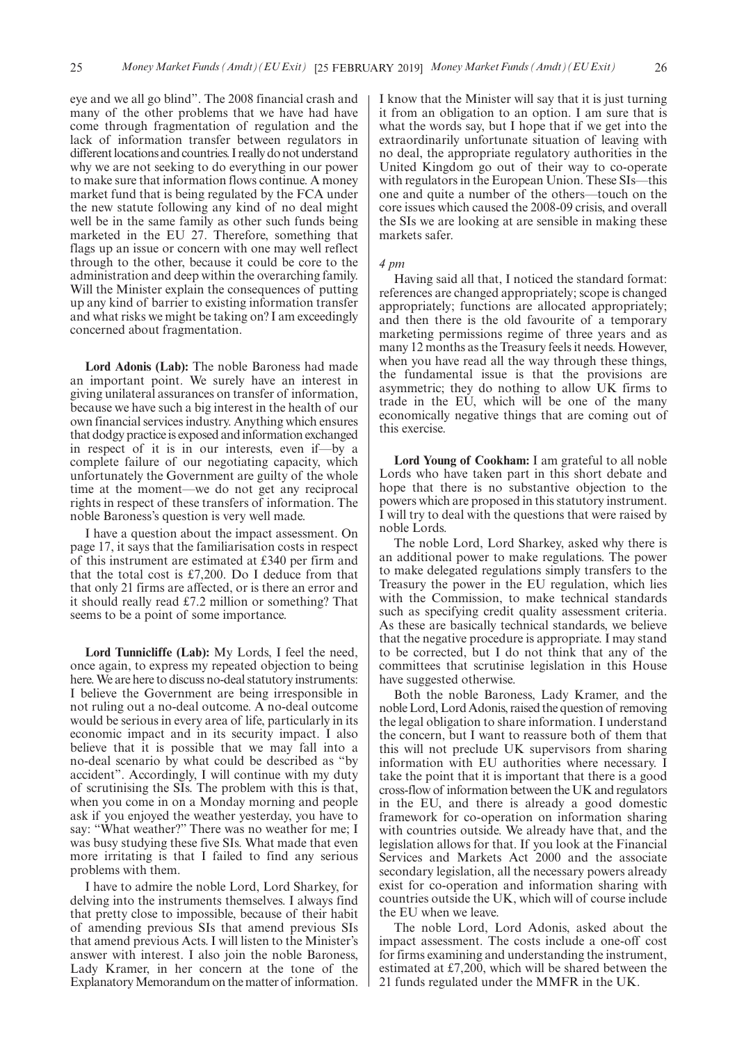eye and we all go blind". The 2008 financial crash and many of the other problems that we have had have come through fragmentation of regulation and the lack of information transfer between regulators in different locations and countries. I really do not understand why we are not seeking to do everything in our power to make sure that information flows continue. A money market fund that is being regulated by the FCA under the new statute following any kind of no deal might well be in the same family as other such funds being marketed in the EU 27. Therefore, something that flags up an issue or concern with one may well reflect through to the other, because it could be core to the administration and deep within the overarching family. Will the Minister explain the consequences of putting up any kind of barrier to existing information transfer and what risks we might be taking on? I am exceedingly concerned about fragmentation.

**Lord Adonis (Lab):** The noble Baroness had made an important point. We surely have an interest in giving unilateral assurances on transfer of information, because we have such a big interest in the health of our own financial services industry. Anything which ensures that dodgy practice is exposed and information exchanged in respect of it is in our interests, even if—by a complete failure of our negotiating capacity, which unfortunately the Government are guilty of the whole time at the moment—we do not get any reciprocal rights in respect of these transfers of information. The noble Baroness's question is very well made.

I have a question about the impact assessment. On page 17, it says that the familiarisation costs in respect of this instrument are estimated at £340 per firm and that the total cost is £7,200. Do I deduce from that that only 21 firms are affected, or is there an error and it should really read £7.2 million or something? That seems to be a point of some importance.

**Lord Tunnicliffe (Lab):** My Lords, I feel the need, once again, to express my repeated objection to being here. We are here to discuss no-deal statutory instruments: I believe the Government are being irresponsible in not ruling out a no-deal outcome. A no-deal outcome would be serious in every area of life, particularly in its economic impact and in its security impact. I also believe that it is possible that we may fall into a no-deal scenario by what could be described as "by accident". Accordingly, I will continue with my duty of scrutinising the SIs. The problem with this is that, when you come in on a Monday morning and people ask if you enjoyed the weather yesterday, you have to say: "What weather?" There was no weather for me; I was busy studying these five SIs. What made that even more irritating is that I failed to find any serious problems with them.

I have to admire the noble Lord, Lord Sharkey, for delving into the instruments themselves. I always find that pretty close to impossible, because of their habit of amending previous SIs that amend previous SIs that amend previous Acts. I will listen to the Minister's answer with interest. I also join the noble Baroness, Lady Kramer, in her concern at the tone of the Explanatory Memorandum on the matter of information. I know that the Minister will say that it is just turning it from an obligation to an option. I am sure that is what the words say, but I hope that if we get into the extraordinarily unfortunate situation of leaving with no deal, the appropriate regulatory authorities in the United Kingdom go out of their way to co-operate with regulators in the European Union. These SIs—this one and quite a number of the others—touch on the core issues which caused the 2008-09 crisis, and overall the SIs we are looking at are sensible in making these markets safer.

*4 pm*

Having said all that, I noticed the standard format: references are changed appropriately; scope is changed appropriately; functions are allocated appropriately; and then there is the old favourite of a temporary marketing permissions regime of three years and as many 12 months as the Treasury feels it needs. However, when you have read all the way through these things, the fundamental issue is that the provisions are asymmetric; they do nothing to allow UK firms to trade in the EU, which will be one of the many economically negative things that are coming out of this exercise.

**Lord Young of Cookham:** I am grateful to all noble Lords who have taken part in this short debate and hope that there is no substantive objection to the powers which are proposed in this statutory instrument. I will try to deal with the questions that were raised by noble Lords.

The noble Lord, Lord Sharkey, asked why there is an additional power to make regulations. The power to make delegated regulations simply transfers to the Treasury the power in the EU regulation, which lies with the Commission, to make technical standards such as specifying credit quality assessment criteria. As these are basically technical standards, we believe that the negative procedure is appropriate. I may stand to be corrected, but I do not think that any of the committees that scrutinise legislation in this House have suggested otherwise.

Both the noble Baroness, Lady Kramer, and the noble Lord, Lord Adonis, raised the question of removing the legal obligation to share information. I understand the concern, but I want to reassure both of them that this will not preclude UK supervisors from sharing information with EU authorities where necessary. I take the point that it is important that there is a good cross-flow of information between the UK and regulators in the EU, and there is already a good domestic framework for co-operation on information sharing with countries outside. We already have that, and the legislation allows for that. If you look at the Financial Services and Markets Act 2000 and the associate secondary legislation, all the necessary powers already exist for co-operation and information sharing with countries outside the UK, which will of course include the EU when we leave.

The noble Lord, Lord Adonis, asked about the impact assessment. The costs include a one-off cost for firms examining and understanding the instrument, estimated at £7,200, which will be shared between the 21 funds regulated under the MMFR in the UK.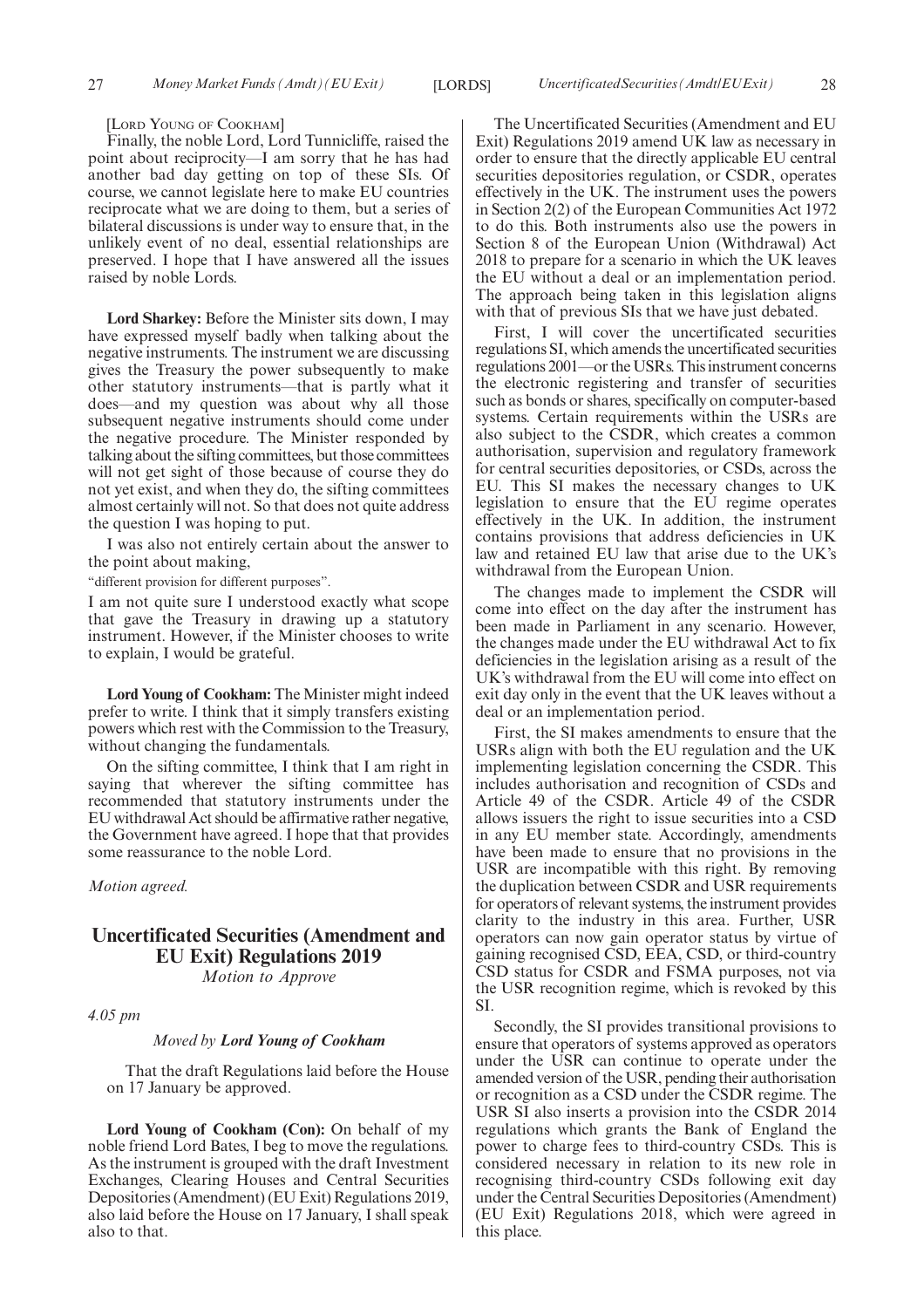[Lord Young of Cookham]

Finally, the noble Lord, Lord Tunnicliffe, raised the point about reciprocity—I am sorry that he has had another bad day getting on top of these SIs. Of course, we cannot legislate here to make EU countries reciprocate what we are doing to them, but a series of bilateral discussions is under way to ensure that, in the unlikely event of no deal, essential relationships are preserved. I hope that I have answered all the issues raised by noble Lords.

**Lord Sharkey:** Before the Minister sits down, I may have expressed myself badly when talking about the negative instruments. The instrument we are discussing gives the Treasury the power subsequently to make other statutory instruments—that is partly what it does—and my question was about why all those subsequent negative instruments should come under the negative procedure. The Minister responded by talking about the sifting committees, but those committees will not get sight of those because of course they do not yet exist, and when they do, the sifting committees almost certainly will not. So that does not quite address the question I was hoping to put.

I was also not entirely certain about the answer to the point about making,

"different provision for different purposes".

I am not quite sure I understood exactly what scope that gave the Treasury in drawing up a statutory instrument. However, if the Minister chooses to write to explain, I would be grateful.

**Lord Young of Cookham:** The Minister might indeed prefer to write. I think that it simply transfers existing powers which rest with the Commission to the Treasury, without changing the fundamentals.

On the sifting committee, I think that I am right in saying that wherever the sifting committee has recommended that statutory instruments under the EU withdrawal Act should be affirmative rather negative, the Government have agreed. I hope that that provides some reassurance to the noble Lord.

*Motion agreed.*

## Uncertificated Securities (Amendment and EU Exit) Regulations 2019

*Motion to Approve*

*4.05 pm*

*Moved by* ***Lord Young of Cookham***

That the draft Regulations laid before the House on 17 January be approved.

**Lord Young of Cookham (Con):** On behalf of my noble friend Lord Bates, I beg to move the regulations. As the instrument is grouped with the draft Investment Exchanges, Clearing Houses and Central Securities Depositories (Amendment) (EU Exit) Regulations 2019, also laid before the House on 17 January, I shall speak also to that.

The Uncertificated Securities (Amendment and EU Exit) Regulations 2019 amend UK law as necessary in order to ensure that the directly applicable EU central securities depositories regulation, or CSDR, operates effectively in the UK. The instrument uses the powers in Section 2(2) of the European Communities Act 1972 to do this. Both instruments also use the powers in Section 8 of the European Union (Withdrawal) Act 2018 to prepare for a scenario in which the UK leaves the EU without a deal or an implementation period. The approach being taken in this legislation aligns with that of previous SIs that we have just debated.

First, I will cover the uncertificated securities regulations SI, which amends the uncertificated securities regulations 2001—or the USRs. This instrument concerns the electronic registering and transfer of securities such as bonds or shares, specifically on computer-based systems. Certain requirements within the USRs are also subject to the CSDR, which creates a common authorisation, supervision and regulatory framework for central securities depositories, or CSDs, across the EU. This SI makes the necessary changes to UK legislation to ensure that the EU regime operates effectively in the UK. In addition, the instrument contains provisions that address deficiencies in UK law and retained EU law that arise due to the UK's withdrawal from the European Union.

The changes made to implement the CSDR will come into effect on the day after the instrument has been made in Parliament in any scenario. However, the changes made under the EU withdrawal Act to fix deficiencies in the legislation arising as a result of the UK's withdrawal from the EU will come into effect on exit day only in the event that the UK leaves without a deal or an implementation period.

First, the SI makes amendments to ensure that the USRs align with both the EU regulation and the UK implementing legislation concerning the CSDR. This includes authorisation and recognition of CSDs and Article 49 of the CSDR. Article 49 of the CSDR allows issuers the right to issue securities into a CSD in any EU member state. Accordingly, amendments have been made to ensure that no provisions in the USR are incompatible with this right. By removing the duplication between CSDR and USR requirements for operators of relevant systems, the instrument provides clarity to the industry in this area. Further, USR operators can now gain operator status by virtue of gaining recognised CSD, EEA, CSD, or third-country CSD status for CSDR and FSMA purposes, not via the USR recognition regime, which is revoked by this SI.

Secondly, the SI provides transitional provisions to ensure that operators of systems approved as operators under the USR can continue to operate under the amended version of the USR, pending their authorisation or recognition as a CSD under the CSDR regime. The USR SI also inserts a provision into the CSDR 2014 regulations which grants the Bank of England the power to charge fees to third-country CSDs. This is considered necessary in relation to its new role in recognising third-country CSDs following exit day under the Central Securities Depositories (Amendment) (EU Exit) Regulations 2018, which were agreed in this place.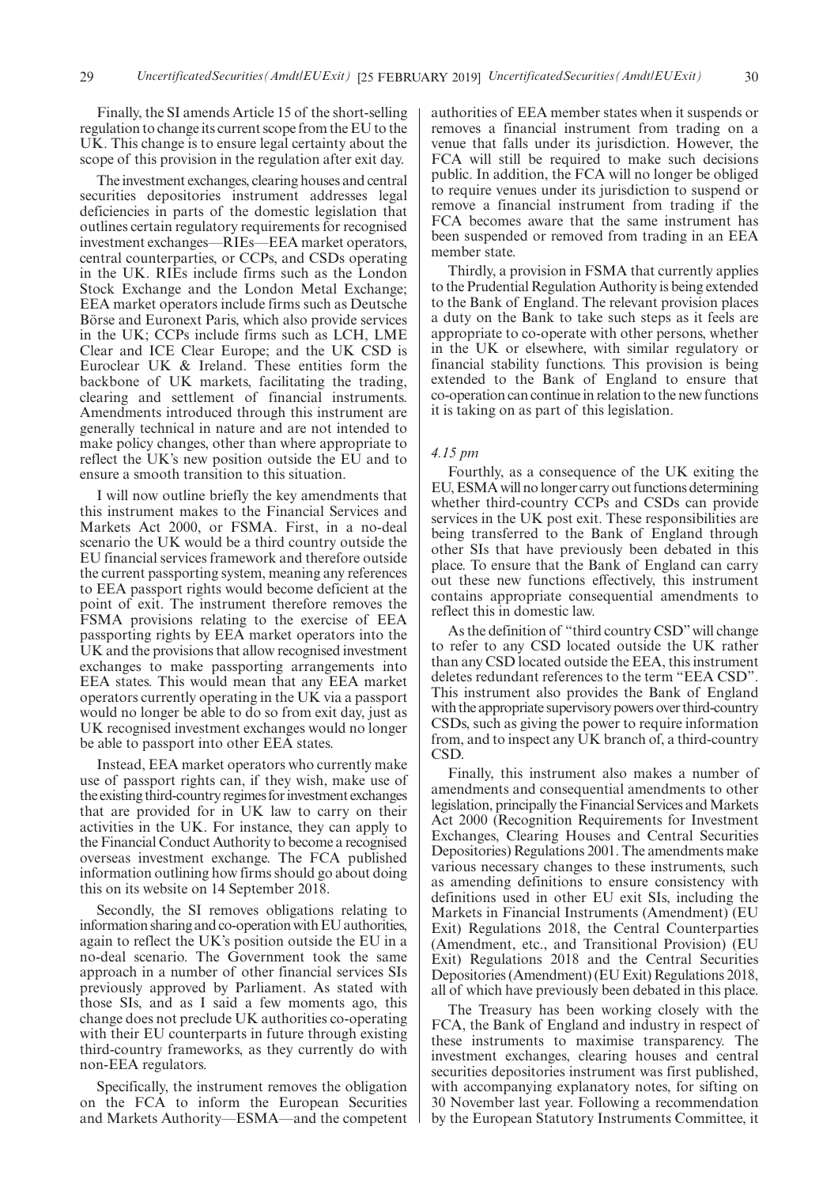Finally, the SI amends Article 15 of the short-selling regulation to change its current scope from the EU to the UK. This change is to ensure legal certainty about the scope of this provision in the regulation after exit day.

The investment exchanges, clearing houses and central securities depositories instrument addresses legal deficiencies in parts of the domestic legislation that outlines certain regulatory requirements for recognised investment exchanges—RIEs—EEA market operators, central counterparties, or CCPs, and CSDs operating in the UK. RIEs include firms such as the London Stock Exchange and the London Metal Exchange; EEA market operators include firms such as Deutsche Börse and Euronext Paris, which also provide services in the UK; CCPs include firms such as LCH, LME Clear and ICE Clear Europe; and the UK CSD is Euroclear UK & Ireland. These entities form the backbone of UK markets, facilitating the trading, clearing and settlement of financial instruments. Amendments introduced through this instrument are generally technical in nature and are not intended to make policy changes, other than where appropriate to reflect the UK's new position outside the EU and to ensure a smooth transition to this situation.

I will now outline briefly the key amendments that this instrument makes to the Financial Services and Markets Act 2000, or FSMA. First, in a no-deal scenario the UK would be a third country outside the EU financial services framework and therefore outside the current passporting system, meaning any references to EEA passport rights would become deficient at the point of exit. The instrument therefore removes the FSMA provisions relating to the exercise of EEA passporting rights by EEA market operators into the UK and the provisions that allow recognised investment exchanges to make passporting arrangements into EEA states. This would mean that any EEA market operators currently operating in the UK via a passport would no longer be able to do so from exit day, just as UK recognised investment exchanges would no longer be able to passport into other EEA states.

Instead, EEA market operators who currently make use of passport rights can, if they wish, make use of the existing third-country regimes for investment exchanges that are provided for in UK law to carry on their activities in the UK. For instance, they can apply to the Financial Conduct Authority to become a recognised overseas investment exchange. The FCA published information outlining how firms should go about doing this on its website on 14 September 2018.

Secondly, the SI removes obligations relating to information sharing and co-operation with EU authorities, again to reflect the UK's position outside the EU in a no-deal scenario. The Government took the same approach in a number of other financial services SIs previously approved by Parliament. As stated with those SIs, and as I said a few moments ago, this change does not preclude UK authorities co-operating with their EU counterparts in future through existing third-country frameworks, as they currently do with non-EEA regulators.

Specifically, the instrument removes the obligation on the FCA to inform the European Securities and Markets Authority—ESMA—and the competent authorities of EEA member states when it suspends or removes a financial instrument from trading on a venue that falls under its jurisdiction. However, the FCA will still be required to make such decisions public. In addition, the FCA will no longer be obliged to require venues under its jurisdiction to suspend or remove a financial instrument from trading if the FCA becomes aware that the same instrument has been suspended or removed from trading in an EEA member state.

Thirdly, a provision in FSMA that currently applies to the Prudential Regulation Authority is being extended to the Bank of England. The relevant provision places a duty on the Bank to take such steps as it feels are appropriate to co-operate with other persons, whether in the UK or elsewhere, with similar regulatory or financial stability functions. This provision is being extended to the Bank of England to ensure that co-operation can continue in relation to the new functions it is taking on as part of this legislation.

*4.15 pm*

Fourthly, as a consequence of the UK exiting the EU, ESMA will no longer carry out functions determining whether third-country CCPs and CSDs can provide services in the UK post exit. These responsibilities are being transferred to the Bank of England through other SIs that have previously been debated in this place. To ensure that the Bank of England can carry out these new functions effectively, this instrument contains appropriate consequential amendments to reflect this in domestic law.

As the definition of "third country CSD" will change to refer to any CSD located outside the UK rather than any CSD located outside the EEA, this instrument deletes redundant references to the term "EEA CSD". This instrument also provides the Bank of England with the appropriate supervisory powers over third-country CSDs, such as giving the power to require information from, and to inspect any UK branch of, a third-country CSD.

Finally, this instrument also makes a number of amendments and consequential amendments to other legislation, principally the Financial Services and Markets Act 2000 (Recognition Requirements for Investment Exchanges, Clearing Houses and Central Securities Depositories) Regulations 2001. The amendments make various necessary changes to these instruments, such as amending definitions to ensure consistency with definitions used in other EU exit SIs, including the Markets in Financial Instruments (Amendment) (EU Exit) Regulations 2018, the Central Counterparties (Amendment, etc., and Transitional Provision) (EU Exit) Regulations 2018 and the Central Securities Depositories (Amendment) (EU Exit) Regulations 2018, all of which have previously been debated in this place.

The Treasury has been working closely with the FCA, the Bank of England and industry in respect of these instruments to maximise transparency. The investment exchanges, clearing houses and central securities depositories instrument was first published, with accompanying explanatory notes, for sifting on 30 November last year. Following a recommendation by the European Statutory Instruments Committee, it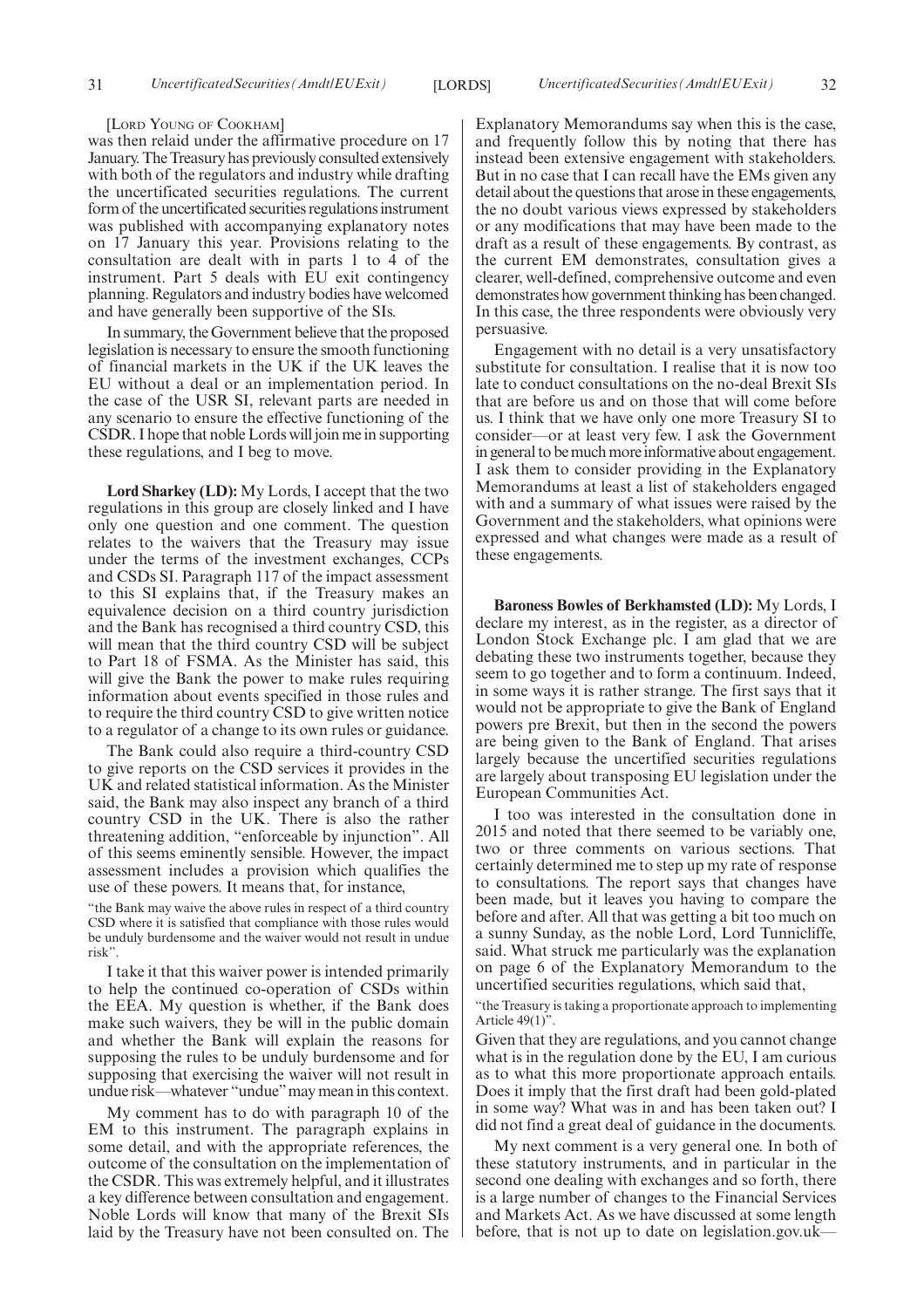[Lord Young of Cookham]

was then relaid under the affirmative procedure on 17 January. The Treasury has previously consulted extensively with both of the regulators and industry while drafting the uncertificated securities regulations. The current form of the uncertificated securities regulations instrument was published with accompanying explanatory notes on 17 January this year. Provisions relating to the consultation are dealt with in parts 1 to 4 of the instrument. Part 5 deals with EU exit contingency planning. Regulators and industry bodies have welcomed and have generally been supportive of the SIs.

In summary, the Government believe that the proposed legislation is necessary to ensure the smooth functioning of financial markets in the UK if the UK leaves the EU without a deal or an implementation period. In the case of the USR SI, relevant parts are needed in any scenario to ensure the effective functioning of the CSDR. I hope that noble Lords will join me in supporting these regulations, and I beg to move.

**Lord Sharkey (LD):** My Lords, I accept that the two regulations in this group are closely linked and I have only one question and one comment. The question relates to the waivers that the Treasury may issue under the terms of the investment exchanges, CCPs and CSDs SI. Paragraph 117 of the impact assessment to this SI explains that, if the Treasury makes an equivalence decision on a third country jurisdiction and the Bank has recognised a third country CSD, this will mean that the third country CSD will be subject to Part 18 of FSMA. As the Minister has said, this will give the Bank the power to make rules requiring information about events specified in those rules and to require the third country CSD to give written notice to a regulator of a change to its own rules or guidance.

The Bank could also require a third-country CSD to give reports on the CSD services it provides in the UK and related statistical information. As the Minister said, the Bank may also inspect any branch of a third country CSD in the UK. There is also the rather threatening addition, "enforceable by injunction". All of this seems eminently sensible. However, the impact assessment includes a provision which qualifies the use of these powers. It means that, for instance,

"the Bank may waive the above rules in respect of a third country CSD where it is satisfied that compliance with those rules would be unduly burdensome and the waiver would not result in undue risk".

I take it that this waiver power is intended primarily to help the continued co-operation of CSDs within the EEA. My question is whether, if the Bank does make such waivers, they be will in the public domain and whether the Bank will explain the reasons for supposing the rules to be unduly burdensome and for supposing that exercising the waiver will not result in undue risk—whatever "undue" may mean in this context.

My comment has to do with paragraph 10 of the EM to this instrument. The paragraph explains in some detail, and with the appropriate references, the outcome of the consultation on the implementation of the CSDR. This was extremely helpful, and it illustrates a key difference between consultation and engagement. Noble Lords will know that many of the Brexit SIs laid by the Treasury have not been consulted on. The Explanatory Memorandums say when this is the case, and frequently follow this by noting that there has instead been extensive engagement with stakeholders. But in no case that I can recall have the EMs given any detail about the questions that arose in these engagements, the no doubt various views expressed by stakeholders or any modifications that may have been made to the draft as a result of these engagements. By contrast, as the current EM demonstrates, consultation gives a clearer, well-defined, comprehensive outcome and even demonstrates how government thinking has been changed. In this case, the three respondents were obviously very persuasive.

Engagement with no detail is a very unsatisfactory substitute for consultation. I realise that it is now too late to conduct consultations on the no-deal Brexit SIs that are before us and on those that will come before us. I think that we have only one more Treasury SI to consider—or at least very few. I ask the Government in general to be much more informative about engagement. I ask them to consider providing in the Explanatory Memorandums at least a list of stakeholders engaged with and a summary of what issues were raised by the Government and the stakeholders, what opinions were expressed and what changes were made as a result of these engagements.

**Baroness Bowles of Berkhamsted (LD):** My Lords, I declare my interest, as in the register, as a director of London Stock Exchange plc. I am glad that we are debating these two instruments together, because they seem to go together and to form a continuum. Indeed, in some ways it is rather strange. The first says that it would not be appropriate to give the Bank of England powers pre Brexit, but then in the second the powers are being given to the Bank of England. That arises largely because the uncertified securities regulations are largely about transposing EU legislation under the European Communities Act.

I too was interested in the consultation done in 2015 and noted that there seemed to be variably one, two or three comments on various sections. That certainly determined me to step up my rate of response to consultations. The report says that changes have been made, but it leaves you having to compare the before and after. All that was getting a bit too much on a sunny Sunday, as the noble Lord, Lord Tunnicliffe, said. What struck me particularly was the explanation on page 6 of the Explanatory Memorandum to the uncertified securities regulations, which said that,

"the Treasury is taking a proportionate approach to implementing Article 49(1)".

Given that they are regulations, and you cannot change what is in the regulation done by the EU, I am curious as to what this more proportionate approach entails. Does it imply that the first draft had been gold-plated in some way? What was in and has been taken out? I did not find a great deal of guidance in the documents.

My next comment is a very general one. In both of these statutory instruments, and in particular in the second one dealing with exchanges and so forth, there is a large number of changes to the Financial Services and Markets Act. As we have discussed at some length before, that is not up to date on legislation.gov.uk—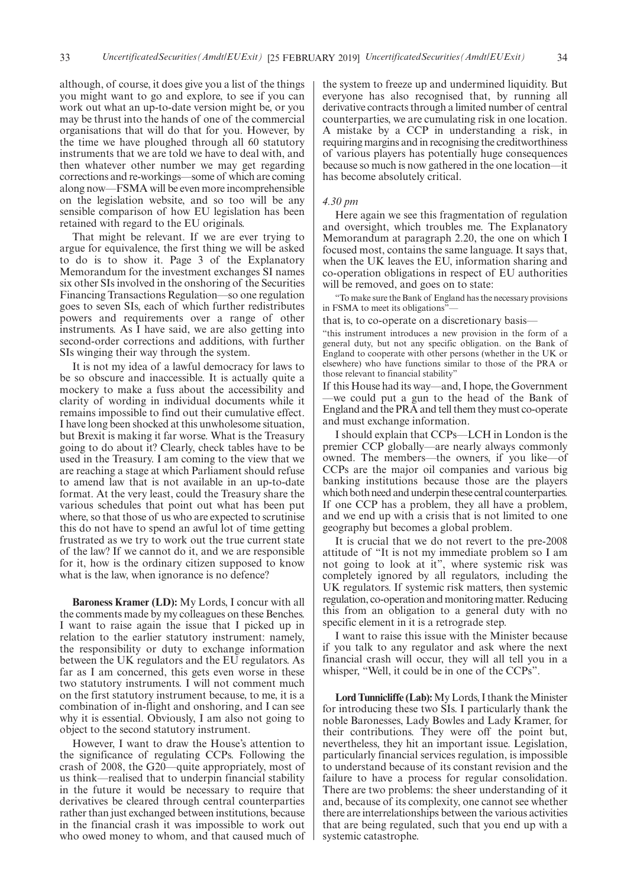although, of course, it does give you a list of the things you might want to go and explore, to see if you can work out what an up-to-date version might be, or you may be thrust into the hands of one of the commercial organisations that will do that for you. However, by the time we have ploughed through all 60 statutory instruments that we are told we have to deal with, and then whatever other number we may get regarding corrections and re-workings—some of which are coming along now—FSMA will be even more incomprehensible on the legislation website, and so too will be any sensible comparison of how EU legislation has been retained with regard to the EU originals.

That might be relevant. If we are ever trying to argue for equivalence, the first thing we will be asked to do is to show it. Page 3 of the Explanatory Memorandum for the investment exchanges SI names six other SIs involved in the onshoring of the Securities Financing Transactions Regulation—so one regulation goes to seven SIs, each of which further redistributes powers and requirements over a range of other instruments. As I have said, we are also getting into second-order corrections and additions, with further SIs winging their way through the system.

It is not my idea of a lawful democracy for laws to be so obscure and inaccessible. It is actually quite a mockery to make a fuss about the accessibility and clarity of wording in individual documents while it remains impossible to find out their cumulative effect. I have long been shocked at this unwholesome situation, but Brexit is making it far worse. What is the Treasury going to do about it? Clearly, check tables have to be used in the Treasury. I am coming to the view that we are reaching a stage at which Parliament should refuse to amend law that is not available in an up-to-date format. At the very least, could the Treasury share the various schedules that point out what has been put where, so that those of us who are expected to scrutinise this do not have to spend an awful lot of time getting frustrated as we try to work out the true current state of the law? If we cannot do it, and we are responsible for it, how is the ordinary citizen supposed to know what is the law, when ignorance is no defence?

**Baroness Kramer (LD):** My Lords, I concur with all the comments made by my colleagues on these Benches. I want to raise again the issue that I picked up in relation to the earlier statutory instrument: namely, the responsibility or duty to exchange information between the UK regulators and the EU regulators. As far as I am concerned, this gets even worse in these two statutory instruments. I will not comment much on the first statutory instrument because, to me, it is a combination of in-flight and onshoring, and I can see why it is essential. Obviously, I am also not going to object to the second statutory instrument.

However, I want to draw the House's attention to the significance of regulating CCPs. Following the crash of 2008, the G20—quite appropriately, most of us think—realised that to underpin financial stability in the future it would be necessary to require that derivatives be cleared through central counterparties rather than just exchanged between institutions, because in the financial crash it was impossible to work out who owed money to whom, and that caused much of the system to freeze up and undermined liquidity. But everyone has also recognised that, by running all derivative contracts through a limited number of central counterparties, we are cumulating risk in one location. A mistake by a CCP in understanding a risk, in requiring margins and in recognising the creditworthiness of various players has potentially huge consequences because so much is now gathered in the one location—it has become absolutely critical.

*4.30 pm*

Here again we see this fragmentation of regulation and oversight, which troubles me. The Explanatory Memorandum at paragraph 2.20, the one on which I focused most, contains the same language. It says that, when the UK leaves the EU, information sharing and co-operation obligations in respect of EU authorities will be removed, and goes on to state:

"To make sure the Bank of England has the necessary provisions in FSMA to meet its obligations"—

that is, to co-operate on a discretionary basis—

"this instrument introduces a new provision in the form of a general duty, but not any specific obligation. on the Bank of England to cooperate with other persons (whether in the UK or elsewhere) who have functions similar to those of the PRA or those relevant to financial stability"

If this House had its way—and, I hope, the Government—we could put a gun to the head of the Bank of England and the PRA and tell them they must co-operate and must exchange information.

I should explain that CCPs—LCH in London is the premier CCP globally—are nearly always commonly owned. The members—the owners, if you like—of CCPs are the major oil companies and various big banking institutions because those are the players which both need and underpin these central counterparties. If one CCP has a problem, they all have a problem, and we end up with a crisis that is not limited to one geography but becomes a global problem.

It is crucial that we do not revert to the pre-2008 attitude of "It is not my immediate problem so I am not going to look at it", where systemic risk was completely ignored by all regulators, including the UK regulators. If systemic risk matters, then systemic regulation, co-operation and monitoring matter. Reducing this from an obligation to a general duty with no specific element in it is a retrograde step.

I want to raise this issue with the Minister because if you talk to any regulator and ask where the next financial crash will occur, they will all tell you in a whisper, "Well, it could be in one of the CCPs".

**Lord Tunnicliffe (Lab):** My Lords, I thank the Minister for introducing these two SIs. I particularly thank the noble Baronesses, Lady Bowles and Lady Kramer, for their contributions. They were off the point but, nevertheless, they hit an important issue. Legislation, particularly financial services regulation, is impossible to understand because of its constant revision and the failure to have a process for regular consolidation. There are two problems: the sheer understanding of it and, because of its complexity, one cannot see whether there are interrelationships between the various activities that are being regulated, such that you end up with a systemic catastrophe.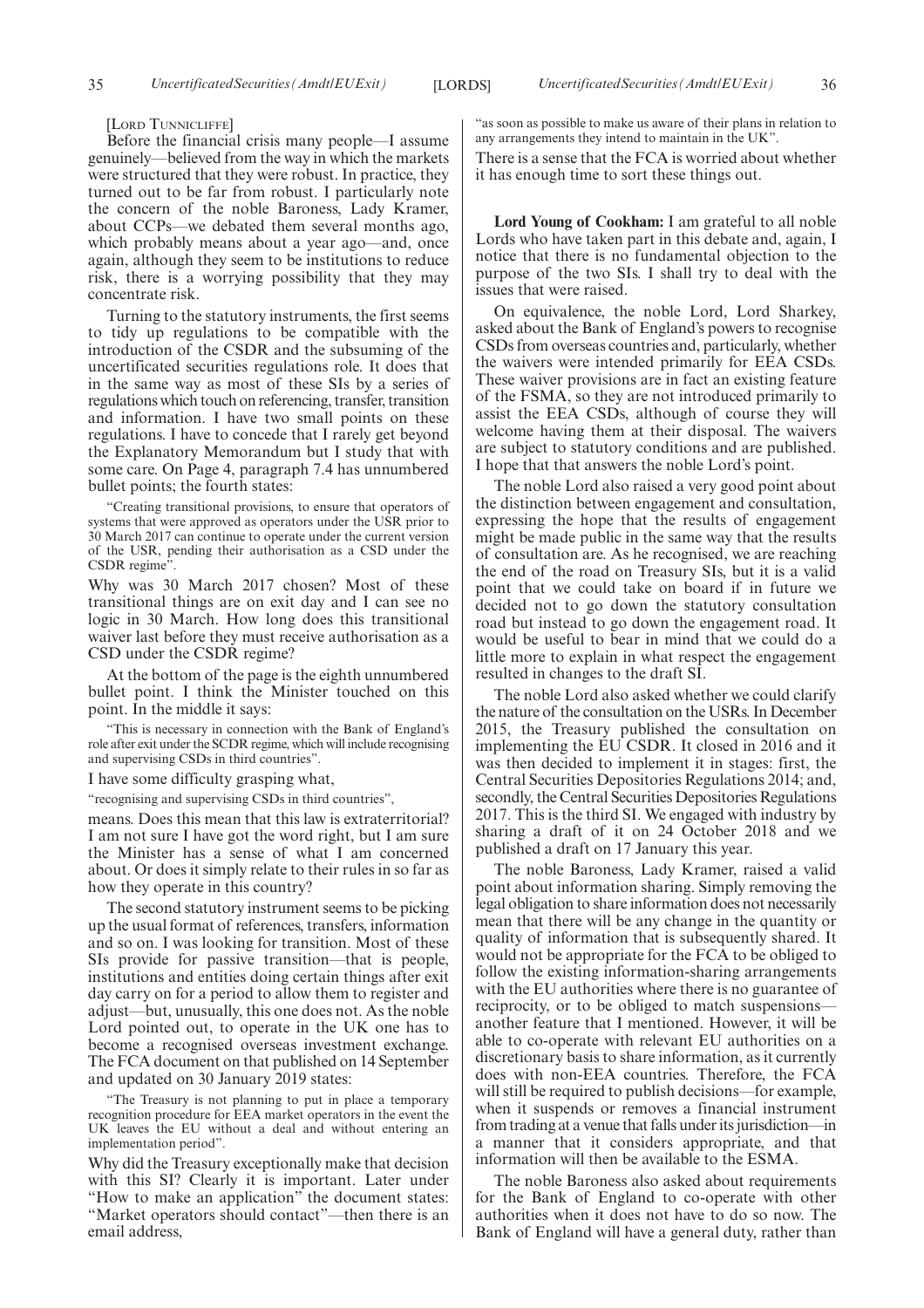[Lord Tunnicliffe]

Before the financial crisis many people—I assume genuinely—believed from the way in which the markets were structured that they were robust. In practice, they turned out to be far from robust. I particularly note the concern of the noble Baroness, Lady Kramer, about CCPs—we debated them several months ago, which probably means about a year ago—and, once again, although they seem to be institutions to reduce risk, there is a worrying possibility that they may concentrate risk.

Turning to the statutory instruments, the first seems to tidy up regulations to be compatible with the introduction of the CSDR and the subsuming of the uncertificated securities regulations role. It does that in the same way as most of these SIs by a series of regulations which touch on referencing, transfer, transition and information. I have two small points on these regulations. I have to concede that I rarely get beyond the Explanatory Memorandum but I study that with some care. On Page 4, paragraph 7.4 has unnumbered bullet points; the fourth states:

> "Creating transitional provisions, to ensure that operators of systems that were approved as operators under the USR prior to 30 March 2017 can continue to operate under the current version of the USR, pending their authorisation as a CSD under the CSDR regime".

Why was 30 March 2017 chosen? Most of these transitional things are on exit day and I can see no logic in 30 March. How long does this transitional waiver last before they must receive authorisation as a CSD under the CSDR regime?

At the bottom of the page is the eighth unnumbered bullet point. I think the Minister touched on this point. In the middle it says:

> "This is necessary in connection with the Bank of England's role after exit under the SCDR regime, which will include recognising and supervising CSDs in third countries".

I have some difficulty grasping what,

> "recognising and supervising CSDs in third countries",

means. Does this mean that this law is extraterritorial? I am not sure I have got the word right, but I am sure the Minister has a sense of what I am concerned about. Or does it simply relate to their rules in so far as how they operate in this country?

The second statutory instrument seems to be picking up the usual format of references, transfers, information and so on. I was looking for transition. Most of these SIs provide for passive transition—that is people, institutions and entities doing certain things after exit day carry on for a period to allow them to register and adjust—but, unusually, this one does not. As the noble Lord pointed out, to operate in the UK one has to become a recognised overseas investment exchange. The FCA document on that published on 14 September and updated on 30 January 2019 states:

> "The Treasury is not planning to put in place a temporary recognition procedure for EEA market operators in the event the UK leaves the EU without a deal and without entering an implementation period".

Why did the Treasury exceptionally make that decision with this SI? Clearly it is important. Later under "How to make an application" the document states: "Market operators should contact"—then there is an email address,

> "as soon as possible to make us aware of their plans in relation to any arrangements they intend to maintain in the UK".

There is a sense that the FCA is worried about whether it has enough time to sort these things out.

**Lord Young of Cookham:** I am grateful to all noble Lords who have taken part in this debate and, again, I notice that there is no fundamental objection to the purpose of the two SIs. I shall try to deal with the issues that were raised.

On equivalence, the noble Lord, Lord Sharkey, asked about the Bank of England's powers to recognise CSDs from overseas countries and, particularly, whether the waivers were intended primarily for EEA CSDs. These waiver provisions are in fact an existing feature of the FSMA, so they are not introduced primarily to assist the EEA CSDs, although of course they will welcome having them at their disposal. The waivers are subject to statutory conditions and are published. I hope that that answers the noble Lord's point.

The noble Lord also raised a very good point about the distinction between engagement and consultation, expressing the hope that the results of engagement might be made public in the same way that the results of consultation are. As he recognised, we are reaching the end of the road on Treasury SIs, but it is a valid point that we could take on board if in future we decided not to go down the statutory consultation road but instead to go down the engagement road. It would be useful to bear in mind that we could do a little more to explain in what respect the engagement resulted in changes to the draft SI.

The noble Lord also asked whether we could clarify the nature of the consultation on the USRs. In December 2015, the Treasury published the consultation on implementing the EU CSDR. It closed in 2016 and it was then decided to implement it in stages: first, the Central Securities Depositories Regulations 2014; and, secondly, the Central Securities Depositories Regulations 2017. This is the third SI. We engaged with industry by sharing a draft of it on 24 October 2018 and we published a draft on 17 January this year.

The noble Baroness, Lady Kramer, raised a valid point about information sharing. Simply removing the legal obligation to share information does not necessarily mean that there will be any change in the quantity or quality of information that is subsequently shared. It would not be appropriate for the FCA to be obliged to follow the existing information-sharing arrangements with the EU authorities where there is no guarantee of reciprocity, or to be obliged to match suspensions—another feature that I mentioned. However, it will be able to co-operate with relevant EU authorities on a discretionary basis to share information, as it currently does with non-EEA countries. Therefore, the FCA will still be required to publish decisions—for example, when it suspends or removes a financial instrument from trading at a venue that falls under its jurisdiction—in a manner that it considers appropriate, and that information will then be available to the ESMA.

The noble Baroness also asked about requirements for the Bank of England to co-operate with other authorities when it does not have to do so now. The Bank of England will have a general duty, rather than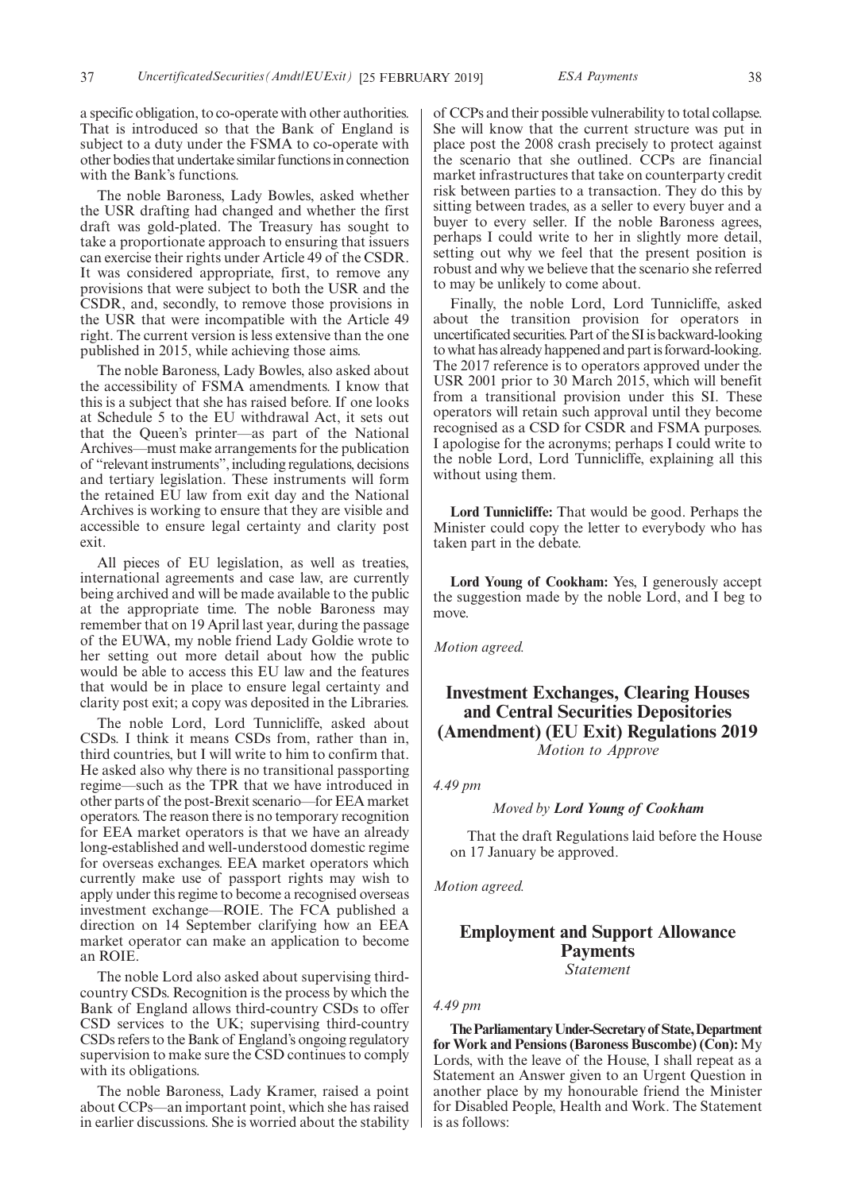a specific obligation, to co-operate with other authorities. That is introduced so that the Bank of England is subject to a duty under the FSMA to co-operate with other bodies that undertake similar functions in connection with the Bank's functions.

The noble Baroness, Lady Bowles, asked whether the USR drafting had changed and whether the first draft was gold-plated. The Treasury has sought to take a proportionate approach to ensuring that issuers can exercise their rights under Article 49 of the CSDR. It was considered appropriate, first, to remove any provisions that were subject to both the USR and the CSDR, and, secondly, to remove those provisions in the USR that were incompatible with the Article 49 right. The current version is less extensive than the one published in 2015, while achieving those aims.

The noble Baroness, Lady Bowles, also asked about the accessibility of FSMA amendments. I know that this is a subject that she has raised before. If one looks at Schedule 5 to the EU withdrawal Act, it sets out that the Queen's printer—as part of the National Archives—must make arrangements for the publication of "relevant instruments", including regulations, decisions and tertiary legislation. These instruments will form the retained EU law from exit day and the National Archives is working to ensure that they are visible and accessible to ensure legal certainty and clarity post exit.

All pieces of EU legislation, as well as treaties, international agreements and case law, are currently being archived and will be made available to the public at the appropriate time. The noble Baroness may remember that on 19 April last year, during the passage of the EUWA, my noble friend Lady Goldie wrote to her setting out more detail about how the public would be able to access this EU law and the features that would be in place to ensure legal certainty and clarity post exit; a copy was deposited in the Libraries.

The noble Lord, Lord Tunnicliffe, asked about CSDs. I think it means CSDs from, rather than in, third countries, but I will write to him to confirm that. He asked also why there is no transitional passporting regime—such as the TPR that we have introduced in other parts of the post-Brexit scenario—for EEA market operators. The reason there is no temporary recognition for EEA market operators is that we have an already long-established and well-understood domestic regime for overseas exchanges. EEA market operators which currently make use of passport rights may wish to apply under this regime to become a recognised overseas investment exchange—ROIE. The FCA published a direction on 14 September clarifying how an EEA market operator can make an application to become an ROIE.

The noble Lord also asked about supervising third-country CSDs. Recognition is the process by which the Bank of England allows third-country CSDs to offer CSD services to the UK; supervising third-country CSDs refers to the Bank of England's ongoing regulatory supervision to make sure the CSD continues to comply with its obligations.

The noble Baroness, Lady Kramer, raised a point about CCPs—an important point, which she has raised in earlier discussions. She is worried about the stability of CCPs and their possible vulnerability to total collapse. She will know that the current structure was put in place post the 2008 crash precisely to protect against the scenario that she outlined. CCPs are financial market infrastructures that take on counterparty credit risk between parties to a transaction. They do this by sitting between trades, as a seller to every buyer and a buyer to every seller. If the noble Baroness agrees, perhaps I could write to her in slightly more detail, setting out why we feel that the present position is robust and why we believe that the scenario she referred to may be unlikely to come about.

Finally, the noble Lord, Lord Tunnicliffe, asked about the transition provision for operators in uncertificated securities. Part of the SI is backward-looking to what has already happened and part is forward-looking. The 2017 reference is to operators approved under the USR 2001 prior to 30 March 2015, which will benefit from a transitional provision under this SI. These operators will retain such approval until they become recognised as a CSD for CSDR and FSMA purposes. I apologise for the acronyms; perhaps I could write to the noble Lord, Lord Tunnicliffe, explaining all this without using them.

**Lord Tunnicliffe:** That would be good. Perhaps the Minister could copy the letter to everybody who has taken part in the debate.

**Lord Young of Cookham:** Yes, I generously accept the suggestion made by the noble Lord, and I beg to move.

*Motion agreed.*

## Investment Exchanges, Clearing Houses and Central Securities Depositories (Amendment) (EU Exit) Regulations 2019

*Motion to Approve*

*4.49 pm*

*Moved by **Lord Young of Cookham***

That the draft Regulations laid before the House on 17 January be approved.

*Motion agreed.*

## Employment and Support Allowance Payments

*Statement*

*4.49 pm*

**The Parliamentary Under-Secretary of State, Department for Work and Pensions (Baroness Buscombe) (Con):** My Lords, with the leave of the House, I shall repeat as a Statement an Answer given to an Urgent Question in another place by my honourable friend the Minister for Disabled People, Health and Work. The Statement is as follows: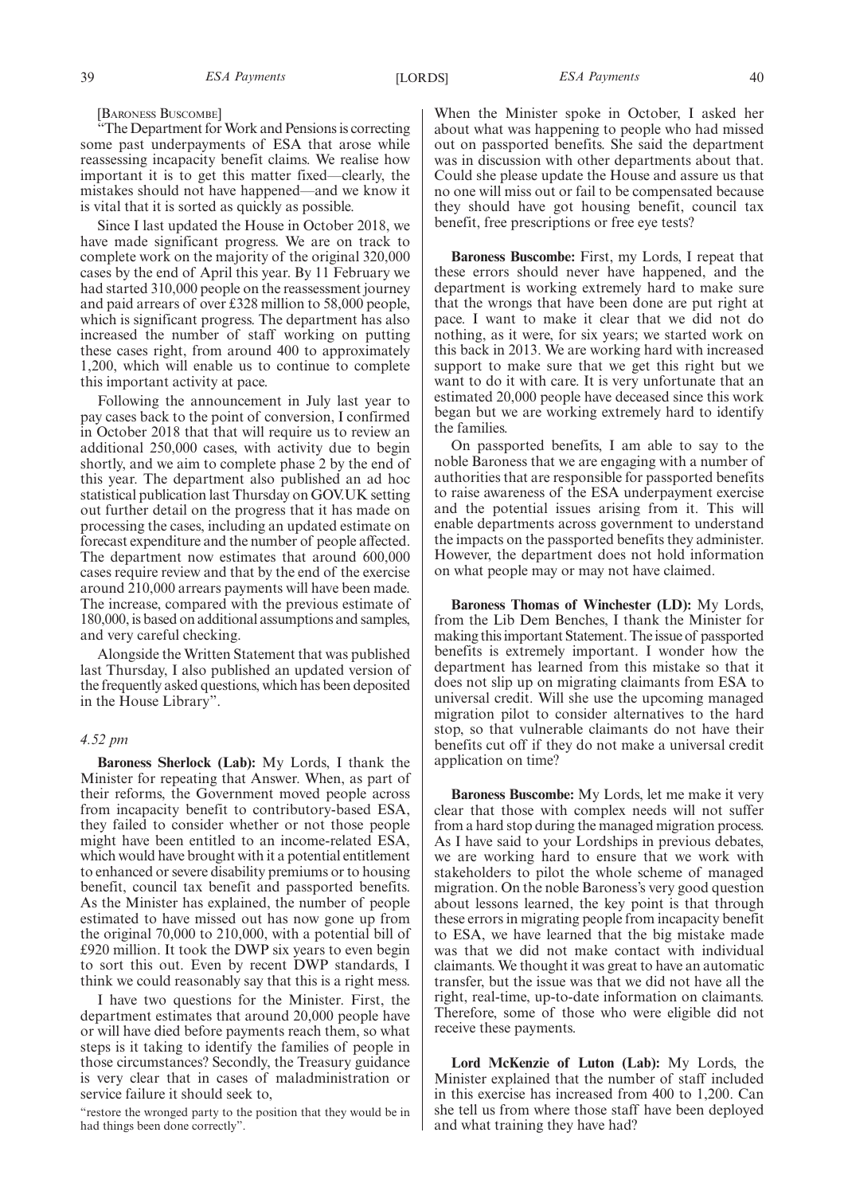[Baroness Buscombe]

"The Department for Work and Pensions is correcting some past underpayments of ESA that arose while reassessing incapacity benefit claims. We realise how important it is to get this matter fixed—clearly, the mistakes should not have happened—and we know it is vital that it is sorted as quickly as possible.

Since I last updated the House in October 2018, we have made significant progress. We are on track to complete work on the majority of the original 320,000 cases by the end of April this year. By 11 February we had started 310,000 people on the reassessment journey and paid arrears of over £328 million to 58,000 people, which is significant progress. The department has also increased the number of staff working on putting these cases right, from around 400 to approximately 1,200, which will enable us to continue to complete this important activity at pace.

Following the announcement in July last year to pay cases back to the point of conversion, I confirmed in October 2018 that that will require us to review an additional 250,000 cases, with activity due to begin shortly, and we aim to complete phase 2 by the end of this year. The department also published an ad hoc statistical publication last Thursday on GOV.UK setting out further detail on the progress that it has made on processing the cases, including an updated estimate on forecast expenditure and the number of people affected. The department now estimates that around 600,000 cases require review and that by the end of the exercise around 210,000 arrears payments will have been made. The increase, compared with the previous estimate of 180,000, is based on additional assumptions and samples, and very careful checking.

Alongside the Written Statement that was published last Thursday, I also published an updated version of the frequently asked questions, which has been deposited in the House Library".

*4.52 pm*

**Baroness Sherlock (Lab):** My Lords, I thank the Minister for repeating that Answer. When, as part of their reforms, the Government moved people across from incapacity benefit to contributory-based ESA, they failed to consider whether or not those people might have been entitled to an income-related ESA, which would have brought with it a potential entitlement to enhanced or severe disability premiums or to housing benefit, council tax benefit and passported benefits. As the Minister has explained, the number of people estimated to have missed out has now gone up from the original 70,000 to 210,000, with a potential bill of £920 million. It took the DWP six years to even begin to sort this out. Even by recent DWP standards, I think we could reasonably say that this is a right mess.

I have two questions for the Minister. First, the department estimates that around 20,000 people have or will have died before payments reach them, so what steps is it taking to identify the families of people in those circumstances? Secondly, the Treasury guidance is very clear that in cases of maladministration or service failure it should seek to,

"restore the wronged party to the position that they would be in had things been done correctly".

When the Minister spoke in October, I asked her about what was happening to people who had missed out on passported benefits. She said the department was in discussion with other departments about that. Could she please update the House and assure us that no one will miss out or fail to be compensated because they should have got housing benefit, council tax benefit, free prescriptions or free eye tests?

**Baroness Buscombe:** First, my Lords, I repeat that these errors should never have happened, and the department is working extremely hard to make sure that the wrongs that have been done are put right at pace. I want to make it clear that we did not do nothing, as it were, for six years; we started work on this back in 2013. We are working hard with increased support to make sure that we get this right but we want to do it with care. It is very unfortunate that an estimated 20,000 people have deceased since this work began but we are working extremely hard to identify the families.

On passported benefits, I am able to say to the noble Baroness that we are engaging with a number of authorities that are responsible for passported benefits to raise awareness of the ESA underpayment exercise and the potential issues arising from it. This will enable departments across government to understand the impacts on the passported benefits they administer. However, the department does not hold information on what people may or may not have claimed.

**Baroness Thomas of Winchester (LD):** My Lords, from the Lib Dem Benches, I thank the Minister for making this important Statement. The issue of passported benefits is extremely important. I wonder how the department has learned from this mistake so that it does not slip up on migrating claimants from ESA to universal credit. Will she use the upcoming managed migration pilot to consider alternatives to the hard stop, so that vulnerable claimants do not have their benefits cut off if they do not make a universal credit application on time?

**Baroness Buscombe:** My Lords, let me make it very clear that those with complex needs will not suffer from a hard stop during the managed migration process. As I have said to your Lordships in previous debates, we are working hard to ensure that we work with stakeholders to pilot the whole scheme of managed migration. On the noble Baroness's very good question about lessons learned, the key point is that through these errors in migrating people from incapacity benefit to ESA, we have learned that the big mistake made was that we did not make contact with individual claimants. We thought it was great to have an automatic transfer, but the issue was that we did not have all the right, real-time, up-to-date information on claimants. Therefore, some of those who were eligible did not receive these payments.

**Lord McKenzie of Luton (Lab):** My Lords, the Minister explained that the number of staff included in this exercise has increased from 400 to 1,200. Can she tell us from where those staff have been deployed and what training they have had?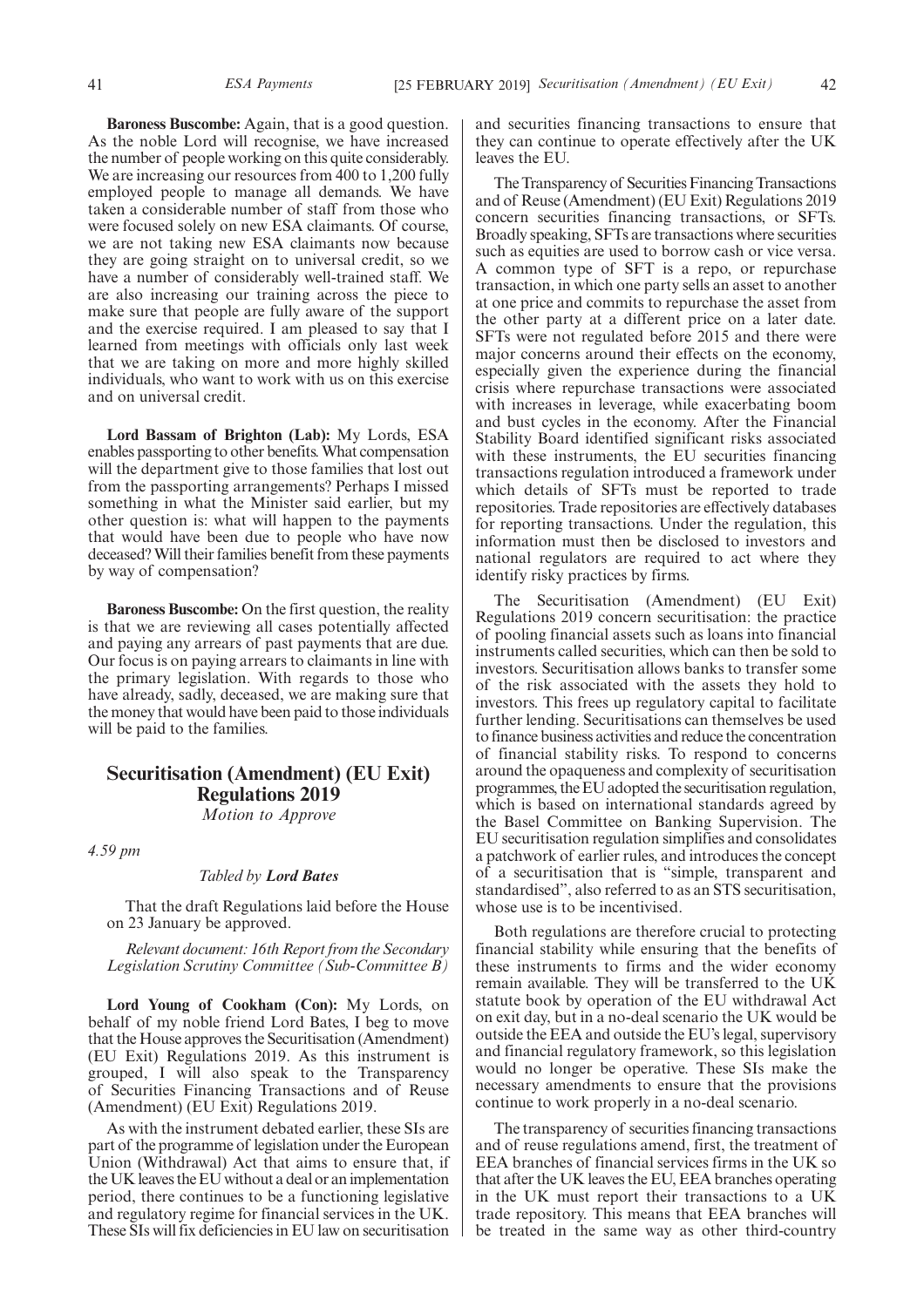**Baroness Buscombe:** Again, that is a good question. As the noble Lord will recognise, we have increased the number of people working on this quite considerably. We are increasing our resources from 400 to 1,200 fully employed people to manage all demands. We have taken a considerable number of staff from those who were focused solely on new ESA claimants. Of course, we are not taking new ESA claimants now because they are going straight on to universal credit, so we have a number of considerably well-trained staff. We are also increasing our training across the piece to make sure that people are fully aware of the support and the exercise required. I am pleased to say that I learned from meetings with officials only last week that we are taking on more and more highly skilled individuals, who want to work with us on this exercise and on universal credit.

**Lord Bassam of Brighton (Lab):** My Lords, ESA enables passporting to other benefits. What compensation will the department give to those families that lost out from the passporting arrangements? Perhaps I missed something in what the Minister said earlier, but my other question is: what will happen to the payments that would have been due to people who have now deceased? Will their families benefit from these payments by way of compensation?

**Baroness Buscombe:** On the first question, the reality is that we are reviewing all cases potentially affected and paying any arrears of past payments that are due. Our focus is on paying arrears to claimants in line with the primary legislation. With regards to those who have already, sadly, deceased, we are making sure that the money that would have been paid to those individuals will be paid to the families.

## Securitisation (Amendment) (EU Exit) Regulations 2019

*Motion to Approve*

*4.59 pm*

*Tabled by **Lord Bates***

That the draft Regulations laid before the House on 23 January be approved.

*Relevant document: 16th Report from the Secondary Legislation Scrutiny Committee (Sub-Committee B)*

**Lord Young of Cookham (Con):** My Lords, on behalf of my noble friend Lord Bates, I beg to move that the House approves the Securitisation (Amendment) (EU Exit) Regulations 2019. As this instrument is grouped, I will also speak to the Transparency of Securities Financing Transactions and of Reuse (Amendment) (EU Exit) Regulations 2019.

As with the instrument debated earlier, these SIs are part of the programme of legislation under the European Union (Withdrawal) Act that aims to ensure that, if the UK leaves the EU without a deal or an implementation period, there continues to be a functioning legislative and regulatory regime for financial services in the UK. These SIs will fix deficiencies in EU law on securitisation and securities financing transactions to ensure that they can continue to operate effectively after the UK leaves the EU.

The Transparency of Securities Financing Transactions and of Reuse (Amendment) (EU Exit) Regulations 2019 concern securities financing transactions, or SFTs. Broadly speaking, SFTs are transactions where securities such as equities are used to borrow cash or vice versa. A common type of SFT is a repo, or repurchase transaction, in which one party sells an asset to another at one price and commits to repurchase the asset from the other party at a different price on a later date. SFTs were not regulated before 2015 and there were major concerns around their effects on the economy, especially given the experience during the financial crisis where repurchase transactions were associated with increases in leverage, while exacerbating boom and bust cycles in the economy. After the Financial Stability Board identified significant risks associated with these instruments, the EU securities financing transactions regulation introduced a framework under which details of SFTs must be reported to trade repositories. Trade repositories are effectively databases for reporting transactions. Under the regulation, this information must then be disclosed to investors and national regulators are required to act where they identify risky practices by firms.

The Securitisation (Amendment) (EU Exit) Regulations 2019 concern securitisation: the practice of pooling financial assets such as loans into financial instruments called securities, which can then be sold to investors. Securitisation allows banks to transfer some of the risk associated with the assets they hold to investors. This frees up regulatory capital to facilitate further lending. Securitisations can themselves be used to finance business activities and reduce the concentration of financial stability risks. To respond to concerns around the opaqueness and complexity of securitisation programmes, the EU adopted the securitisation regulation, which is based on international standards agreed by the Basel Committee on Banking Supervision. The EU securitisation regulation simplifies and consolidates a patchwork of earlier rules, and introduces the concept of a securitisation that is "simple, transparent and standardised", also referred to as an STS securitisation, whose use is to be incentivised.

Both regulations are therefore crucial to protecting financial stability while ensuring that the benefits of these instruments to firms and the wider economy remain available. They will be transferred to the UK statute book by operation of the EU withdrawal Act on exit day, but in a no-deal scenario the UK would be outside the EEA and outside the EU's legal, supervisory and financial regulatory framework, so this legislation would no longer be operative. These SIs make the necessary amendments to ensure that the provisions continue to work properly in a no-deal scenario.

The transparency of securities financing transactions and of reuse regulations amend, first, the treatment of EEA branches of financial services firms in the UK so that after the UK leaves the EU, EEA branches operating in the UK must report their transactions to a UK trade repository. This means that EEA branches will be treated in the same way as other third-country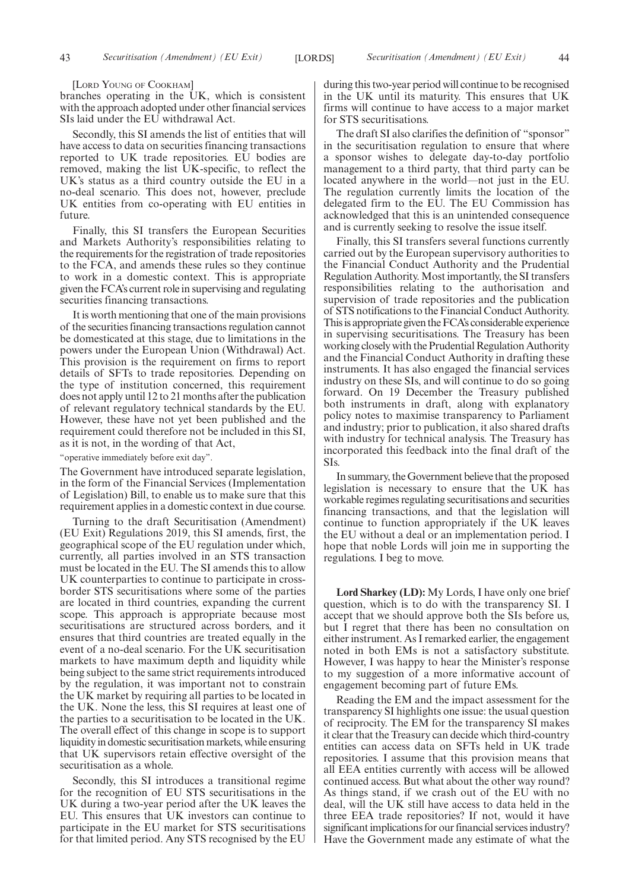[Lord Young of Cookham]

branches operating in the UK, which is consistent with the approach adopted under other financial services SIs laid under the EU withdrawal Act.

Secondly, this SI amends the list of entities that will have access to data on securities financing transactions reported to UK trade repositories. EU bodies are removed, making the list UK-specific, to reflect the UK's status as a third country outside the EU in a no-deal scenario. This does not, however, preclude UK entities from co-operating with EU entities in future.

Finally, this SI transfers the European Securities and Markets Authority's responsibilities relating to the requirements for the registration of trade repositories to the FCA, and amends these rules so they continue to work in a domestic context. This is appropriate given the FCA's current role in supervising and regulating securities financing transactions.

It is worth mentioning that one of the main provisions of the securities financing transactions regulation cannot be domesticated at this stage, due to limitations in the powers under the European Union (Withdrawal) Act. This provision is the requirement on firms to report details of SFTs to trade repositories. Depending on the type of institution concerned, this requirement does not apply until 12 to 21 months after the publication of relevant regulatory technical standards by the EU. However, these have not yet been published and the requirement could therefore not be included in this SI, as it is not, in the wording of that Act,

"operative immediately before exit day".

The Government have introduced separate legislation, in the form of the Financial Services (Implementation of Legislation) Bill, to enable us to make sure that this requirement applies in a domestic context in due course.

Turning to the draft Securitisation (Amendment) (EU Exit) Regulations 2019, this SI amends, first, the geographical scope of the EU regulation under which, currently, all parties involved in an STS transaction must be located in the EU. The SI amends this to allow UK counterparties to continue to participate in cross-border STS securitisations where some of the parties are located in third countries, expanding the current scope. This approach is appropriate because most securitisations are structured across borders, and it ensures that third countries are treated equally in the event of a no-deal scenario. For the UK securitisation markets to have maximum depth and liquidity while being subject to the same strict requirements introduced by the regulation, it was important not to constrain the UK market by requiring all parties to be located in the UK. None the less, this SI requires at least one of the parties to a securitisation to be located in the UK. The overall effect of this change in scope is to support liquidity in domestic securitisation markets, while ensuring that UK supervisors retain effective oversight of the securitisation as a whole.

Secondly, this SI introduces a transitional regime for the recognition of EU STS securitisations in the UK during a two-year period after the UK leaves the EU. This ensures that UK investors can continue to participate in the EU market for STS securitisations for that limited period. Any STS recognised by the EU during this two-year period will continue to be recognised in the UK until its maturity. This ensures that UK firms will continue to have access to a major market for STS securitisations.

The draft SI also clarifies the definition of "sponsor" in the securitisation regulation to ensure that where a sponsor wishes to delegate day-to-day portfolio management to a third party, that third party can be located anywhere in the world—not just in the EU. The regulation currently limits the location of the delegated firm to the EU. The EU Commission has acknowledged that this is an unintended consequence and is currently seeking to resolve the issue itself.

Finally, this SI transfers several functions currently carried out by the European supervisory authorities to the Financial Conduct Authority and the Prudential Regulation Authority. Most importantly, the SI transfers responsibilities relating to the authorisation and supervision of trade repositories and the publication of STS notifications to the Financial Conduct Authority. This is appropriate given the FCA's considerable experience in supervising securitisations. The Treasury has been working closely with the Prudential Regulation Authority and the Financial Conduct Authority in drafting these instruments. It has also engaged the financial services industry on these SIs, and will continue to do so going forward. On 19 December the Treasury published both instruments in draft, along with explanatory policy notes to maximise transparency to Parliament and industry; prior to publication, it also shared drafts with industry for technical analysis. The Treasury has incorporated this feedback into the final draft of the SIs.

In summary, the Government believe that the proposed legislation is necessary to ensure that the UK has workable regimes regulating securitisations and securities financing transactions, and that the legislation will continue to function appropriately if the UK leaves the EU without a deal or an implementation period. I hope that noble Lords will join me in supporting the regulations. I beg to move.

**Lord Sharkey (LD):** My Lords, I have only one brief question, which is to do with the transparency SI. I accept that we should approve both the SIs before us, but I regret that there has been no consultation on either instrument. As I remarked earlier, the engagement noted in both EMs is not a satisfactory substitute. However, I was happy to hear the Minister's response to my suggestion of a more informative account of engagement becoming part of future EMs.

Reading the EM and the impact assessment for the transparency SI highlights one issue: the usual question of reciprocity. The EM for the transparency SI makes it clear that the Treasury can decide which third-country entities can access data on SFTs held in UK trade repositories. I assume that this provision means that all EEA entities currently with access will be allowed continued access. But what about the other way round? As things stand, if we crash out of the EU with no deal, will the UK still have access to data held in the three EEA trade repositories? If not, would it have significant implications for our financial services industry? Have the Government made any estimate of what the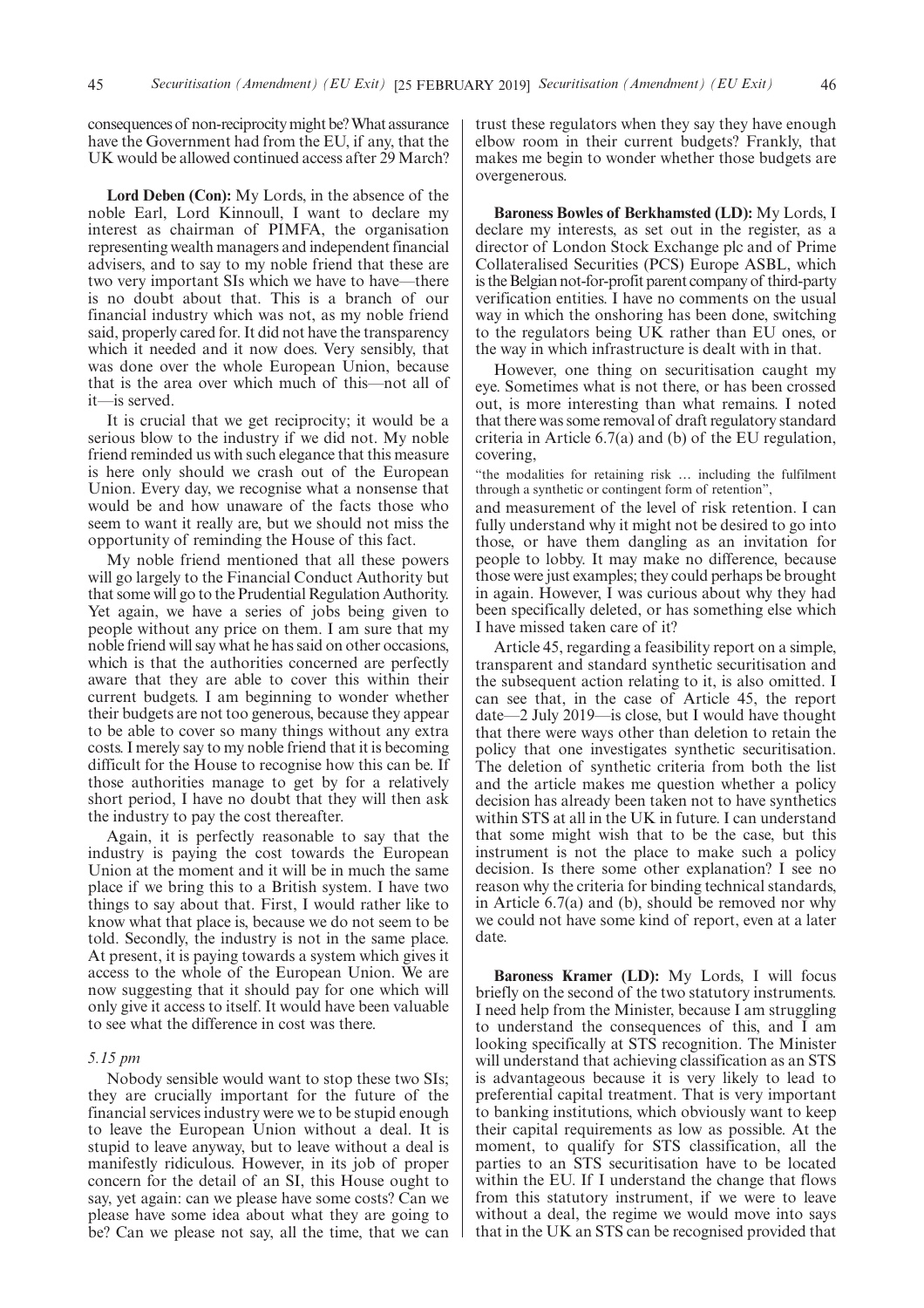consequences of non-reciprocity might be? What assurance have the Government had from the EU, if any, that the UK would be allowed continued access after 29 March?

**Lord Deben (Con):** My Lords, in the absence of the noble Earl, Lord Kinnoull, I want to declare my interest as chairman of PIMFA, the organisation representing wealth managers and independent financial advisers, and to say to my noble friend that these are two very important SIs which we have to have—there is no doubt about that. This is a branch of our financial industry which was not, as my noble friend said, properly cared for. It did not have the transparency which it needed and it now does. Very sensibly, that was done over the whole European Union, because that is the area over which much of this—not all of it—is served.

It is crucial that we get reciprocity; it would be a serious blow to the industry if we did not. My noble friend reminded us with such elegance that this measure is here only should we crash out of the European Union. Every day, we recognise what a nonsense that would be and how unaware of the facts those who seem to want it really are, but we should not miss the opportunity of reminding the House of this fact.

My noble friend mentioned that all these powers will go largely to the Financial Conduct Authority but that some will go to the Prudential Regulation Authority. Yet again, we have a series of jobs being given to people without any price on them. I am sure that my noble friend will say what he has said on other occasions, which is that the authorities concerned are perfectly aware that they are able to cover this within their current budgets. I am beginning to wonder whether their budgets are not too generous, because they appear to be able to cover so many things without any extra costs. I merely say to my noble friend that it is becoming difficult for the House to recognise how this can be. If those authorities manage to get by for a relatively short period, I have no doubt that they will then ask the industry to pay the cost thereafter.

Again, it is perfectly reasonable to say that the industry is paying the cost towards the European Union at the moment and it will be in much the same place if we bring this to a British system. I have two things to say about that. First, I would rather like to know what that place is, because we do not seem to be told. Secondly, the industry is not in the same place. At present, it is paying towards a system which gives it access to the whole of the European Union. We are now suggesting that it should pay for one which will only give it access to itself. It would have been valuable to see what the difference in cost was there.

*5.15 pm*

Nobody sensible would want to stop these two SIs; they are crucially important for the future of the financial services industry were we to be stupid enough to leave the European Union without a deal. It is stupid to leave anyway, but to leave without a deal is manifestly ridiculous. However, in its job of proper concern for the detail of an SI, this House ought to say, yet again: can we please have some costs? Can we please have some idea about what they are going to be? Can we please not say, all the time, that we can trust these regulators when they say they have enough elbow room in their current budgets? Frankly, that makes me begin to wonder whether those budgets are overgenerous.

**Baroness Bowles of Berkhamsted (LD):** My Lords, I declare my interests, as set out in the register, as a director of London Stock Exchange plc and of Prime Collateralised Securities (PCS) Europe ASBL, which is the Belgian not-for-profit parent company of third-party verification entities. I have no comments on the usual way in which the onshoring has been done, switching to the regulators being UK rather than EU ones, or the way in which infrastructure is dealt with in that.

However, one thing on securitisation caught my eye. Sometimes what is not there, or has been crossed out, is more interesting than what remains. I noted that there was some removal of draft regulatory standard criteria in Article 6.7(a) and (b) of the EU regulation, covering,

"the modalities for retaining risk … including the fulfilment through a synthetic or contingent form of retention",

and measurement of the level of risk retention. I can fully understand why it might not be desired to go into those, or have them dangling as an invitation for people to lobby. It may make no difference, because those were just examples; they could perhaps be brought in again. However, I was curious about why they had been specifically deleted, or has something else which I have missed taken care of it?

Article 45, regarding a feasibility report on a simple, transparent and standard synthetic securitisation and the subsequent action relating to it, is also omitted. I can see that, in the case of Article 45, the report date—2 July 2019—is close, but I would have thought that there were ways other than deletion to retain the policy that one investigates synthetic securitisation. The deletion of synthetic criteria from both the list and the article makes me question whether a policy decision has already been taken not to have synthetics within STS at all in the UK in future. I can understand that some might wish that to be the case, but this instrument is not the place to make such a policy decision. Is there some other explanation? I see no reason why the criteria for binding technical standards, in Article 6.7(a) and (b), should be removed nor why we could not have some kind of report, even at a later date.

**Baroness Kramer (LD):** My Lords, I will focus briefly on the second of the two statutory instruments. I need help from the Minister, because I am struggling to understand the consequences of this, and I am looking specifically at STS recognition. The Minister will understand that achieving classification as an STS is advantageous because it is very likely to lead to preferential capital treatment. That is very important to banking institutions, which obviously want to keep their capital requirements as low as possible. At the moment, to qualify for STS classification, all the parties to an STS securitisation have to be located within the EU. If I understand the change that flows from this statutory instrument, if we were to leave without a deal, the regime we would move into says that in the UK an STS can be recognised provided that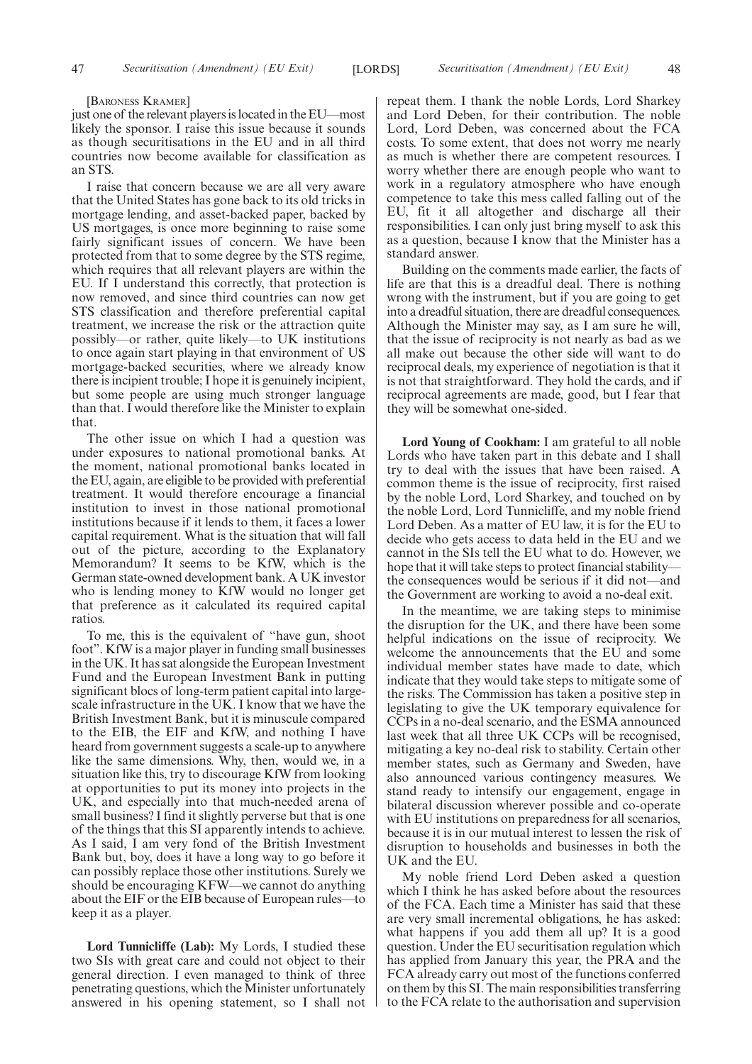[BARONESS KRAMER]

just one of the relevant players is located in the EU—most likely the sponsor. I raise this issue because it sounds as though securitisations in the EU and in all third countries now become available for classification as an STS.

I raise that concern because we are all very aware that the United States has gone back to its old tricks in mortgage lending, and asset-backed paper, backed by US mortgages, is once more beginning to raise some fairly significant issues of concern. We have been protected from that to some degree by the STS regime, which requires that all relevant players are within the EU. If I understand this correctly, that protection is now removed, and since third countries can now get STS classification and therefore preferential capital treatment, we increase the risk or the attraction quite possibly—or rather, quite likely—to UK institutions to once again start playing in that environment of US mortgage-backed securities, where we already know there is incipient trouble; I hope it is genuinely incipient, but some people are using much stronger language than that. I would therefore like the Minister to explain that.

The other issue on which I had a question was under exposures to national promotional banks. At the moment, national promotional banks located in the EU, again, are eligible to be provided with preferential treatment. It would therefore encourage a financial institution to invest in those national promotional institutions because if it lends to them, it faces a lower capital requirement. What is the situation that will fall out of the picture, according to the Explanatory Memorandum? It seems to be KfW, which is the German state-owned development bank. A UK investor who is lending money to KfW would no longer get that preference as it calculated its required capital ratios.

To me, this is the equivalent of "have gun, shoot foot". KfW is a major player in funding small businesses in the UK. It has sat alongside the European Investment Fund and the European Investment Bank in putting significant blocs of long-term patient capital into large-scale infrastructure in the UK. I know that we have the British Investment Bank, but it is minuscule compared to the EIB, the EIF and KfW, and nothing I have heard from government suggests a scale-up to anywhere like the same dimensions. Why, then, would we, in a situation like this, try to discourage KfW from looking at opportunities to put its money into projects in the UK, and especially into that much-needed arena of small business? I find it slightly perverse but that is one of the things that this SI apparently intends to achieve. As I said, I am very fond of the British Investment Bank but, boy, does it have a long way to go before it can possibly replace those other institutions. Surely we should be encouraging KFW—we cannot do anything about the EIF or the EIB because of European rules—to keep it as a player.

**Lord Tunnicliffe (Lab):** My Lords, I studied these two SIs with great care and could not object to their general direction. I even managed to think of three penetrating questions, which the Minister unfortunately answered in his opening statement, so I shall not repeat them. I thank the noble Lords, Lord Sharkey and Lord Deben, for their contribution. The noble Lord, Lord Deben, was concerned about the FCA costs. To some extent, that does not worry me nearly as much is whether there are competent resources. I worry whether there are enough people who want to work in a regulatory atmosphere who have enough competence to take this mess called falling out of the EU, fit it all altogether and discharge all their responsibilities. I can only just bring myself to ask this as a question, because I know that the Minister has a standard answer.

Building on the comments made earlier, the facts of life are that this is a dreadful deal. There is nothing wrong with the instrument, but if you are going to get into a dreadful situation, there are dreadful consequences. Although the Minister may say, as I am sure he will, that the issue of reciprocity is not nearly as bad as we all make out because the other side will want to do reciprocal deals, my experience of negotiation is that it is not that straightforward. They hold the cards, and if reciprocal agreements are made, good, but I fear that they will be somewhat one-sided.

**Lord Young of Cookham:** I am grateful to all noble Lords who have taken part in this debate and I shall try to deal with the issues that have been raised. A common theme is the issue of reciprocity, first raised by the noble Lord, Lord Sharkey, and touched on by the noble Lord, Lord Tunnicliffe, and my noble friend Lord Deben. As a matter of EU law, it is for the EU to decide who gets access to data held in the EU and we cannot in the SIs tell the EU what to do. However, we hope that it will take steps to protect financial stability—the consequences would be serious if it did not—and the Government are working to avoid a no-deal exit.

In the meantime, we are taking steps to minimise the disruption for the UK, and there have been some helpful indications on the issue of reciprocity. We welcome the announcements that the EU and some individual member states have made to date, which indicate that they would take steps to mitigate some of the risks. The Commission has taken a positive step in legislating to give the UK temporary equivalence for CCPs in a no-deal scenario, and the ESMA announced last week that all three UK CCPs will be recognised, mitigating a key no-deal risk to stability. Certain other member states, such as Germany and Sweden, have also announced various contingency measures. We stand ready to intensify our engagement, engage in bilateral discussion wherever possible and co-operate with EU institutions on preparedness for all scenarios, because it is in our mutual interest to lessen the risk of disruption to households and businesses in both the UK and the EU.

My noble friend Lord Deben asked a question which I think he has asked before about the resources of the FCA. Each time a Minister has said that these are very small incremental obligations, he has asked: what happens if you add them all up? It is a good question. Under the EU securitisation regulation which has applied from January this year, the PRA and the FCA already carry out most of the functions conferred on them by this SI. The main responsibilities transferring to the FCA relate to the authorisation and supervision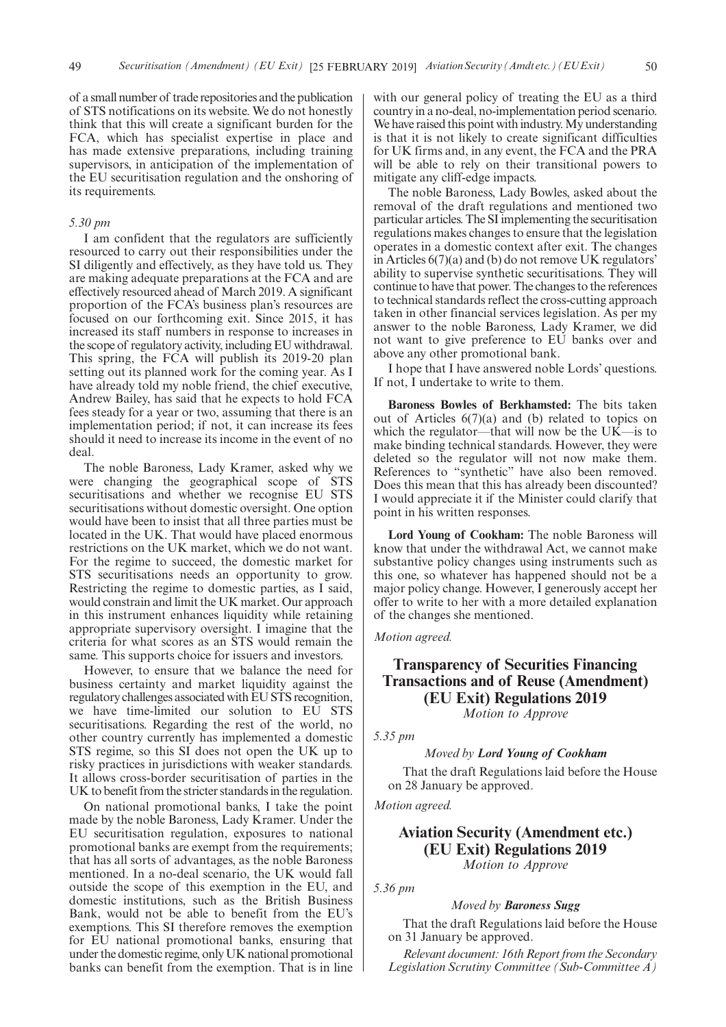of a small number of trade repositories and the publication of STS notifications on its website. We do not honestly think that this will create a significant burden for the FCA, which has specialist expertise in place and has made extensive preparations, including training supervisors, in anticipation of the implementation of the EU securitisation regulation and the onshoring of its requirements.

*5.30 pm*

I am confident that the regulators are sufficiently resourced to carry out their responsibilities under the SI diligently and effectively, as they have told us. They are making adequate preparations at the FCA and are effectively resourced ahead of March 2019. A significant proportion of the FCA's business plan's resources are focused on our forthcoming exit. Since 2015, it has increased its staff numbers in response to increases in the scope of regulatory activity, including EU withdrawal. This spring, the FCA will publish its 2019-20 plan setting out its planned work for the coming year. As I have already told my noble friend, the chief executive, Andrew Bailey, has said that he expects to hold FCA fees steady for a year or two, assuming that there is an implementation period; if not, it can increase its fees should it need to increase its income in the event of no deal.

The noble Baroness, Lady Kramer, asked why we were changing the geographical scope of STS securitisations and whether we recognise EU STS securitisations without domestic oversight. One option would have been to insist that all three parties must be located in the UK. That would have placed enormous restrictions on the UK market, which we do not want. For the regime to succeed, the domestic market for STS securitisations needs an opportunity to grow. Restricting the regime to domestic parties, as I said, would constrain and limit the UK market. Our approach in this instrument enhances liquidity while retaining appropriate supervisory oversight. I imagine that the criteria for what scores as an STS would remain the same. This supports choice for issuers and investors.

However, to ensure that we balance the need for business certainty and market liquidity against the regulatory challenges associated with EU STS recognition, we have time-limited our solution to EU STS securitisations. Regarding the rest of the world, no other country currently has implemented a domestic STS regime, so this SI does not open the UK up to risky practices in jurisdictions with weaker standards. It allows cross-border securitisation of parties in the UK to benefit from the stricter standards in the regulation.

On national promotional banks, I take the point made by the noble Baroness, Lady Kramer. Under the EU securitisation regulation, exposures to national promotional banks are exempt from the requirements; that has all sorts of advantages, as the noble Baroness mentioned. In a no-deal scenario, the UK would fall outside the scope of this exemption in the EU, and domestic institutions, such as the British Business Bank, would not be able to benefit from the EU's exemptions. This SI therefore removes the exemption for EU national promotional banks, ensuring that under the domestic regime, only UK national promotional banks can benefit from the exemption. That is in line with our general policy of treating the EU as a third country in a no-deal, no-implementation period scenario. We have raised this point with industry. My understanding is that it is not likely to create significant difficulties for UK firms and, in any event, the FCA and the PRA will be able to rely on their transitional powers to mitigate any cliff-edge impacts.

The noble Baroness, Lady Bowles, asked about the removal of the draft regulations and mentioned two particular articles. The SI implementing the securitisation regulations makes changes to ensure that the legislation operates in a domestic context after exit. The changes in Articles 6(7)(a) and (b) do not remove UK regulators' ability to supervise synthetic securitisations. They will continue to have that power. The changes to the references to technical standards reflect the cross-cutting approach taken in other financial services legislation. As per my answer to the noble Baroness, Lady Kramer, we did not want to give preference to EU banks over and above any other promotional bank.

I hope that I have answered noble Lords' questions. If not, I undertake to write to them.

**Baroness Bowles of Berkhamsted:** The bits taken out of Articles 6(7)(a) and (b) related to topics on which the regulator—that will now be the UK—is to make binding technical standards. However, they were deleted so the regulator will not now make them. References to "synthetic" have also been removed. Does this mean that this has already been discounted? I would appreciate it if the Minister could clarify that point in his written responses.

**Lord Young of Cookham:** The noble Baroness will know that under the withdrawal Act, we cannot make substantive policy changes using instruments such as this one, so whatever has happened should not be a major policy change. However, I generously accept her offer to write to her with a more detailed explanation of the changes she mentioned.

*Motion agreed.*

## Transparency of Securities Financing Transactions and of Reuse (Amendment) (EU Exit) Regulations 2019

*Motion to Approve*

*5.35 pm*

*Moved by **Lord Young of Cookham***

That the draft Regulations laid before the House on 28 January be approved.

*Motion agreed.*

## Aviation Security (Amendment etc.) (EU Exit) Regulations 2019

*Motion to Approve*

*5.36 pm*

*Moved by **Baroness Sugg***

That the draft Regulations laid before the House on 31 January be approved.

*Relevant document: 16th Report from the Secondary Legislation Scrutiny Committee (Sub-Committee A)*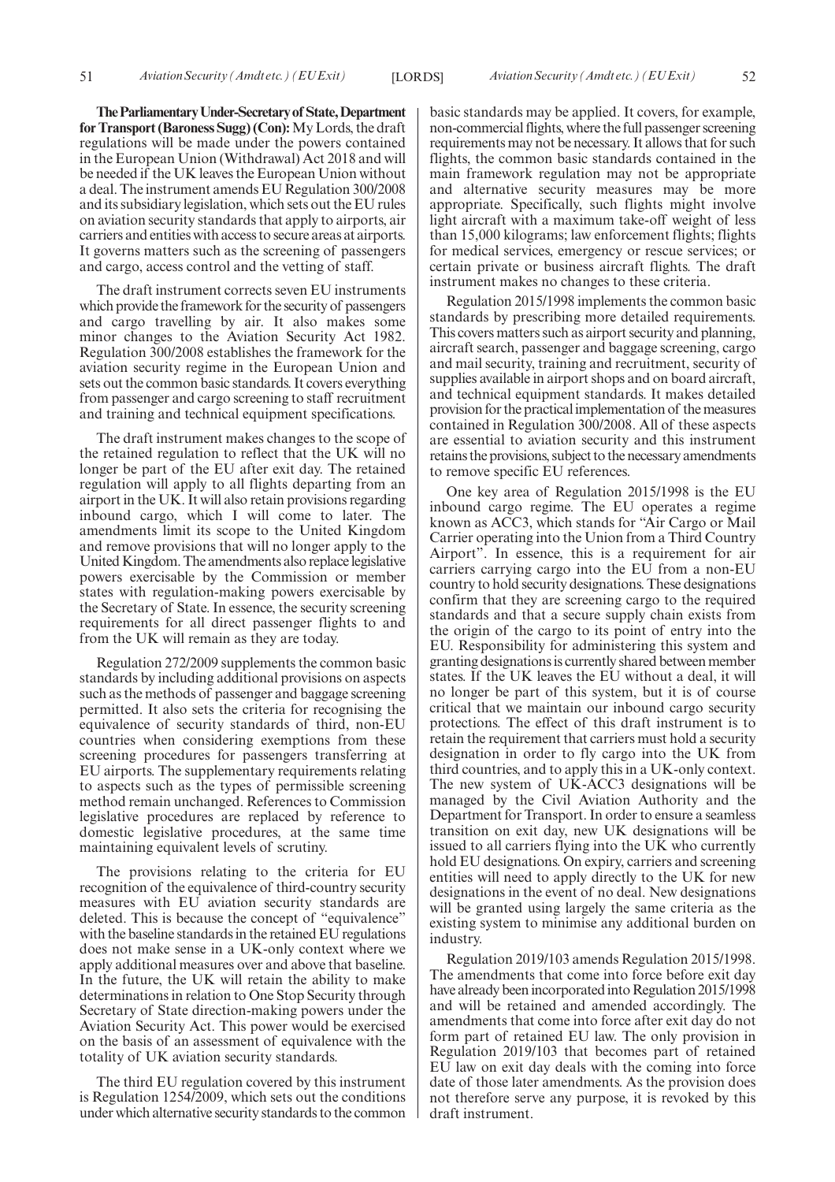**The Parliamentary Under-Secretary of State, Department for Transport (Baroness Sugg) (Con):** My Lords, the draft regulations will be made under the powers contained in the European Union (Withdrawal) Act 2018 and will be needed if the UK leaves the European Union without a deal. The instrument amends EU Regulation 300/2008 and its subsidiary legislation, which sets out the EU rules on aviation security standards that apply to airports, air carriers and entities with access to secure areas at airports. It governs matters such as the screening of passengers and cargo, access control and the vetting of staff.

The draft instrument corrects seven EU instruments which provide the framework for the security of passengers and cargo travelling by air. It also makes some minor changes to the Aviation Security Act 1982. Regulation 300/2008 establishes the framework for the aviation security regime in the European Union and sets out the common basic standards. It covers everything from passenger and cargo screening to staff recruitment and training and technical equipment specifications.

The draft instrument makes changes to the scope of the retained regulation to reflect that the UK will no longer be part of the EU after exit day. The retained regulation will apply to all flights departing from an airport in the UK. It will also retain provisions regarding inbound cargo, which I will come to later. The amendments limit its scope to the United Kingdom and remove provisions that will no longer apply to the United Kingdom. The amendments also replace legislative powers exercisable by the Commission or member states with regulation-making powers exercisable by the Secretary of State. In essence, the security screening requirements for all direct passenger flights to and from the UK will remain as they are today.

Regulation 272/2009 supplements the common basic standards by including additional provisions on aspects such as the methods of passenger and baggage screening permitted. It also sets the criteria for recognising the equivalence of security standards of third, non-EU countries when considering exemptions from these screening procedures for passengers transferring at EU airports. The supplementary requirements relating to aspects such as the types of permissible screening method remain unchanged. References to Commission legislative procedures are replaced by reference to domestic legislative procedures, at the same time maintaining equivalent levels of scrutiny.

The provisions relating to the criteria for EU recognition of the equivalence of third-country security measures with EU aviation security standards are deleted. This is because the concept of "equivalence" with the baseline standards in the retained EU regulations does not make sense in a UK-only context where we apply additional measures over and above that baseline. In the future, the UK will retain the ability to make determinations in relation to One Stop Security through Secretary of State direction-making powers under the Aviation Security Act. This power would be exercised on the basis of an assessment of equivalence with the totality of UK aviation security standards.

The third EU regulation covered by this instrument is Regulation 1254/2009, which sets out the conditions under which alternative security standards to the common basic standards may be applied. It covers, for example, non-commercial flights, where the full passenger screening requirements may not be necessary. It allows that for such flights, the common basic standards contained in the main framework regulation may not be appropriate and alternative security measures may be more appropriate. Specifically, such flights might involve light aircraft with a maximum take-off weight of less than 15,000 kilograms; law enforcement flights; flights for medical services, emergency or rescue services; or certain private or business aircraft flights. The draft instrument makes no changes to these criteria.

Regulation 2015/1998 implements the common basic standards by prescribing more detailed requirements. This covers matters such as airport security and planning, aircraft search, passenger and baggage screening, cargo and mail security, training and recruitment, security of supplies available in airport shops and on board aircraft, and technical equipment standards. It makes detailed provision for the practical implementation of the measures contained in Regulation 300/2008. All of these aspects are essential to aviation security and this instrument retains the provisions, subject to the necessary amendments to remove specific EU references.

One key area of Regulation 2015/1998 is the EU inbound cargo regime. The EU operates a regime known as ACC3, which stands for "Air Cargo or Mail Carrier operating into the Union from a Third Country Airport". In essence, this is a requirement for air carriers carrying cargo into the EU from a non-EU country to hold security designations. These designations confirm that they are screening cargo to the required standards and that a secure supply chain exists from the origin of the cargo to its point of entry into the EU. Responsibility for administering this system and granting designations is currently shared between member states. If the UK leaves the EU without a deal, it will no longer be part of this system, but it is of course critical that we maintain our inbound cargo security protections. The effect of this draft instrument is to retain the requirement that carriers must hold a security designation in order to fly cargo into the UK from third countries, and to apply this in a UK-only context. The new system of UK-ACC3 designations will be managed by the Civil Aviation Authority and the Department for Transport. In order to ensure a seamless transition on exit day, new UK designations will be issued to all carriers flying into the UK who currently hold EU designations. On expiry, carriers and screening entities will need to apply directly to the UK for new designations in the event of no deal. New designations will be granted using largely the same criteria as the existing system to minimise any additional burden on industry.

Regulation 2019/103 amends Regulation 2015/1998. The amendments that come into force before exit day have already been incorporated into Regulation 2015/1998 and will be retained and amended accordingly. The amendments that come into force after exit day do not form part of retained EU law. The only provision in Regulation 2019/103 that becomes part of retained EU law on exit day deals with the coming into force date of those later amendments. As the provision does not therefore serve any purpose, it is revoked by this draft instrument.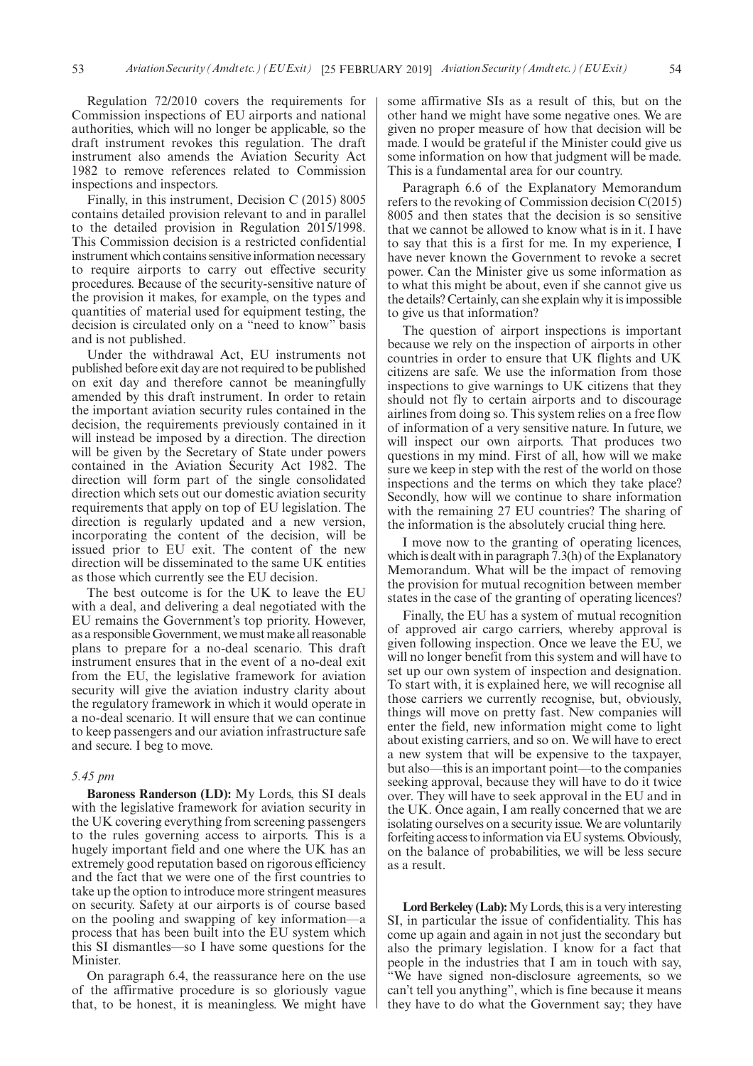Regulation 72/2010 covers the requirements for Commission inspections of EU airports and national authorities, which will no longer be applicable, so the draft instrument revokes this regulation. The draft instrument also amends the Aviation Security Act 1982 to remove references related to Commission inspections and inspectors.

Finally, in this instrument, Decision C (2015) 8005 contains detailed provision relevant to and in parallel to the detailed provision in Regulation 2015/1998. This Commission decision is a restricted confidential instrument which contains sensitive information necessary to require airports to carry out effective security procedures. Because of the security-sensitive nature of the provision it makes, for example, on the types and quantities of material used for equipment testing, the decision is circulated only on a "need to know" basis and is not published.

Under the withdrawal Act, EU instruments not published before exit day are not required to be published on exit day and therefore cannot be meaningfully amended by this draft instrument. In order to retain the important aviation security rules contained in the decision, the requirements previously contained in it will instead be imposed by a direction. The direction will be given by the Secretary of State under powers contained in the Aviation Security Act 1982. The direction will form part of the single consolidated direction which sets out our domestic aviation security requirements that apply on top of EU legislation. The direction is regularly updated and a new version, incorporating the content of the decision, will be issued prior to EU exit. The content of the new direction will be disseminated to the same UK entities as those which currently see the EU decision.

The best outcome is for the UK to leave the EU with a deal, and delivering a deal negotiated with the EU remains the Government's top priority. However, as a responsible Government, we must make all reasonable plans to prepare for a no-deal scenario. This draft instrument ensures that in the event of a no-deal exit from the EU, the legislative framework for aviation security will give the aviation industry clarity about the regulatory framework in which it would operate in a no-deal scenario. It will ensure that we can continue to keep passengers and our aviation infrastructure safe and secure. I beg to move.

*5.45 pm*

**Baroness Randerson (LD):** My Lords, this SI deals with the legislative framework for aviation security in the UK covering everything from screening passengers to the rules governing access to airports. This is a hugely important field and one where the UK has an extremely good reputation based on rigorous efficiency and the fact that we were one of the first countries to take up the option to introduce more stringent measures on security. Safety at our airports is of course based on the pooling and swapping of key information—a process that has been built into the EU system which this SI dismantles—so I have some questions for the Minister.

On paragraph 6.4, the reassurance here on the use of the affirmative procedure is so gloriously vague that, to be honest, it is meaningless. We might have some affirmative SIs as a result of this, but on the other hand we might have some negative ones. We are given no proper measure of how that decision will be made. I would be grateful if the Minister could give us some information on how that judgment will be made. This is a fundamental area for our country.

Paragraph 6.6 of the Explanatory Memorandum refers to the revoking of Commission decision C(2015) 8005 and then states that the decision is so sensitive that we cannot be allowed to know what is in it. I have to say that this is a first for me. In my experience, I have never known the Government to revoke a secret power. Can the Minister give us some information as to what this might be about, even if she cannot give us the details? Certainly, can she explain why it is impossible to give us that information?

The question of airport inspections is important because we rely on the inspection of airports in other countries in order to ensure that UK flights and UK citizens are safe. We use the information from those inspections to give warnings to UK citizens that they should not fly to certain airports and to discourage airlines from doing so. This system relies on a free flow of information of a very sensitive nature. In future, we will inspect our own airports. That produces two questions in my mind. First of all, how will we make sure we keep in step with the rest of the world on those inspections and the terms on which they take place? Secondly, how will we continue to share information with the remaining 27 EU countries? The sharing of the information is the absolutely crucial thing here.

I move now to the granting of operating licences, which is dealt with in paragraph 7.3(h) of the Explanatory Memorandum. What will be the impact of removing the provision for mutual recognition between member states in the case of the granting of operating licences?

Finally, the EU has a system of mutual recognition of approved air cargo carriers, whereby approval is given following inspection. Once we leave the EU, we will no longer benefit from this system and will have to set up our own system of inspection and designation. To start with, it is explained here, we will recognise all those carriers we currently recognise, but, obviously, things will move on pretty fast. New companies will enter the field, new information might come to light about existing carriers, and so on. We will have to erect a new system that will be expensive to the taxpayer, but also—this is an important point—to the companies seeking approval, because they will have to do it twice over. They will have to seek approval in the EU and in the UK. Once again, I am really concerned that we are isolating ourselves on a security issue. We are voluntarily forfeiting access to information via EU systems. Obviously, on the balance of probabilities, we will be less secure as a result.

**Lord Berkeley (Lab):** My Lords, this is a very interesting SI, in particular the issue of confidentiality. This has come up again and again in not just the secondary but also the primary legislation. I know for a fact that people in the industries that I am in touch with say, "We have signed non-disclosure agreements, so we can't tell you anything", which is fine because it means they have to do what the Government say; they have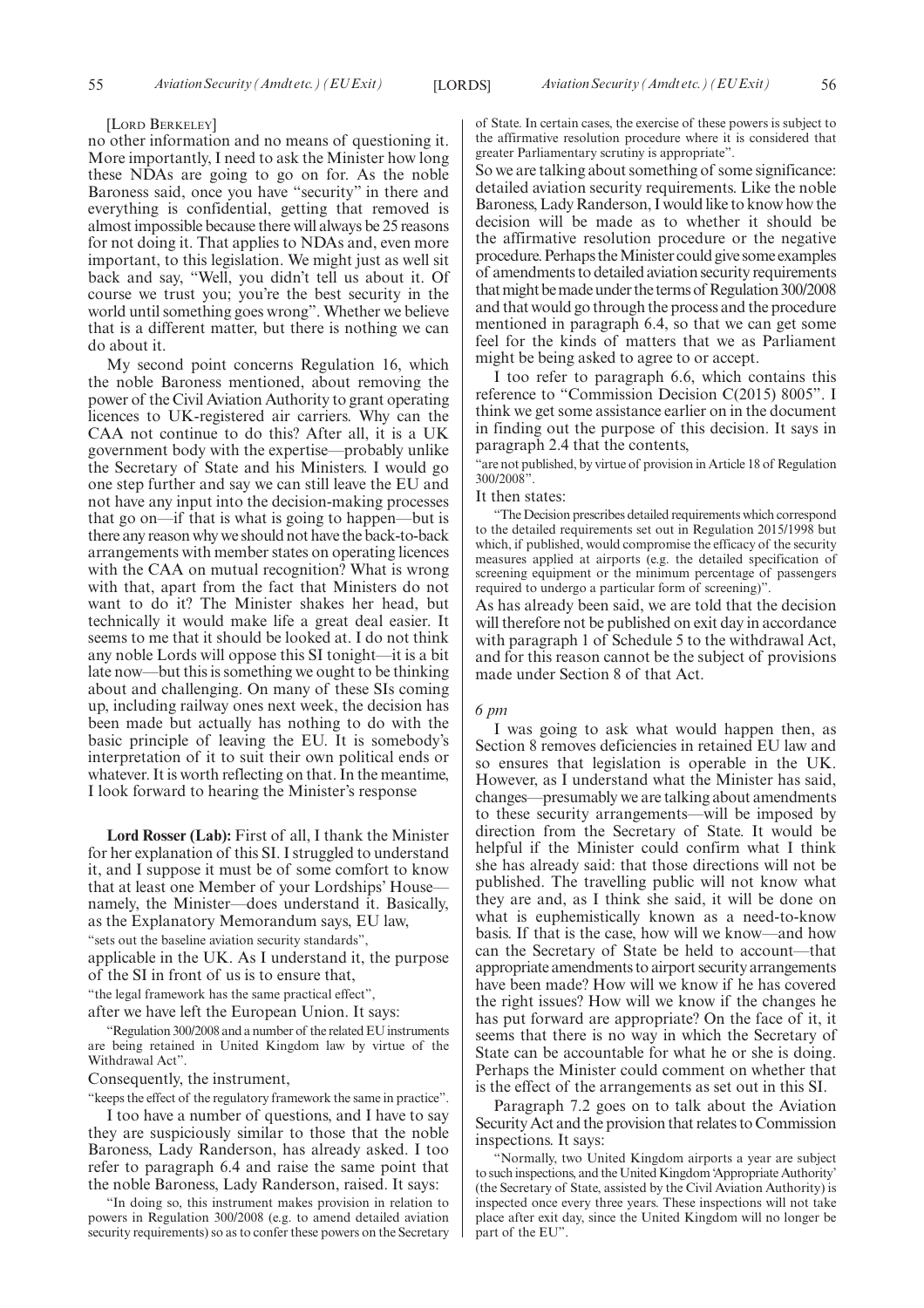[Lord Berkeley]

no other information and no means of questioning it. More importantly, I need to ask the Minister how long these NDAs are going to go on for. As the noble Baroness said, once you have "security" in there and everything is confidential, getting that removed is almost impossible because there will always be 25 reasons for not doing it. That applies to NDAs and, even more important, to this legislation. We might just as well sit back and say, "Well, you didn't tell us about it. Of course we trust you; you're the best security in the world until something goes wrong". Whether we believe that is a different matter, but there is nothing we can do about it.

My second point concerns Regulation 16, which the noble Baroness mentioned, about removing the power of the Civil Aviation Authority to grant operating licences to UK-registered air carriers. Why can the CAA not continue to do this? After all, it is a UK government body with the expertise—probably unlike the Secretary of State and his Ministers. I would go one step further and say we can still leave the EU and not have any input into the decision-making processes that go on—if that is what is going to happen—but is there any reason why we should not have the back-to-back arrangements with member states on operating licences with the CAA on mutual recognition? What is wrong with that, apart from the fact that Ministers do not want to do it? The Minister shakes her head, but technically it would make life a great deal easier. It seems to me that it should be looked at. I do not think any noble Lords will oppose this SI tonight—it is a bit late now—but this is something we ought to be thinking about and challenging. On many of these SIs coming up, including railway ones next week, the decision has been made but actually has nothing to do with the basic principle of leaving the EU. It is somebody's interpretation of it to suit their own political ends or whatever. It is worth reflecting on that. In the meantime, I look forward to hearing the Minister's response

**Lord Rosser (Lab):** First of all, I thank the Minister for her explanation of this SI. I struggled to understand it, and I suppose it must be of some comfort to know that at least one Member of your Lordships' House—namely, the Minister—does understand it. Basically, as the Explanatory Memorandum says, EU law,

"sets out the baseline aviation security standards",

applicable in the UK. As I understand it, the purpose of the SI in front of us is to ensure that,

"the legal framework has the same practical effect",

after we have left the European Union. It says:

"Regulation 300/2008 and a number of the related EU instruments are being retained in United Kingdom law by virtue of the Withdrawal Act".

Consequently, the instrument,

"keeps the effect of the regulatory framework the same in practice".

I too have a number of questions, and I have to say they are suspiciously similar to those that the noble Baroness, Lady Randerson, has already asked. I too refer to paragraph 6.4 and raise the same point that the noble Baroness, Lady Randerson, raised. It says:

"In doing so, this instrument makes provision in relation to powers in Regulation 300/2008 (e.g. to amend detailed aviation security requirements) so as to confer these powers on the Secretary of State. In certain cases, the exercise of these powers is subject to the affirmative resolution procedure where it is considered that greater Parliamentary scrutiny is appropriate".

So we are talking about something of some significance: detailed aviation security requirements. Like the noble Baroness, Lady Randerson, I would like to know how the decision will be made as to whether it should be the affirmative resolution procedure or the negative procedure. Perhaps the Minister could give some examples of amendments to detailed aviation security requirements that might be made under the terms of Regulation 300/2008 and that would go through the process and the procedure mentioned in paragraph 6.4, so that we can get some feel for the kinds of matters that we as Parliament might be being asked to agree to or accept.

I too refer to paragraph 6.6, which contains this reference to "Commission Decision C(2015) 8005". I think we get some assistance earlier on in the document in finding out the purpose of this decision. It says in paragraph 2.4 that the contents,

"are not published, by virtue of provision in Article 18 of Regulation 300/2008".

It then states:

"The Decision prescribes detailed requirements which correspond to the detailed requirements set out in Regulation 2015/1998 but which, if published, would compromise the efficacy of the security measures applied at airports (e.g. the detailed specification of screening equipment or the minimum percentage of passengers required to undergo a particular form of screening)".

As has already been said, we are told that the decision will therefore not be published on exit day in accordance with paragraph 1 of Schedule 5 to the withdrawal Act, and for this reason cannot be the subject of provisions made under Section 8 of that Act.

*6 pm*

I was going to ask what would happen then, as Section 8 removes deficiencies in retained EU law and so ensures that legislation is operable in the UK. However, as I understand what the Minister has said, changes—presumably we are talking about amendments to these security arrangements—will be imposed by direction from the Secretary of State. It would be helpful if the Minister could confirm what I think she has already said: that those directions will not be published. The travelling public will not know what they are and, as I think she said, it will be done on what is euphemistically known as a need-to-know basis. If that is the case, how will we know—and how can the Secretary of State be held to account—that appropriate amendments to airport security arrangements have been made? How will we know if he has covered the right issues? How will we know if the changes he has put forward are appropriate? On the face of it, it seems that there is no way in which the Secretary of State can be accountable for what he or she is doing. Perhaps the Minister could comment on whether that is the effect of the arrangements as set out in this SI.

Paragraph 7.2 goes on to talk about the Aviation Security Act and the provision that relates to Commission inspections. It says:

"Normally, two United Kingdom airports a year are subject to such inspections, and the United Kingdom 'Appropriate Authority' (the Secretary of State, assisted by the Civil Aviation Authority) is inspected once every three years. These inspections will not take place after exit day, since the United Kingdom will no longer be part of the EU".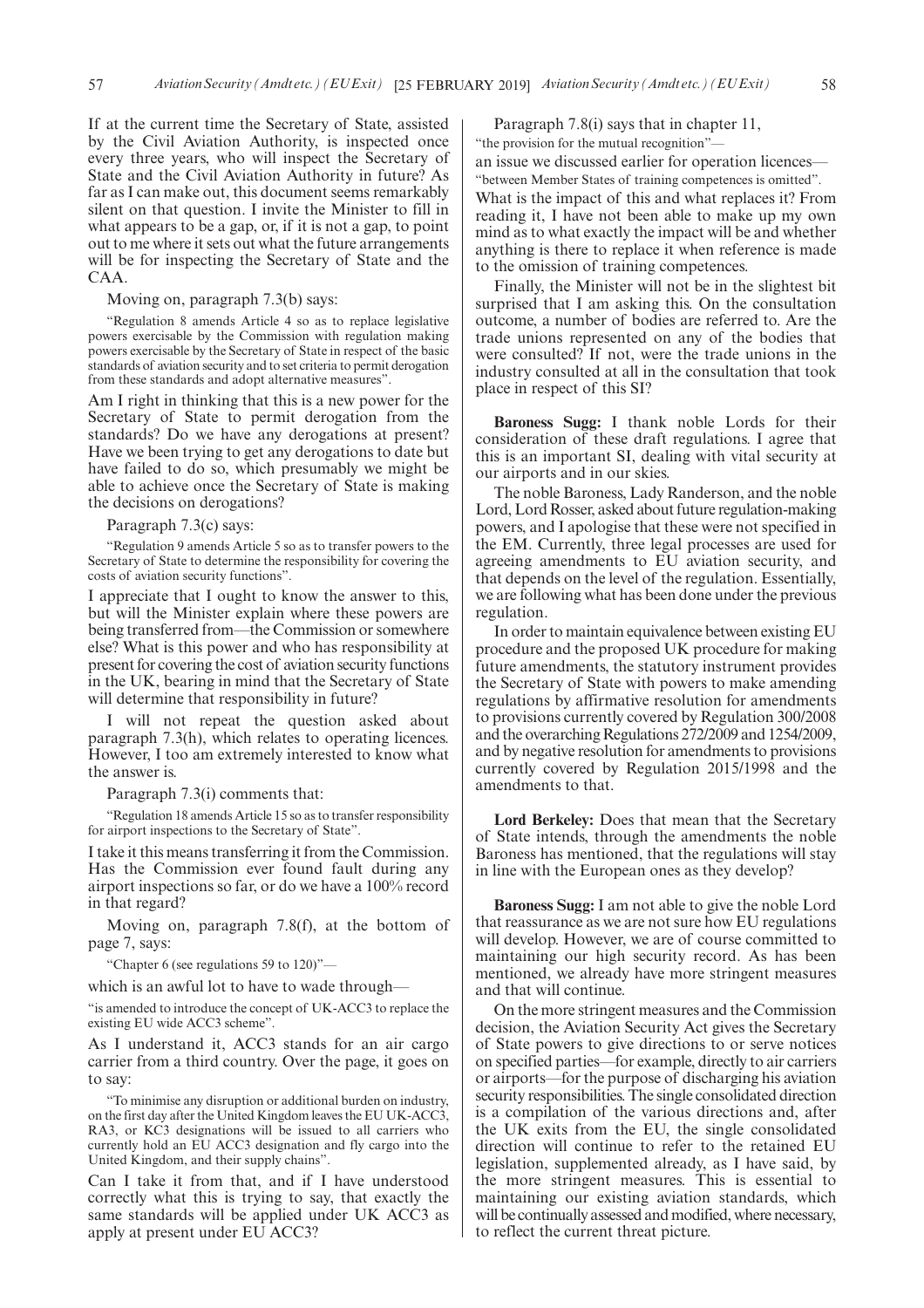If at the current time the Secretary of State, assisted by the Civil Aviation Authority, is inspected once every three years, who will inspect the Secretary of State and the Civil Aviation Authority in future? As far as I can make out, this document seems remarkably silent on that question. I invite the Minister to fill in what appears to be a gap, or, if it is not a gap, to point out to me where it sets out what the future arrangements will be for inspecting the Secretary of State and the CAA.

Moving on, paragraph 7.3(b) says:

"Regulation 8 amends Article 4 so as to replace legislative powers exercisable by the Commission with regulation making powers exercisable by the Secretary of State in respect of the basic standards of aviation security and to set criteria to permit derogation from these standards and adopt alternative measures".

Am I right in thinking that this is a new power for the Secretary of State to permit derogation from the standards? Do we have any derogations at present? Have we been trying to get any derogations to date but have failed to do so, which presumably we might be able to achieve once the Secretary of State is making the decisions on derogations?

Paragraph 7.3(c) says:

"Regulation 9 amends Article 5 so as to transfer powers to the Secretary of State to determine the responsibility for covering the costs of aviation security functions".

I appreciate that I ought to know the answer to this, but will the Minister explain where these powers are being transferred from—the Commission or somewhere else? What is this power and who has responsibility at present for covering the cost of aviation security functions in the UK, bearing in mind that the Secretary of State will determine that responsibility in future?

I will not repeat the question asked about paragraph 7.3(h), which relates to operating licences. However, I too am extremely interested to know what the answer is.

Paragraph 7.3(i) comments that:

"Regulation 18 amends Article 15 so as to transfer responsibility for airport inspections to the Secretary of State".

I take it this means transferring it from the Commission. Has the Commission ever found fault during any airport inspections so far, or do we have a 100% record in that regard?

Moving on, paragraph 7.8(f), at the bottom of page 7, says:

"Chapter 6 (see regulations 59 to 120)"—

which is an awful lot to have to wade through—

"is amended to introduce the concept of UK-ACC3 to replace the existing EU wide ACC3 scheme".

As I understand it, ACC3 stands for an air cargo carrier from a third country. Over the page, it goes on to say:

"To minimise any disruption or additional burden on industry, on the first day after the United Kingdom leaves the EU UK-ACC3, RA3, or KC3 designations will be issued to all carriers who currently hold an EU ACC3 designation and fly cargo into the United Kingdom, and their supply chains".

Can I take it from that, and if I have understood correctly what this is trying to say, that exactly the same standards will be applied under UK ACC3 as apply at present under EU ACC3?

Paragraph 7.8(i) says that in chapter 11,

"the provision for the mutual recognition"—

an issue we discussed earlier for operation licences—

"between Member States of training competences is omitted".

What is the impact of this and what replaces it? From reading it, I have not been able to make up my own mind as to what exactly the impact will be and whether anything is there to replace it when reference is made to the omission of training competences.

Finally, the Minister will not be in the slightest bit surprised that I am asking this. On the consultation outcome, a number of bodies are referred to. Are the trade unions represented on any of the bodies that were consulted? If not, were the trade unions in the industry consulted at all in the consultation that took place in respect of this SI?

**Baroness Sugg:** I thank noble Lords for their consideration of these draft regulations. I agree that this is an important SI, dealing with vital security at our airports and in our skies.

The noble Baroness, Lady Randerson, and the noble Lord, Lord Rosser, asked about future regulation-making powers, and I apologise that these were not specified in the EM. Currently, three legal processes are used for agreeing amendments to EU aviation security, and that depends on the level of the regulation. Essentially, we are following what has been done under the previous regulation.

In order to maintain equivalence between existing EU procedure and the proposed UK procedure for making future amendments, the statutory instrument provides the Secretary of State with powers to make amending regulations by affirmative resolution for amendments to provisions currently covered by Regulation 300/2008 and the overarching Regulations 272/2009 and 1254/2009, and by negative resolution for amendments to provisions currently covered by Regulation 2015/1998 and the amendments to that.

**Lord Berkeley:** Does that mean that the Secretary of State intends, through the amendments the noble Baroness has mentioned, that the regulations will stay in line with the European ones as they develop?

**Baroness Sugg:** I am not able to give the noble Lord that reassurance as we are not sure how EU regulations will develop. However, we are of course committed to maintaining our high security record. As has been mentioned, we already have more stringent measures and that will continue.

On the more stringent measures and the Commission decision, the Aviation Security Act gives the Secretary of State powers to give directions to or serve notices on specified parties—for example, directly to air carriers or airports—for the purpose of discharging his aviation security responsibilities. The single consolidated direction is a compilation of the various directions and, after the UK exits from the EU, the single consolidated direction will continue to refer to the retained EU legislation, supplemented already, as I have said, by the more stringent measures. This is essential to maintaining our existing aviation standards, which will be continually assessed and modified, where necessary, to reflect the current threat picture.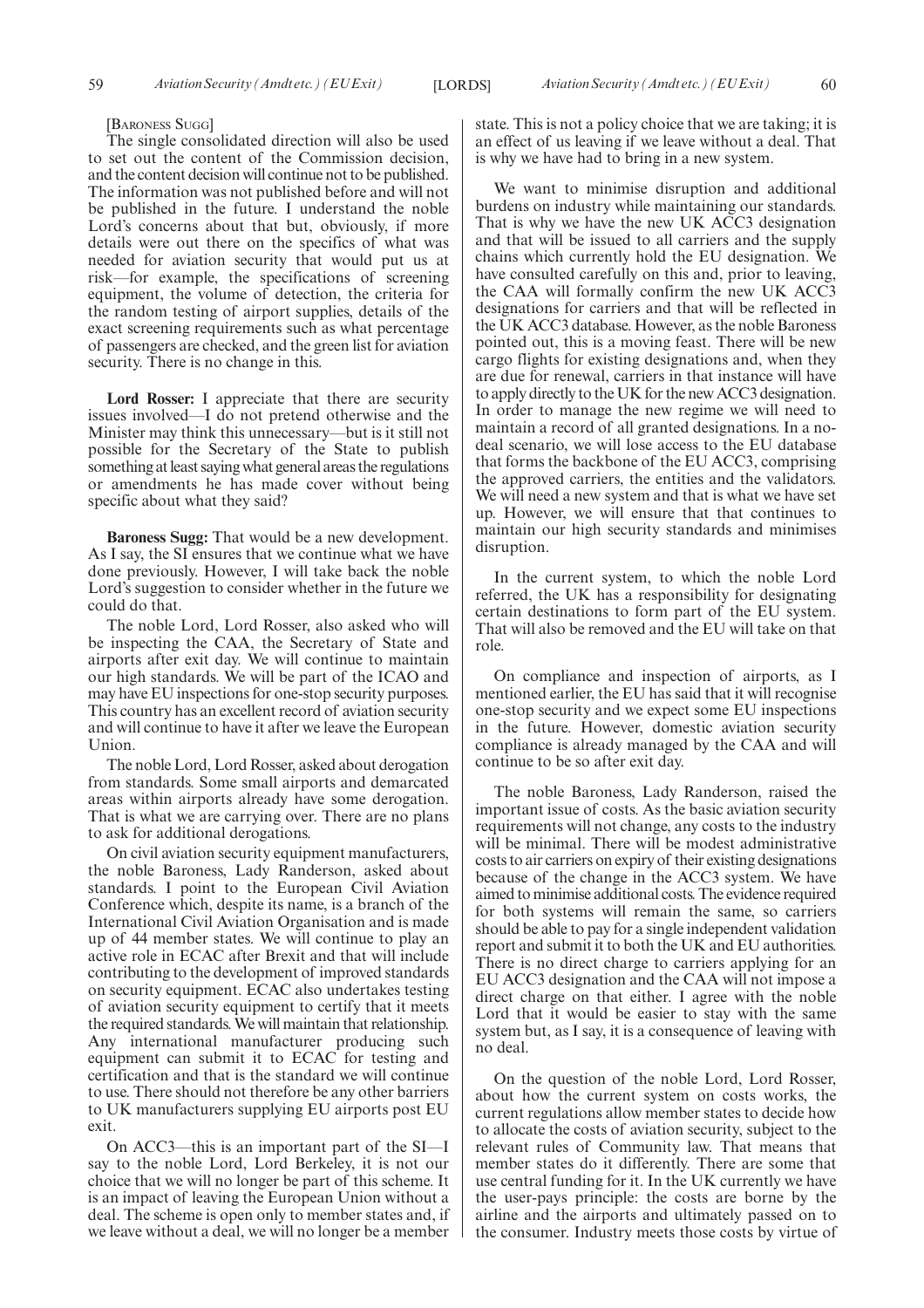[BARONESS SUGG]

The single consolidated direction will also be used to set out the content of the Commission decision, and the content decision will continue not to be published. The information was not published before and will not be published in the future. I understand the noble Lord's concerns about that but, obviously, if more details were out there on the specifics of what was needed for aviation security that would put us at risk—for example, the specifications of screening equipment, the volume of detection, the criteria for the random testing of airport supplies, details of the exact screening requirements such as what percentage of passengers are checked, and the green list for aviation security. There is no change in this.

**Lord Rosser:** I appreciate that there are security issues involved—I do not pretend otherwise and the Minister may think this unnecessary—but is it still not possible for the Secretary of the State to publish something at least saying what general areas the regulations or amendments he has made cover without being specific about what they said?

**Baroness Sugg:** That would be a new development. As I say, the SI ensures that we continue what we have done previously. However, I will take back the noble Lord's suggestion to consider whether in the future we could do that.

The noble Lord, Lord Rosser, also asked who will be inspecting the CAA, the Secretary of State and airports after exit day. We will continue to maintain our high standards. We will be part of the ICAO and may have EU inspections for one-stop security purposes. This country has an excellent record of aviation security and will continue to have it after we leave the European Union.

The noble Lord, Lord Rosser, asked about derogation from standards. Some small airports and demarcated areas within airports already have some derogation. That is what we are carrying over. There are no plans to ask for additional derogations.

On civil aviation security equipment manufacturers, the noble Baroness, Lady Randerson, asked about standards. I point to the European Civil Aviation Conference which, despite its name, is a branch of the International Civil Aviation Organisation and is made up of 44 member states. We will continue to play an active role in ECAC after Brexit and that will include contributing to the development of improved standards on security equipment. ECAC also undertakes testing of aviation security equipment to certify that it meets the required standards. We will maintain that relationship. Any international manufacturer producing such equipment can submit it to ECAC for testing and certification and that is the standard we will continue to use. There should not therefore be any other barriers to UK manufacturers supplying EU airports post EU exit.

On ACC3—this is an important part of the SI—I say to the noble Lord, Lord Berkeley, it is not our choice that we will no longer be part of this scheme. It is an impact of leaving the European Union without a deal. The scheme is open only to member states and, if we leave without a deal, we will no longer be a member state. This is not a policy choice that we are taking; it is an effect of us leaving if we leave without a deal. That is why we have had to bring in a new system.

We want to minimise disruption and additional burdens on industry while maintaining our standards. That is why we have the new UK ACC3 designation and that will be issued to all carriers and the supply chains which currently hold the EU designation. We have consulted carefully on this and, prior to leaving, the CAA will formally confirm the new UK ACC3 designations for carriers and that will be reflected in the UK ACC3 database. However, as the noble Baroness pointed out, this is a moving feast. There will be new cargo flights for existing designations and, when they are due for renewal, carriers in that instance will have to apply directly to the UK for the new ACC3 designation. In order to manage the new regime we will need to maintain a record of all granted designations. In a no-deal scenario, we will lose access to the EU database that forms the backbone of the EU ACC3, comprising the approved carriers, the entities and the validators. We will need a new system and that is what we have set up. However, we will ensure that that continues to maintain our high security standards and minimises disruption.

In the current system, to which the noble Lord referred, the UK has a responsibility for designating certain destinations to form part of the EU system. That will also be removed and the EU will take on that role.

On compliance and inspection of airports, as I mentioned earlier, the EU has said that it will recognise one-stop security and we expect some EU inspections in the future. However, domestic aviation security compliance is already managed by the CAA and will continue to be so after exit day.

The noble Baroness, Lady Randerson, raised the important issue of costs. As the basic aviation security requirements will not change, any costs to the industry will be minimal. There will be modest administrative costs to air carriers on expiry of their existing designations because of the change in the ACC3 system. We have aimed to minimise additional costs. The evidence required for both systems will remain the same, so carriers should be able to pay for a single independent validation report and submit it to both the UK and EU authorities. There is no direct charge to carriers applying for an EU ACC3 designation and the CAA will not impose a direct charge on that either. I agree with the noble Lord that it would be easier to stay with the same system but, as I say, it is a consequence of leaving with no deal.

On the question of the noble Lord, Lord Rosser, about how the current system on costs works, the current regulations allow member states to decide how to allocate the costs of aviation security, subject to the relevant rules of Community law. That means that member states do it differently. There are some that use central funding for it. In the UK currently we have the user-pays principle: the costs are borne by the airline and the airports and ultimately passed on to the consumer. Industry meets those costs by virtue of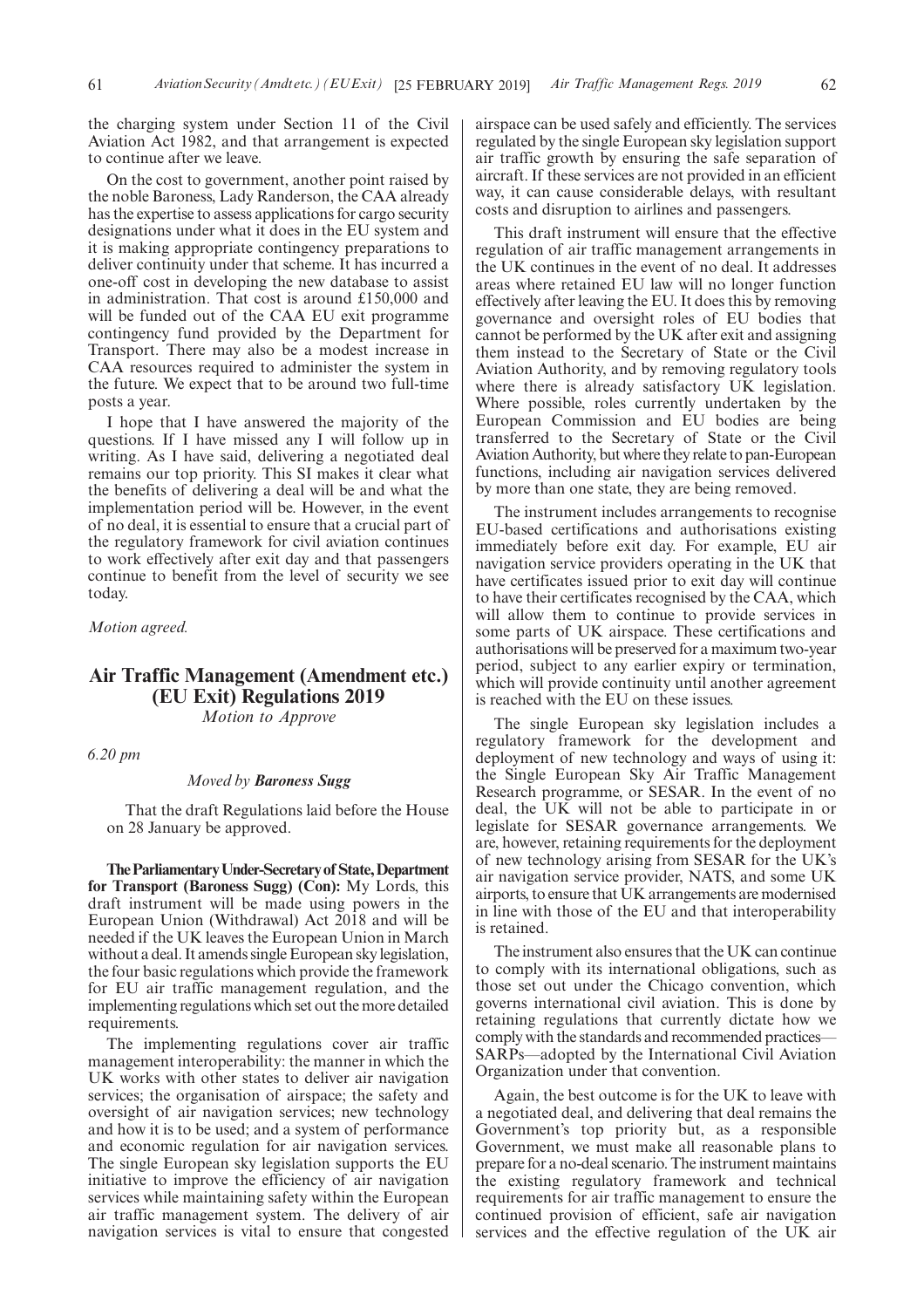the charging system under Section 11 of the Civil Aviation Act 1982, and that arrangement is expected to continue after we leave.

On the cost to government, another point raised by the noble Baroness, Lady Randerson, the CAA already has the expertise to assess applications for cargo security designations under what it does in the EU system and it is making appropriate contingency preparations to deliver continuity under that scheme. It has incurred a one-off cost in developing the new database to assist in administration. That cost is around £150,000 and will be funded out of the CAA EU exit programme contingency fund provided by the Department for Transport. There may also be a modest increase in CAA resources required to administer the system in the future. We expect that to be around two full-time posts a year.

I hope that I have answered the majority of the questions. If I have missed any I will follow up in writing. As I have said, delivering a negotiated deal remains our top priority. This SI makes it clear what the benefits of delivering a deal will be and what the implementation period will be. However, in the event of no deal, it is essential to ensure that a crucial part of the regulatory framework for civil aviation continues to work effectively after exit day and that passengers continue to benefit from the level of security we see today.

*Motion agreed.*

## Air Traffic Management (Amendment etc.) (EU Exit) Regulations 2019

*Motion to Approve*

*6.20 pm*

*Moved by* ***Baroness Sugg***

That the draft Regulations laid before the House on 28 January be approved.

**The Parliamentary Under-Secretary of State, Department for Transport (Baroness Sugg) (Con):** My Lords, this draft instrument will be made using powers in the European Union (Withdrawal) Act 2018 and will be needed if the UK leaves the European Union in March without a deal. It amends single European sky legislation, the four basic regulations which provide the framework for EU air traffic management regulation, and the implementing regulations which set out the more detailed requirements.

The implementing regulations cover air traffic management interoperability: the manner in which the UK works with other states to deliver air navigation services; the organisation of airspace; the safety and oversight of air navigation services; new technology and how it is to be used; and a system of performance and economic regulation for air navigation services. The single European sky legislation supports the EU initiative to improve the efficiency of air navigation services while maintaining safety within the European air traffic management system. The delivery of air navigation services is vital to ensure that congested airspace can be used safely and efficiently. The services regulated by the single European sky legislation support air traffic growth by ensuring the safe separation of aircraft. If these services are not provided in an efficient way, it can cause considerable delays, with resultant costs and disruption to airlines and passengers.

This draft instrument will ensure that the effective regulation of air traffic management arrangements in the UK continues in the event of no deal. It addresses areas where retained EU law will no longer function effectively after leaving the EU. It does this by removing governance and oversight roles of EU bodies that cannot be performed by the UK after exit and assigning them instead to the Secretary of State or the Civil Aviation Authority, and by removing regulatory tools where there is already satisfactory UK legislation. Where possible, roles currently undertaken by the European Commission and EU bodies are being transferred to the Secretary of State or the Civil Aviation Authority, but where they relate to pan-European functions, including air navigation services delivered by more than one state, they are being removed.

The instrument includes arrangements to recognise EU-based certifications and authorisations existing immediately before exit day. For example, EU air navigation service providers operating in the UK that have certificates issued prior to exit day will continue to have their certificates recognised by the CAA, which will allow them to continue to provide services in some parts of UK airspace. These certifications and authorisations will be preserved for a maximum two-year period, subject to any earlier expiry or termination, which will provide continuity until another agreement is reached with the EU on these issues.

The single European sky legislation includes a regulatory framework for the development and deployment of new technology and ways of using it: the Single European Sky Air Traffic Management Research programme, or SESAR. In the event of no deal, the UK will not be able to participate in or legislate for SESAR governance arrangements. We are, however, retaining requirements for the deployment of new technology arising from SESAR for the UK's air navigation service provider, NATS, and some UK airports, to ensure that UK arrangements are modernised in line with those of the EU and that interoperability is retained.

The instrument also ensures that the UK can continue to comply with its international obligations, such as those set out under the Chicago convention, which governs international civil aviation. This is done by retaining regulations that currently dictate how we comply with the standards and recommended practices—SARPs—adopted by the International Civil Aviation Organization under that convention.

Again, the best outcome is for the UK to leave with a negotiated deal, and delivering that deal remains the Government's top priority but, as a responsible Government, we must make all reasonable plans to prepare for a no-deal scenario. The instrument maintains the existing regulatory framework and technical requirements for air traffic management to ensure the continued provision of efficient, safe air navigation services and the effective regulation of the UK air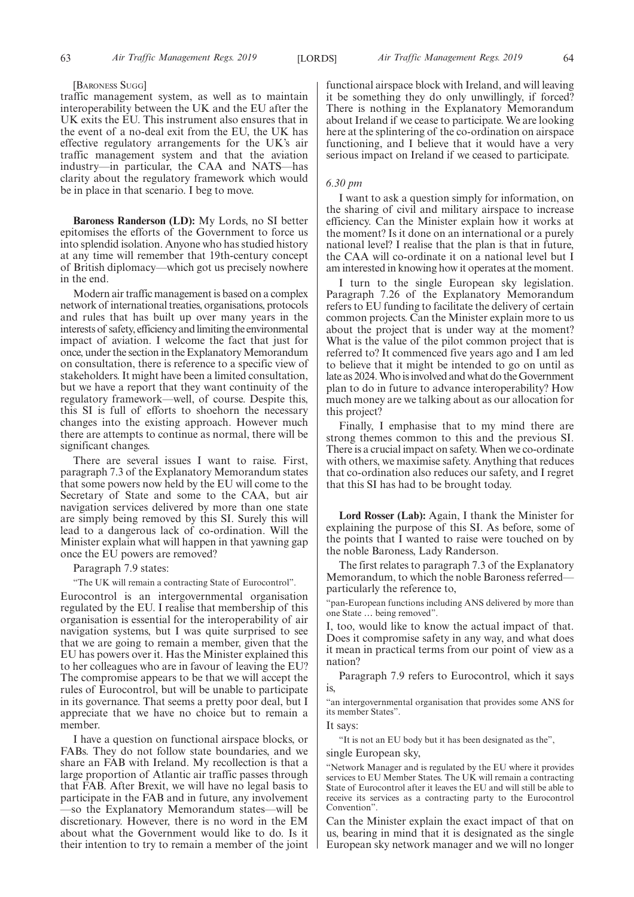[Baroness Sugg]

traffic management system, as well as to maintain interoperability between the UK and the EU after the UK exits the EU. This instrument also ensures that in the event of a no-deal exit from the EU, the UK has effective regulatory arrangements for the UK's air traffic management system and that the aviation industry—in particular, the CAA and NATS—has clarity about the regulatory framework which would be in place in that scenario. I beg to move.

**Baroness Randerson (LD):** My Lords, no SI better epitomises the efforts of the Government to force us into splendid isolation. Anyone who has studied history at any time will remember that 19th-century concept of British diplomacy—which got us precisely nowhere in the end.

Modern air traffic management is based on a complex network of international treaties, organisations, protocols and rules that has built up over many years in the interests of safety, efficiency and limiting the environmental impact of aviation. I welcome the fact that just for once, under the section in the Explanatory Memorandum on consultation, there is reference to a specific view of stakeholders. It might have been a limited consultation, but we have a report that they want continuity of the regulatory framework—well, of course. Despite this, this SI is full of efforts to shoehorn the necessary changes into the existing approach. However much there are attempts to continue as normal, there will be significant changes.

There are several issues I want to raise. First, paragraph 7.3 of the Explanatory Memorandum states that some powers now held by the EU will come to the Secretary of State and some to the CAA, but air navigation services delivered by more than one state are simply being removed by this SI. Surely this will lead to a dangerous lack of co-ordination. Will the Minister explain what will happen in that yawning gap once the EU powers are removed?

Paragraph 7.9 states:

"The UK will remain a contracting State of Eurocontrol".

Eurocontrol is an intergovernmental organisation regulated by the EU. I realise that membership of this organisation is essential for the interoperability of air navigation systems, but I was quite surprised to see that we are going to remain a member, given that the EU has powers over it. Has the Minister explained this to her colleagues who are in favour of leaving the EU? The compromise appears to be that we will accept the rules of Eurocontrol, but will be unable to participate in its governance. That seems a pretty poor deal, but I appreciate that we have no choice but to remain a member.

I have a question on functional airspace blocks, or FABs. They do not follow state boundaries, and we share an FAB with Ireland. My recollection is that a large proportion of Atlantic air traffic passes through that FAB. After Brexit, we will have no legal basis to participate in the FAB and in future, any involvement —so the Explanatory Memorandum states—will be discretionary. However, there is no word in the EM about what the Government would like to do. Is it their intention to try to remain a member of the joint functional airspace block with Ireland, and will leaving it be something they do only unwillingly, if forced? There is nothing in the Explanatory Memorandum about Ireland if we cease to participate. We are looking here at the splintering of the co-ordination on airspace functioning, and I believe that it would have a very serious impact on Ireland if we ceased to participate.

*6.30 pm*

I want to ask a question simply for information, on the sharing of civil and military airspace to increase efficiency. Can the Minister explain how it works at the moment? Is it done on an international or a purely national level? I realise that the plan is that in future, the CAA will co-ordinate it on a national level but I am interested in knowing how it operates at the moment.

I turn to the single European sky legislation. Paragraph 7.26 of the Explanatory Memorandum refers to EU funding to facilitate the delivery of certain common projects. Can the Minister explain more to us about the project that is under way at the moment? What is the value of the pilot common project that is referred to? It commenced five years ago and I am led to believe that it might be intended to go on until as late as 2024. Who is involved and what do the Government plan to do in future to advance interoperability? How much money are we talking about as our allocation for this project?

Finally, I emphasise that to my mind there are strong themes common to this and the previous SI. There is a crucial impact on safety. When we co-ordinate with others, we maximise safety. Anything that reduces that co-ordination also reduces our safety, and I regret that this SI has had to be brought today.

**Lord Rosser (Lab):** Again, I thank the Minister for explaining the purpose of this SI. As before, some of the points that I wanted to raise were touched on by the noble Baroness, Lady Randerson.

The first relates to paragraph 7.3 of the Explanatory Memorandum, to which the noble Baroness referred—particularly the reference to,

"pan-European functions including ANS delivered by more than one State … being removed".

I, too, would like to know the actual impact of that. Does it compromise safety in any way, and what does it mean in practical terms from our point of view as a nation?

Paragraph 7.9 refers to Eurocontrol, which it says is,

"an intergovernmental organisation that provides some ANS for its member States".

It says:

"It is not an EU body but it has been designated as the",

single European sky,

"Network Manager and is regulated by the EU where it provides services to EU Member States. The UK will remain a contracting State of Eurocontrol after it leaves the EU and will still be able to receive its services as a contracting party to the Eurocontrol Convention".

Can the Minister explain the exact impact of that on us, bearing in mind that it is designated as the single European sky network manager and we will no longer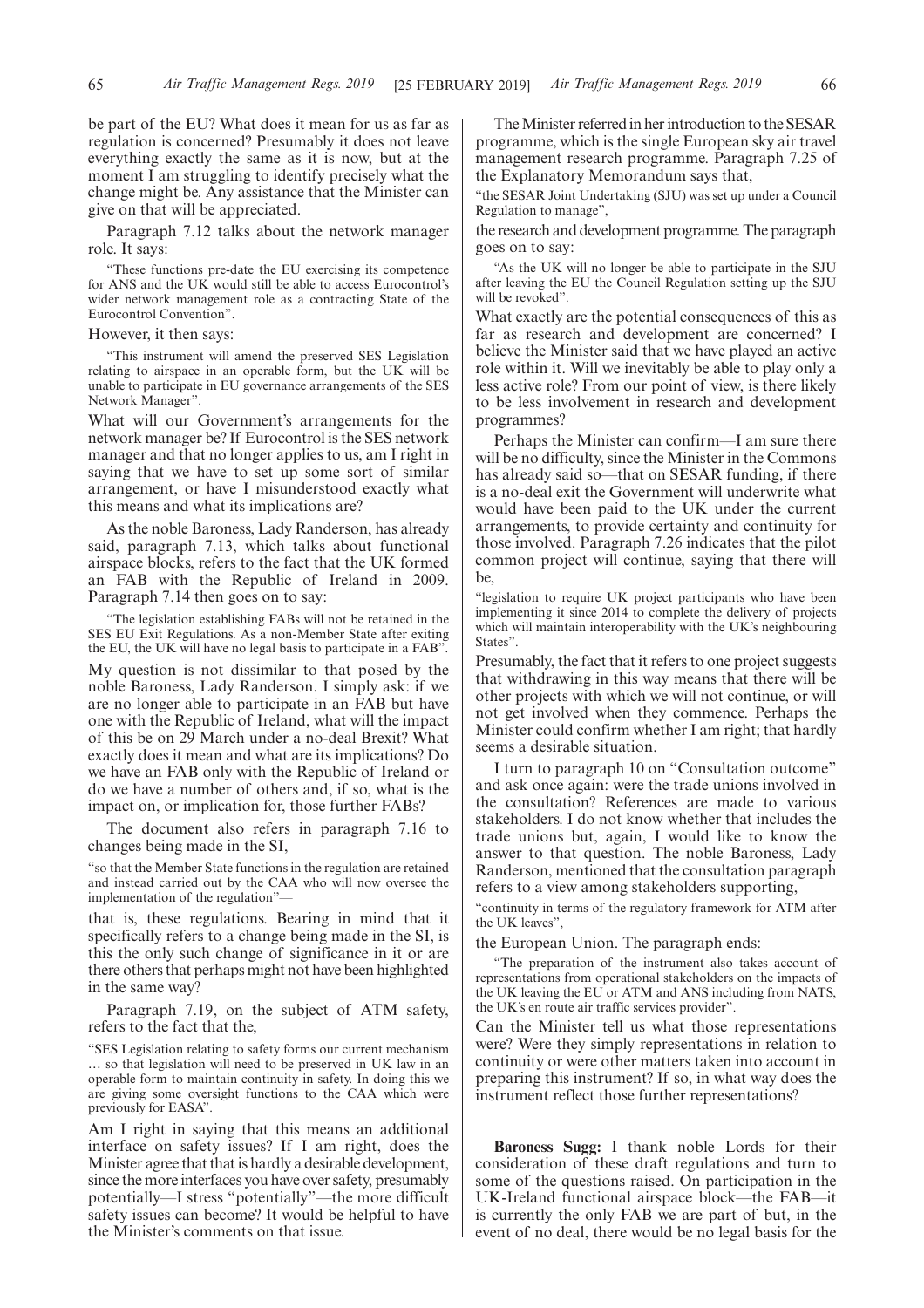be part of the EU? What does it mean for us as far as regulation is concerned? Presumably it does not leave everything exactly the same as it is now, but at the moment I am struggling to identify precisely what the change might be. Any assistance that the Minister can give on that will be appreciated.

Paragraph 7.12 talks about the network manager role. It says:

"These functions pre-date the EU exercising its competence for ANS and the UK would still be able to access Eurocontrol's wider network management role as a contracting State of the Eurocontrol Convention".

However, it then says:

"This instrument will amend the preserved SES Legislation relating to airspace in an operable form, but the UK will be unable to participate in EU governance arrangements of the SES Network Manager".

What will our Government's arrangements for the network manager be? If Eurocontrol is the SES network manager and that no longer applies to us, am I right in saying that we have to set up some sort of similar arrangement, or have I misunderstood exactly what this means and what its implications are?

As the noble Baroness, Lady Randerson, has already said, paragraph 7.13, which talks about functional airspace blocks, refers to the fact that the UK formed an FAB with the Republic of Ireland in 2009. Paragraph 7.14 then goes on to say:

"The legislation establishing FABs will not be retained in the SES EU Exit Regulations. As a non-Member State after exiting the EU, the UK will have no legal basis to participate in a FAB".

My question is not dissimilar to that posed by the noble Baroness, Lady Randerson. I simply ask: if we are no longer able to participate in an FAB but have one with the Republic of Ireland, what will the impact of this be on 29 March under a no-deal Brexit? What exactly does it mean and what are its implications? Do we have an FAB only with the Republic of Ireland or do we have a number of others and, if so, what is the impact on, or implication for, those further FABs?

The document also refers in paragraph 7.16 to changes being made in the SI,

"so that the Member State functions in the regulation are retained and instead carried out by the CAA who will now oversee the implementation of the regulation"—

that is, these regulations. Bearing in mind that it specifically refers to a change being made in the SI, is this the only such change of significance in it or are there others that perhaps might not have been highlighted in the same way?

Paragraph 7.19, on the subject of ATM safety, refers to the fact that the,

"SES Legislation relating to safety forms our current mechanism … so that legislation will need to be preserved in UK law in an operable form to maintain continuity in safety. In doing this we are giving some oversight functions to the CAA which were previously for EASA".

Am I right in saying that this means an additional interface on safety issues? If I am right, does the Minister agree that that is hardly a desirable development, since the more interfaces you have over safety, presumably potentially—I stress "potentially"—the more difficult safety issues can become? It would be helpful to have the Minister's comments on that issue.

The Minister referred in her introduction to the SESAR programme, which is the single European sky air travel management research programme. Paragraph 7.25 of the Explanatory Memorandum says that,

"the SESAR Joint Undertaking (SJU) was set up under a Council Regulation to manage",

the research and development programme. The paragraph goes on to say:

"As the UK will no longer be able to participate in the SJU after leaving the EU the Council Regulation setting up the SJU will be revoked".

What exactly are the potential consequences of this as far as research and development are concerned? I believe the Minister said that we have played an active role within it. Will we inevitably be able to play only a less active role? From our point of view, is there likely to be less involvement in research and development programmes?

Perhaps the Minister can confirm—I am sure there will be no difficulty, since the Minister in the Commons has already said so—that on SESAR funding, if there is a no-deal exit the Government will underwrite what would have been paid to the UK under the current arrangements, to provide certainty and continuity for those involved. Paragraph 7.26 indicates that the pilot common project will continue, saying that there will be,

"legislation to require UK project participants who have been implementing it since 2014 to complete the delivery of projects which will maintain interoperability with the UK's neighbouring States".

Presumably, the fact that it refers to one project suggests that withdrawing in this way means that there will be other projects with which we will not continue, or will not get involved when they commence. Perhaps the Minister could confirm whether I am right; that hardly seems a desirable situation.

I turn to paragraph 10 on "Consultation outcome" and ask once again: were the trade unions involved in the consultation? References are made to various stakeholders. I do not know whether that includes the trade unions but, again, I would like to know the answer to that question. The noble Baroness, Lady Randerson, mentioned that the consultation paragraph refers to a view among stakeholders supporting,

"continuity in terms of the regulatory framework for ATM after the UK leaves",

the European Union. The paragraph ends:

"The preparation of the instrument also takes account of representations from operational stakeholders on the impacts of the UK leaving the EU or ATM and ANS including from NATS, the UK's en route air traffic services provider".

Can the Minister tell us what those representations were? Were they simply representations in relation to continuity or were other matters taken into account in preparing this instrument? If so, in what way does the instrument reflect those further representations?

**Baroness Sugg:** I thank noble Lords for their consideration of these draft regulations and turn to some of the questions raised. On participation in the UK-Ireland functional airspace block—the FAB—it is currently the only FAB we are part of but, in the event of no deal, there would be no legal basis for the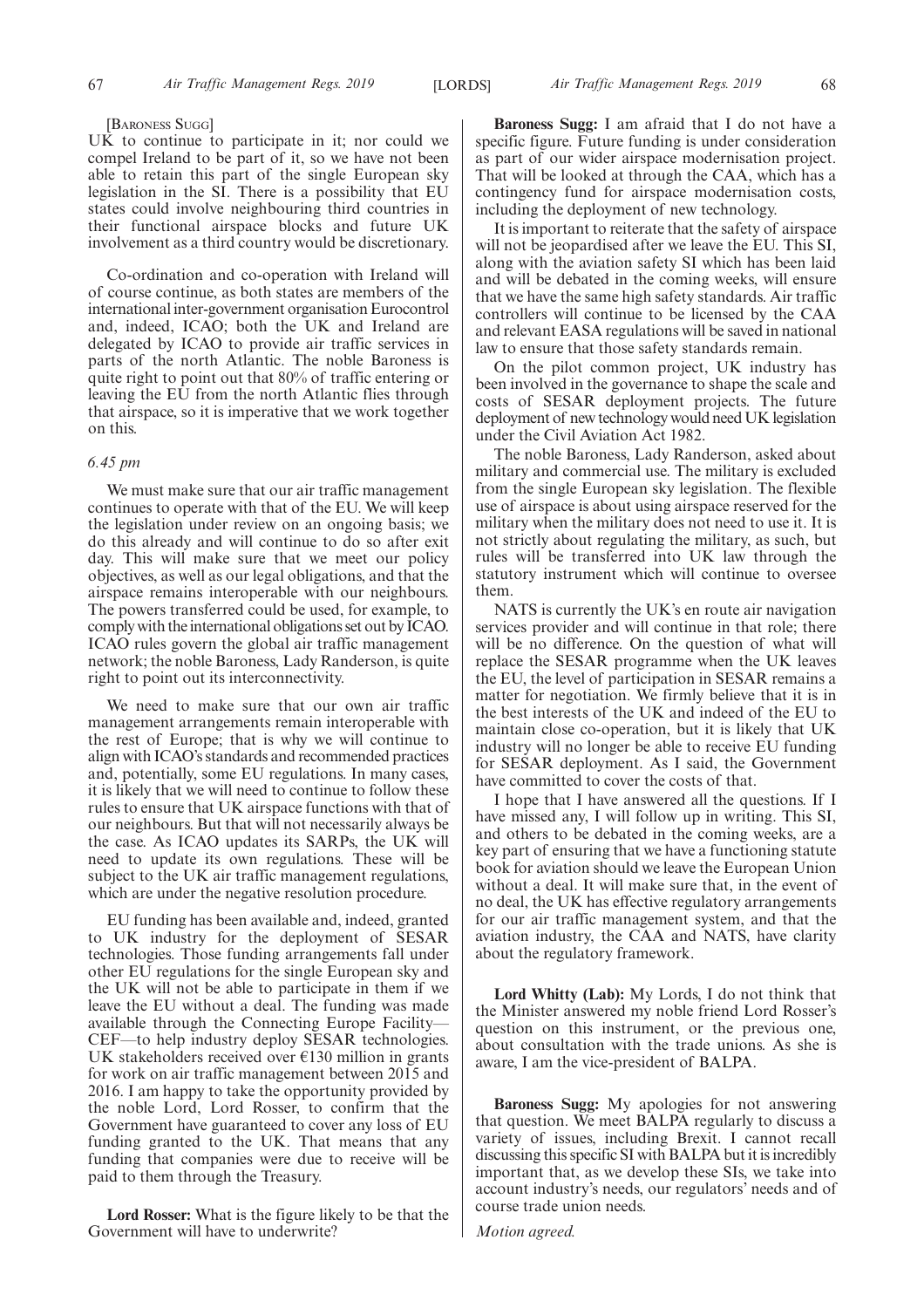[Baroness Sugg]

UK to continue to participate in it; nor could we compel Ireland to be part of it, so we have not been able to retain this part of the single European sky legislation in the SI. There is a possibility that EU states could involve neighbouring third countries in their functional airspace blocks and future UK involvement as a third country would be discretionary.

Co-ordination and co-operation with Ireland will of course continue, as both states are members of the international inter-government organisation Eurocontrol and, indeed, ICAO; both the UK and Ireland are delegated by ICAO to provide air traffic services in parts of the north Atlantic. The noble Baroness is quite right to point out that 80% of traffic entering or leaving the EU from the north Atlantic flies through that airspace, so it is imperative that we work together on this.

*6.45 pm*

We must make sure that our air traffic management continues to operate with that of the EU. We will keep the legislation under review on an ongoing basis; we do this already and will continue to do so after exit day. This will make sure that we meet our policy objectives, as well as our legal obligations, and that the airspace remains interoperable with our neighbours. The powers transferred could be used, for example, to comply with the international obligations set out by ICAO. ICAO rules govern the global air traffic management network; the noble Baroness, Lady Randerson, is quite right to point out its interconnectivity.

We need to make sure that our own air traffic management arrangements remain interoperable with the rest of Europe; that is why we will continue to align with ICAO's standards and recommended practices and, potentially, some EU regulations. In many cases, it is likely that we will need to continue to follow these rules to ensure that UK airspace functions with that of our neighbours. But that will not necessarily always be the case. As ICAO updates its SARPs, the UK will need to update its own regulations. These will be subject to the UK air traffic management regulations, which are under the negative resolution procedure.

EU funding has been available and, indeed, granted to UK industry for the deployment of SESAR technologies. Those funding arrangements fall under other EU regulations for the single European sky and the UK will not be able to participate in them if we leave the EU without a deal. The funding was made available through the Connecting Europe Facility—CEF—to help industry deploy SESAR technologies. UK stakeholders received over €130 million in grants for work on air traffic management between 2015 and 2016. I am happy to take the opportunity provided by the noble Lord, Lord Rosser, to confirm that the Government have guaranteed to cover any loss of EU funding granted to the UK. That means that any funding that companies were due to receive will be paid to them through the Treasury.

**Lord Rosser:** What is the figure likely to be that the Government will have to underwrite?

**Baroness Sugg:** I am afraid that I do not have a specific figure. Future funding is under consideration as part of our wider airspace modernisation project. That will be looked at through the CAA, which has a contingency fund for airspace modernisation costs, including the deployment of new technology.

It is important to reiterate that the safety of airspace will not be jeopardised after we leave the EU. This SI, along with the aviation safety SI which has been laid and will be debated in the coming weeks, will ensure that we have the same high safety standards. Air traffic controllers will continue to be licensed by the CAA and relevant EASA regulations will be saved in national law to ensure that those safety standards remain.

On the pilot common project, UK industry has been involved in the governance to shape the scale and costs of SESAR deployment projects. The future deployment of new technology would need UK legislation under the Civil Aviation Act 1982.

The noble Baroness, Lady Randerson, asked about military and commercial use. The military is excluded from the single European sky legislation. The flexible use of airspace is about using airspace reserved for the military when the military does not need to use it. It is not strictly about regulating the military, as such, but rules will be transferred into UK law through the statutory instrument which will continue to oversee them.

NATS is currently the UK's en route air navigation services provider and will continue in that role; there will be no difference. On the question of what will replace the SESAR programme when the UK leaves the EU, the level of participation in SESAR remains a matter for negotiation. We firmly believe that it is in the best interests of the UK and indeed of the EU to maintain close co-operation, but it is likely that UK industry will no longer be able to receive EU funding for SESAR deployment. As I said, the Government have committed to cover the costs of that.

I hope that I have answered all the questions. If I have missed any, I will follow up in writing. This SI, and others to be debated in the coming weeks, are a key part of ensuring that we have a functioning statute book for aviation should we leave the European Union without a deal. It will make sure that, in the event of no deal, the UK has effective regulatory arrangements for our air traffic management system, and that the aviation industry, the CAA and NATS, have clarity about the regulatory framework.

**Lord Whitty (Lab):** My Lords, I do not think that the Minister answered my noble friend Lord Rosser's question on this instrument, or the previous one, about consultation with the trade unions. As she is aware, I am the vice-president of BALPA.

**Baroness Sugg:** My apologies for not answering that question. We meet BALPA regularly to discuss a variety of issues, including Brexit. I cannot recall discussing this specific SI with BALPA but it is incredibly important that, as we develop these SIs, we take into account industry's needs, our regulators' needs and of course trade union needs.

*Motion agreed.*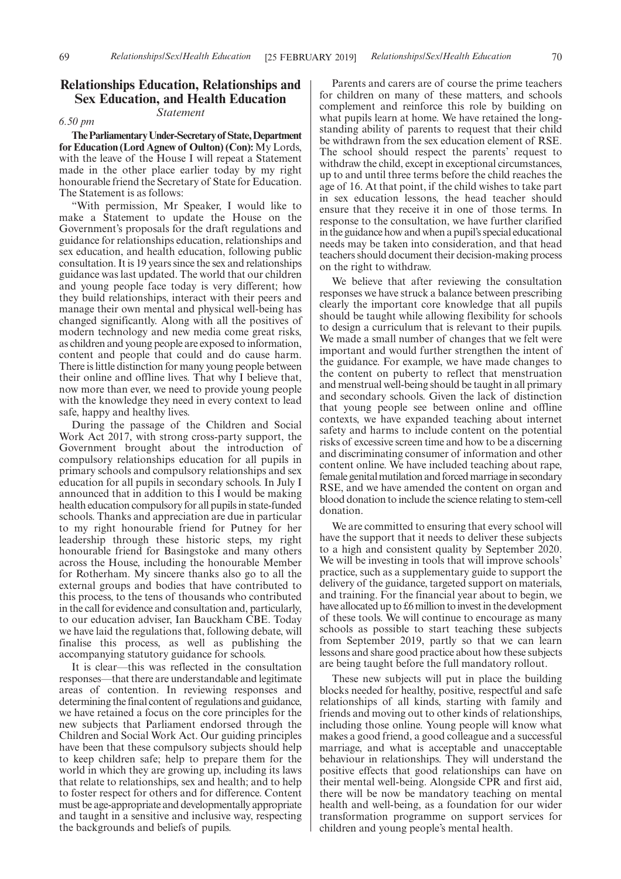## Relationships Education, Relationships and Sex Education, and Health Education

*Statement*

*6.50 pm*

**The Parliamentary Under-Secretary of State, Department for Education (Lord Agnew of Oulton) (Con):** My Lords, with the leave of the House I will repeat a Statement made in the other place earlier today by my right honourable friend the Secretary of State for Education. The Statement is as follows:

"With permission, Mr Speaker, I would like to make a Statement to update the House on the Government's proposals for the draft regulations and guidance for relationships education, relationships and sex education, and health education, following public consultation. It is 19 years since the sex and relationships guidance was last updated. The world that our children and young people face today is very different; how they build relationships, interact with their peers and manage their own mental and physical well-being has changed significantly. Along with all the positives of modern technology and new media come great risks, as children and young people are exposed to information, content and people that could and do cause harm. There is little distinction for many young people between their online and offline lives. That why I believe that, now more than ever, we need to provide young people with the knowledge they need in every context to lead safe, happy and healthy lives.

During the passage of the Children and Social Work Act 2017, with strong cross-party support, the Government brought about the introduction of compulsory relationships education for all pupils in primary schools and compulsory relationships and sex education for all pupils in secondary schools. In July I announced that in addition to this I would be making health education compulsory for all pupils in state-funded schools. Thanks and appreciation are due in particular to my right honourable friend for Putney for her leadership through these historic steps, my right honourable friend for Basingstoke and many others across the House, including the honourable Member for Rotherham. My sincere thanks also go to all the external groups and bodies that have contributed to this process, to the tens of thousands who contributed in the call for evidence and consultation and, particularly, to our education adviser, Ian Bauckham CBE. Today we have laid the regulations that, following debate, will finalise this process, as well as publishing the accompanying statutory guidance for schools.

It is clear—this was reflected in the consultation responses—that there are understandable and legitimate areas of contention. In reviewing responses and determining the final content of regulations and guidance, we have retained a focus on the core principles for the new subjects that Parliament endorsed through the Children and Social Work Act. Our guiding principles have been that these compulsory subjects should help to keep children safe; help to prepare them for the world in which they are growing up, including its laws that relate to relationships, sex and health; and to help to foster respect for others and for difference. Content must be age-appropriate and developmentally appropriate and taught in a sensitive and inclusive way, respecting the backgrounds and beliefs of pupils.

Parents and carers are of course the prime teachers for children on many of these matters, and schools complement and reinforce this role by building on what pupils learn at home. We have retained the long-standing ability of parents to request that their child be withdrawn from the sex education element of RSE. The school should respect the parents' request to withdraw the child, except in exceptional circumstances, up to and until three terms before the child reaches the age of 16. At that point, if the child wishes to take part in sex education lessons, the head teacher should ensure that they receive it in one of those terms. In response to the consultation, we have further clarified in the guidance how and when a pupil's special educational needs may be taken into consideration, and that head teachers should document their decision-making process on the right to withdraw.

We believe that after reviewing the consultation responses we have struck a balance between prescribing clearly the important core knowledge that all pupils should be taught while allowing flexibility for schools to design a curriculum that is relevant to their pupils. We made a small number of changes that we felt were important and would further strengthen the intent of the guidance. For example, we have made changes to the content on puberty to reflect that menstruation and menstrual well-being should be taught in all primary and secondary schools. Given the lack of distinction that young people see between online and offline contexts, we have expanded teaching about internet safety and harms to include content on the potential risks of excessive screen time and how to be a discerning and discriminating consumer of information and other content online. We have included teaching about rape, female genital mutilation and forced marriage in secondary RSE, and we have amended the content on organ and blood donation to include the science relating to stem-cell donation.

We are committed to ensuring that every school will have the support that it needs to deliver these subjects to a high and consistent quality by September 2020. We will be investing in tools that will improve schools' practice, such as a supplementary guide to support the delivery of the guidance, targeted support on materials, and training. For the financial year about to begin, we have allocated up to £6 million to invest in the development of these tools. We will continue to encourage as many schools as possible to start teaching these subjects from September 2019, partly so that we can learn lessons and share good practice about how these subjects are being taught before the full mandatory rollout.

These new subjects will put in place the building blocks needed for healthy, positive, respectful and safe relationships of all kinds, starting with family and friends and moving out to other kinds of relationships, including those online. Young people will know what makes a good friend, a good colleague and a successful marriage, and what is acceptable and unacceptable behaviour in relationships. They will understand the positive effects that good relationships can have on their mental well-being. Alongside CPR and first aid, there will be now be mandatory teaching on mental health and well-being, as a foundation for our wider transformation programme on support services for children and young people's mental health.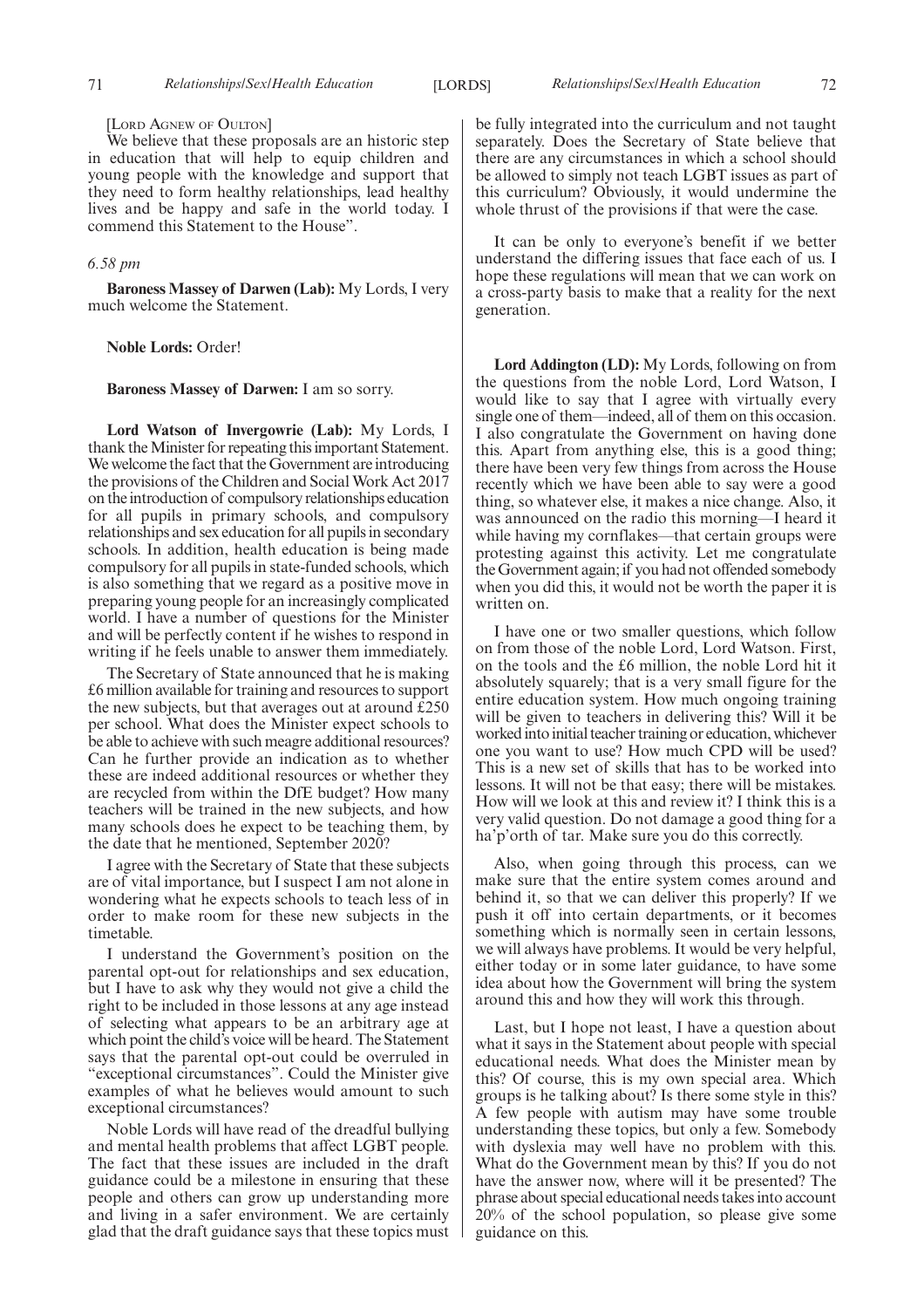[Lord Agnew of Oulton]

We believe that these proposals are an historic step in education that will help to equip children and young people with the knowledge and support that they need to form healthy relationships, lead healthy lives and be happy and safe in the world today. I commend this Statement to the House".

*6.58 pm*

**Baroness Massey of Darwen (Lab):** My Lords, I very much welcome the Statement.

**Noble Lords:** Order!

**Baroness Massey of Darwen:** I am so sorry.

**Lord Watson of Invergowrie (Lab):** My Lords, I thank the Minister for repeating this important Statement. We welcome the fact that the Government are introducing the provisions of the Children and Social Work Act 2017 on the introduction of compulsory relationships education for all pupils in primary schools, and compulsory relationships and sex education for all pupils in secondary schools. In addition, health education is being made compulsory for all pupils in state-funded schools, which is also something that we regard as a positive move in preparing young people for an increasingly complicated world. I have a number of questions for the Minister and will be perfectly content if he wishes to respond in writing if he feels unable to answer them immediately.

The Secretary of State announced that he is making £6 million available for training and resources to support the new subjects, but that averages out at around £250 per school. What does the Minister expect schools to be able to achieve with such meagre additional resources? Can he further provide an indication as to whether these are indeed additional resources or whether they are recycled from within the DfE budget? How many teachers will be trained in the new subjects, and how many schools does he expect to be teaching them, by the date that he mentioned, September 2020?

I agree with the Secretary of State that these subjects are of vital importance, but I suspect I am not alone in wondering what he expects schools to teach less of in order to make room for these new subjects in the timetable.

I understand the Government's position on the parental opt-out for relationships and sex education, but I have to ask why they would not give a child the right to be included in those lessons at any age instead of selecting what appears to be an arbitrary age at which point the child's voice will be heard. The Statement says that the parental opt-out could be overruled in "exceptional circumstances". Could the Minister give examples of what he believes would amount to such exceptional circumstances?

Noble Lords will have read of the dreadful bullying and mental health problems that affect LGBT people. The fact that these issues are included in the draft guidance could be a milestone in ensuring that these people and others can grow up understanding more and living in a safer environment. We are certainly glad that the draft guidance says that these topics must be fully integrated into the curriculum and not taught separately. Does the Secretary of State believe that there are any circumstances in which a school should be allowed to simply not teach LGBT issues as part of this curriculum? Obviously, it would undermine the whole thrust of the provisions if that were the case.

It can be only to everyone's benefit if we better understand the differing issues that face each of us. I hope these regulations will mean that we can work on a cross-party basis to make that a reality for the next generation.

**Lord Addington (LD):** My Lords, following on from the questions from the noble Lord, Lord Watson, I would like to say that I agree with virtually every single one of them—indeed, all of them on this occasion. I also congratulate the Government on having done this. Apart from anything else, this is a good thing; there have been very few things from across the House recently which we have been able to say were a good thing, so whatever else, it makes a nice change. Also, it was announced on the radio this morning—I heard it while having my cornflakes—that certain groups were protesting against this activity. Let me congratulate the Government again; if you had not offended somebody when you did this, it would not be worth the paper it is written on.

I have one or two smaller questions, which follow on from those of the noble Lord, Lord Watson. First, on the tools and the £6 million, the noble Lord hit it absolutely squarely; that is a very small figure for the entire education system. How much ongoing training will be given to teachers in delivering this? Will it be worked into initial teacher training or education, whichever one you want to use? How much CPD will be used? This is a new set of skills that has to be worked into lessons. It will not be that easy; there will be mistakes. How will we look at this and review it? I think this is a very valid question. Do not damage a good thing for a ha'p'orth of tar. Make sure you do this correctly.

Also, when going through this process, can we make sure that the entire system comes around and behind it, so that we can deliver this properly? If we push it off into certain departments, or it becomes something which is normally seen in certain lessons, we will always have problems. It would be very helpful, either today or in some later guidance, to have some idea about how the Government will bring the system around this and how they will work this through.

Last, but I hope not least, I have a question about what it says in the Statement about people with special educational needs. What does the Minister mean by this? Of course, this is my own special area. Which groups is he talking about? Is there some style in this? A few people with autism may have some trouble understanding these topics, but only a few. Somebody with dyslexia may well have no problem with this. What do the Government mean by this? If you do not have the answer now, where will it be presented? The phrase about special educational needs takes into account 20% of the school population, so please give some guidance on this.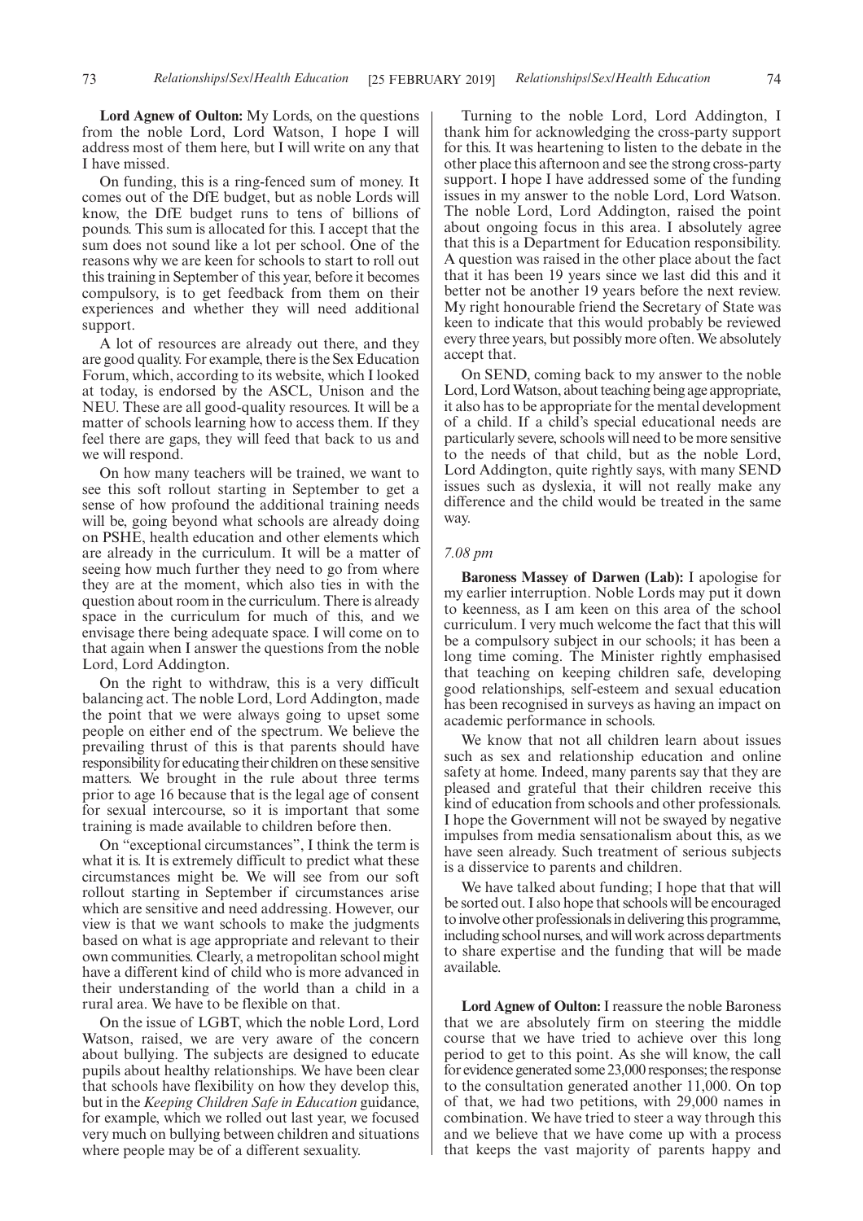**Lord Agnew of Oulton:** My Lords, on the questions from the noble Lord, Lord Watson, I hope I will address most of them here, but I will write on any that I have missed.

On funding, this is a ring-fenced sum of money. It comes out of the DfE budget, but as noble Lords will know, the DfE budget runs to tens of billions of pounds. This sum is allocated for this. I accept that the sum does not sound like a lot per school. One of the reasons why we are keen for schools to start to roll out this training in September of this year, before it becomes compulsory, is to get feedback from them on their experiences and whether they will need additional support.

A lot of resources are already out there, and they are good quality. For example, there is the Sex Education Forum, which, according to its website, which I looked at today, is endorsed by the ASCL, Unison and the NEU. These are all good-quality resources. It will be a matter of schools learning how to access them. If they feel there are gaps, they will feed that back to us and we will respond.

On how many teachers will be trained, we want to see this soft rollout starting in September to get a sense of how profound the additional training needs will be, going beyond what schools are already doing on PSHE, health education and other elements which are already in the curriculum. It will be a matter of seeing how much further they need to go from where they are at the moment, which also ties in with the question about room in the curriculum. There is already space in the curriculum for much of this, and we envisage there being adequate space. I will come on to that again when I answer the questions from the noble Lord, Lord Addington.

On the right to withdraw, this is a very difficult balancing act. The noble Lord, Lord Addington, made the point that we were always going to upset some people on either end of the spectrum. We believe the prevailing thrust of this is that parents should have responsibility for educating their children on these sensitive matters. We brought in the rule about three terms prior to age 16 because that is the legal age of consent for sexual intercourse, so it is important that some training is made available to children before then.

On "exceptional circumstances", I think the term is what it is. It is extremely difficult to predict what these circumstances might be. We will see from our soft rollout starting in September if circumstances arise which are sensitive and need addressing. However, our view is that we want schools to make the judgments based on what is age appropriate and relevant to their own communities. Clearly, a metropolitan school might have a different kind of child who is more advanced in their understanding of the world than a child in a rural area. We have to be flexible on that.

On the issue of LGBT, which the noble Lord, Lord Watson, raised, we are very aware of the concern about bullying. The subjects are designed to educate pupils about healthy relationships. We have been clear that schools have flexibility on how they develop this, but in the *Keeping Children Safe in Education* guidance, for example, which we rolled out last year, we focused very much on bullying between children and situations where people may be of a different sexuality.

Turning to the noble Lord, Lord Addington, I thank him for acknowledging the cross-party support for this. It was heartening to listen to the debate in the other place this afternoon and see the strong cross-party support. I hope I have addressed some of the funding issues in my answer to the noble Lord, Lord Watson. The noble Lord, Lord Addington, raised the point about ongoing focus in this area. I absolutely agree that this is a Department for Education responsibility. A question was raised in the other place about the fact that it has been 19 years since we last did this and it better not be another 19 years before the next review. My right honourable friend the Secretary of State was keen to indicate that this would probably be reviewed every three years, but possibly more often. We absolutely accept that.

On SEND, coming back to my answer to the noble Lord, Lord Watson, about teaching being age appropriate, it also has to be appropriate for the mental development of a child. If a child's special educational needs are particularly severe, schools will need to be more sensitive to the needs of that child, but as the noble Lord, Lord Addington, quite rightly says, with many SEND issues such as dyslexia, it will not really make any difference and the child would be treated in the same way.

*7.08 pm*

**Baroness Massey of Darwen (Lab):** I apologise for my earlier interruption. Noble Lords may put it down to keenness, as I am keen on this area of the school curriculum. I very much welcome the fact that this will be a compulsory subject in our schools; it has been a long time coming. The Minister rightly emphasised that teaching on keeping children safe, developing good relationships, self-esteem and sexual education has been recognised in surveys as having an impact on academic performance in schools.

We know that not all children learn about issues such as sex and relationship education and online safety at home. Indeed, many parents say that they are pleased and grateful that their children receive this kind of education from schools and other professionals. I hope the Government will not be swayed by negative impulses from media sensationalism about this, as we have seen already. Such treatment of serious subjects is a disservice to parents and children.

We have talked about funding; I hope that that will be sorted out. I also hope that schools will be encouraged to involve other professionals in delivering this programme, including school nurses, and will work across departments to share expertise and the funding that will be made available.

**Lord Agnew of Oulton:** I reassure the noble Baroness that we are absolutely firm on steering the middle course that we have tried to achieve over this long period to get to this point. As she will know, the call for evidence generated some 23,000 responses; the response to the consultation generated another 11,000. On top of that, we had two petitions, with 29,000 names in combination. We have tried to steer a way through this and we believe that we have come up with a process that keeps the vast majority of parents happy and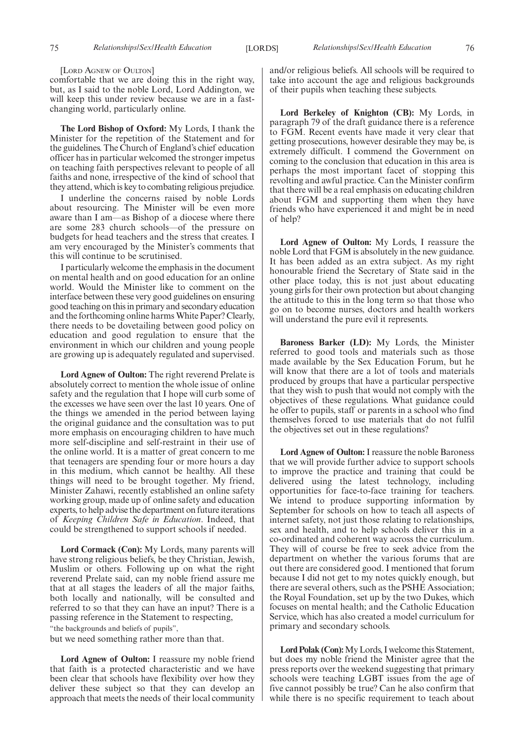[LORD AGNEW OF OULTON]

comfortable that we are doing this in the right way, but, as I said to the noble Lord, Lord Addington, we will keep this under review because we are in a fast-changing world, particularly online.

**The Lord Bishop of Oxford:** My Lords, I thank the Minister for the repetition of the Statement and for the guidelines. The Church of England's chief education officer has in particular welcomed the stronger impetus on teaching faith perspectives relevant to people of all faiths and none, irrespective of the kind of school that they attend, which is key to combating religious prejudice.

I underline the concerns raised by noble Lords about resourcing. The Minister will be even more aware than I am—as Bishop of a diocese where there are some 283 church schools—of the pressure on budgets for head teachers and the stress that creates. I am very encouraged by the Minister's comments that this will continue to be scrutinised.

I particularly welcome the emphasis in the document on mental health and on good education for an online world. Would the Minister like to comment on the interface between these very good guidelines on ensuring good teaching on this in primary and secondary education and the forthcoming online harms White Paper? Clearly, there needs to be dovetailing between good policy on education and good regulation to ensure that the environment in which our children and young people are growing up is adequately regulated and supervised.

**Lord Agnew of Oulton:** The right reverend Prelate is absolutely correct to mention the whole issue of online safety and the regulation that I hope will curb some of the excesses we have seen over the last 10 years. One of the things we amended in the period between laying the original guidance and the consultation was to put more emphasis on encouraging children to have much more self-discipline and self-restraint in their use of the online world. It is a matter of great concern to me that teenagers are spending four or more hours a day in this medium, which cannot be healthy. All these things will need to be brought together. My friend, Minister Zahawi, recently established an online safety working group, made up of online safety and education experts, to help advise the department on future iterations of *Keeping Children Safe in Education*. Indeed, that could be strengthened to support schools if needed.

**Lord Cormack (Con):** My Lords, many parents will have strong religious beliefs, be they Christian, Jewish, Muslim or others. Following up on what the right reverend Prelate said, can my noble friend assure me that at all stages the leaders of all the major faiths, both locally and nationally, will be consulted and referred to so that they can have an input? There is a passing reference in the Statement to respecting,

"the backgrounds and beliefs of pupils",

but we need something rather more than that.

**Lord Agnew of Oulton:** I reassure my noble friend that faith is a protected characteristic and we have been clear that schools have flexibility over how they deliver these subject so that they can develop an approach that meets the needs of their local community and/or religious beliefs. All schools will be required to take into account the age and religious backgrounds of their pupils when teaching these subjects.

**Lord Berkeley of Knighton (CB):** My Lords, in paragraph 79 of the draft guidance there is a reference to FGM. Recent events have made it very clear that getting prosecutions, however desirable they may be, is extremely difficult. I commend the Government on coming to the conclusion that education in this area is perhaps the most important facet of stopping this revolting and awful practice. Can the Minister confirm that there will be a real emphasis on educating children about FGM and supporting them when they have friends who have experienced it and might be in need of help?

**Lord Agnew of Oulton:** My Lords, I reassure the noble Lord that FGM is absolutely in the new guidance. It has been added as an extra subject. As my right honourable friend the Secretary of State said in the other place today, this is not just about educating young girls for their own protection but about changing the attitude to this in the long term so that those who go on to become nurses, doctors and health workers will understand the pure evil it represents.

**Baroness Barker (LD):** My Lords, the Minister referred to good tools and materials such as those made available by the Sex Education Forum, but he will know that there are a lot of tools and materials produced by groups that have a particular perspective that they wish to push that would not comply with the objectives of these regulations. What guidance could he offer to pupils, staff or parents in a school who find themselves forced to use materials that do not fulfil the objectives set out in these regulations?

**Lord Agnew of Oulton:** I reassure the noble Baroness that we will provide further advice to support schools to improve the practice and training that could be delivered using the latest technology, including opportunities for face-to-face training for teachers. We intend to produce supporting information by September for schools on how to teach all aspects of internet safety, not just those relating to relationships, sex and health, and to help schools deliver this in a co-ordinated and coherent way across the curriculum. They will of course be free to seek advice from the department on whether the various forums that are out there are considered good. I mentioned that forum because I did not get to my notes quickly enough, but there are several others, such as the PSHE Association; the Royal Foundation, set up by the two Dukes, which focuses on mental health; and the Catholic Education Service, which has also created a model curriculum for primary and secondary schools.

**Lord Polak (Con):** My Lords, I welcome this Statement, but does my noble friend the Minister agree that the press reports over the weekend suggesting that primary schools were teaching LGBT issues from the age of five cannot possibly be true? Can he also confirm that while there is no specific requirement to teach about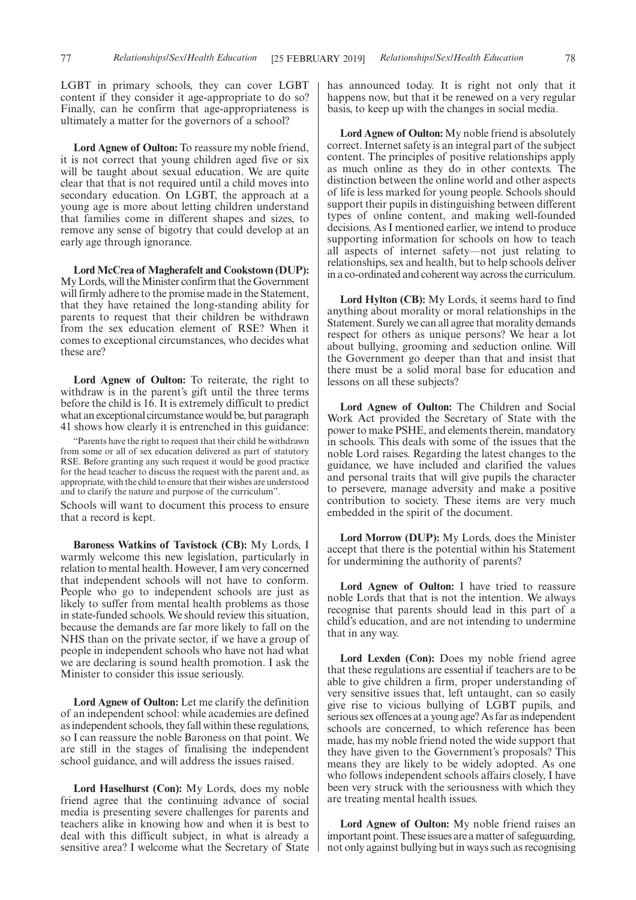LGBT in primary schools, they can cover LGBT content if they consider it age-appropriate to do so? Finally, can he confirm that age-appropriateness is ultimately a matter for the governors of a school?

**Lord Agnew of Oulton:** To reassure my noble friend, it is not correct that young children aged five or six will be taught about sexual education. We are quite clear that that is not required until a child moves into secondary education. On LGBT, the approach at a young age is more about letting children understand that families come in different shapes and sizes, to remove any sense of bigotry that could develop at an early age through ignorance.

**Lord McCrea of Magherafelt and Cookstown (DUP):** My Lords, will the Minister confirm that the Government will firmly adhere to the promise made in the Statement, that they have retained the long-standing ability for parents to request that their children be withdrawn from the sex education element of RSE? When it comes to exceptional circumstances, who decides what these are?

**Lord Agnew of Oulton:** To reiterate, the right to withdraw is in the parent's gift until the three terms before the child is 16. It is extremely difficult to predict what an exceptional circumstance would be, but paragraph 41 shows how clearly it is entrenched in this guidance:

> "Parents have the right to request that their child be withdrawn from some or all of sex education delivered as part of statutory RSE. Before granting any such request it would be good practice for the head teacher to discuss the request with the parent and, as appropriate, with the child to ensure that their wishes are understood and to clarify the nature and purpose of the curriculum".

Schools will want to document this process to ensure that a record is kept.

**Baroness Watkins of Tavistock (CB):** My Lords, I warmly welcome this new legislation, particularly in relation to mental health. However, I am very concerned that independent schools will not have to conform. People who go to independent schools are just as likely to suffer from mental health problems as those in state-funded schools. We should review this situation, because the demands are far more likely to fall on the NHS than on the private sector, if we have a group of people in independent schools who have not had what we are declaring is sound health promotion. I ask the Minister to consider this issue seriously.

**Lord Agnew of Oulton:** Let me clarify the definition of an independent school: while academies are defined as independent schools, they fall within these regulations, so I can reassure the noble Baroness on that point. We are still in the stages of finalising the independent school guidance, and will address the issues raised.

**Lord Haselhurst (Con):** My Lords, does my noble friend agree that the continuing advance of social media is presenting severe challenges for parents and teachers alike in knowing how and when it is best to deal with this difficult subject, in what is already a sensitive area? I welcome what the Secretary of State has announced today. It is right not only that it happens now, but that it be renewed on a very regular basis, to keep up with the changes in social media.

**Lord Agnew of Oulton:** My noble friend is absolutely correct. Internet safety is an integral part of the subject content. The principles of positive relationships apply as much online as they do in other contexts. The distinction between the online world and other aspects of life is less marked for young people. Schools should support their pupils in distinguishing between different types of online content, and making well-founded decisions. As I mentioned earlier, we intend to produce supporting information for schools on how to teach all aspects of internet safety—not just relating to relationships, sex and health, but to help schools deliver in a co-ordinated and coherent way across the curriculum.

**Lord Hylton (CB):** My Lords, it seems hard to find anything about morality or moral relationships in the Statement. Surely we can all agree that morality demands respect for others as unique persons? We hear a lot about bullying, grooming and seduction online. Will the Government go deeper than that and insist that there must be a solid moral base for education and lessons on all these subjects?

**Lord Agnew of Oulton:** The Children and Social Work Act provided the Secretary of State with the power to make PSHE, and elements therein, mandatory in schools. This deals with some of the issues that the noble Lord raises. Regarding the latest changes to the guidance, we have included and clarified the values and personal traits that will give pupils the character to persevere, manage adversity and make a positive contribution to society. These items are very much embedded in the spirit of the document.

**Lord Morrow (DUP):** My Lords, does the Minister accept that there is the potential within his Statement for undermining the authority of parents?

**Lord Agnew of Oulton:** I have tried to reassure noble Lords that that is not the intention. We always recognise that parents should lead in this part of a child's education, and are not intending to undermine that in any way.

**Lord Lexden (Con):** Does my noble friend agree that these regulations are essential if teachers are to be able to give children a firm, proper understanding of very sensitive issues that, left untaught, can so easily give rise to vicious bullying of LGBT pupils, and serious sex offences at a young age? As far as independent schools are concerned, to which reference has been made, has my noble friend noted the wide support that they have given to the Government's proposals? This means they are likely to be widely adopted. As one who follows independent schools affairs closely, I have been very struck with the seriousness with which they are treating mental health issues.

**Lord Agnew of Oulton:** My noble friend raises an important point. These issues are a matter of safeguarding, not only against bullying but in ways such as recognising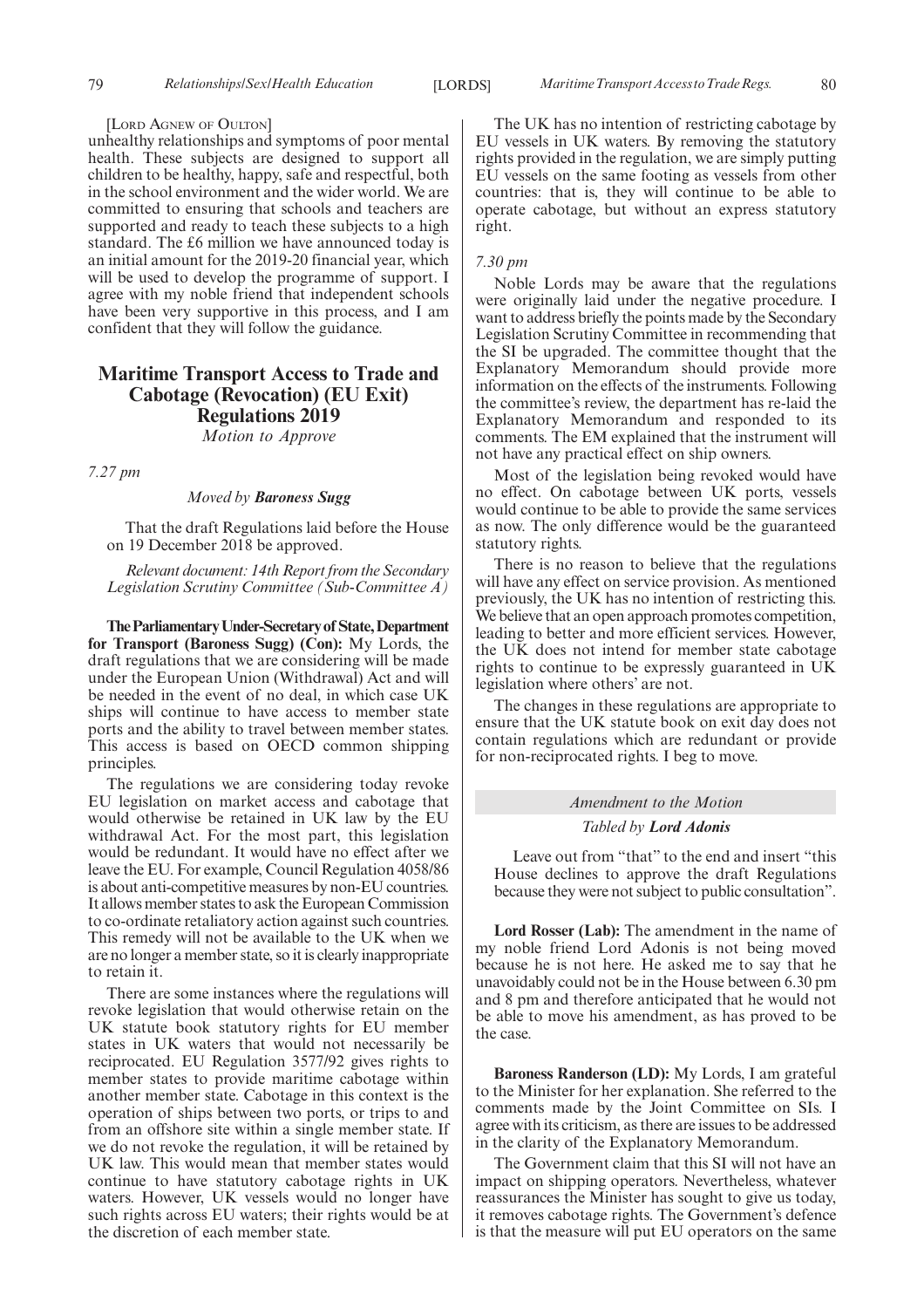[Lord Agnew of Oulton]

unhealthy relationships and symptoms of poor mental health. These subjects are designed to support all children to be healthy, happy, safe and respectful, both in the school environment and the wider world. We are committed to ensuring that schools and teachers are supported and ready to teach these subjects to a high standard. The £6 million we have announced today is an initial amount for the 2019-20 financial year, which will be used to develop the programme of support. I agree with my noble friend that independent schools have been very supportive in this process, and I am confident that they will follow the guidance.

## Maritime Transport Access to Trade and Cabotage (Revocation) (EU Exit) Regulations 2019

*Motion to Approve*

*7.27 pm*

*Moved by* ***Baroness Sugg***

That the draft Regulations laid before the House on 19 December 2018 be approved.

*Relevant document: 14th Report from the Secondary Legislation Scrutiny Committee (Sub-Committee A)*

**The Parliamentary Under-Secretary of State, Department for Transport (Baroness Sugg) (Con):** My Lords, the draft regulations that we are considering will be made under the European Union (Withdrawal) Act and will be needed in the event of no deal, in which case UK ships will continue to have access to member state ports and the ability to travel between member states. This access is based on OECD common shipping principles.

The regulations we are considering today revoke EU legislation on market access and cabotage that would otherwise be retained in UK law by the EU withdrawal Act. For the most part, this legislation would be redundant. It would have no effect after we leave the EU. For example, Council Regulation 4058/86 is about anti-competitive measures by non-EU countries. It allows member states to ask the European Commission to co-ordinate retaliatory action against such countries. This remedy will not be available to the UK when we are no longer a member state, so it is clearly inappropriate to retain it.

There are some instances where the regulations will revoke legislation that would otherwise retain on the UK statute book statutory rights for EU member states in UK waters that would not necessarily be reciprocated. EU Regulation 3577/92 gives rights to member states to provide maritime cabotage within another member state. Cabotage in this context is the operation of ships between two ports, or trips to and from an offshore site within a single member state. If we do not revoke the regulation, it will be retained by UK law. This would mean that member states would continue to have statutory cabotage rights in UK waters. However, UK vessels would no longer have such rights across EU waters; their rights would be at the discretion of each member state.

The UK has no intention of restricting cabotage by EU vessels in UK waters. By removing the statutory rights provided in the regulation, we are simply putting EU vessels on the same footing as vessels from other countries: that is, they will continue to be able to operate cabotage, but without an express statutory right.

*7.30 pm*

Noble Lords may be aware that the regulations were originally laid under the negative procedure. I want to address briefly the points made by the Secondary Legislation Scrutiny Committee in recommending that the SI be upgraded. The committee thought that the Explanatory Memorandum should provide more information on the effects of the instruments. Following the committee's review, the department has re-laid the Explanatory Memorandum and responded to its comments. The EM explained that the instrument will not have any practical effect on ship owners.

Most of the legislation being revoked would have no effect. On cabotage between UK ports, vessels would continue to be able to provide the same services as now. The only difference would be the guaranteed statutory rights.

There is no reason to believe that the regulations will have any effect on service provision. As mentioned previously, the UK has no intention of restricting this. We believe that an open approach promotes competition, leading to better and more efficient services. However, the UK does not intend for member state cabotage rights to continue to be expressly guaranteed in UK legislation where others' are not.

The changes in these regulations are appropriate to ensure that the UK statute book on exit day does not contain regulations which are redundant or provide for non-reciprocated rights. I beg to move.

*Amendment to the Motion*

*Tabled by* ***Lord Adonis***

Leave out from "that" to the end and insert "this House declines to approve the draft Regulations because they were not subject to public consultation".

**Lord Rosser (Lab):** The amendment in the name of my noble friend Lord Adonis is not being moved because he is not here. He asked me to say that he unavoidably could not be in the House between 6.30 pm and 8 pm and therefore anticipated that he would not be able to move his amendment, as has proved to be the case.

**Baroness Randerson (LD):** My Lords, I am grateful to the Minister for her explanation. She referred to the comments made by the Joint Committee on SIs. I agree with its criticism, as there are issues to be addressed in the clarity of the Explanatory Memorandum.

The Government claim that this SI will not have an impact on shipping operators. Nevertheless, whatever reassurances the Minister has sought to give us today, it removes cabotage rights. The Government's defence is that the measure will put EU operators on the same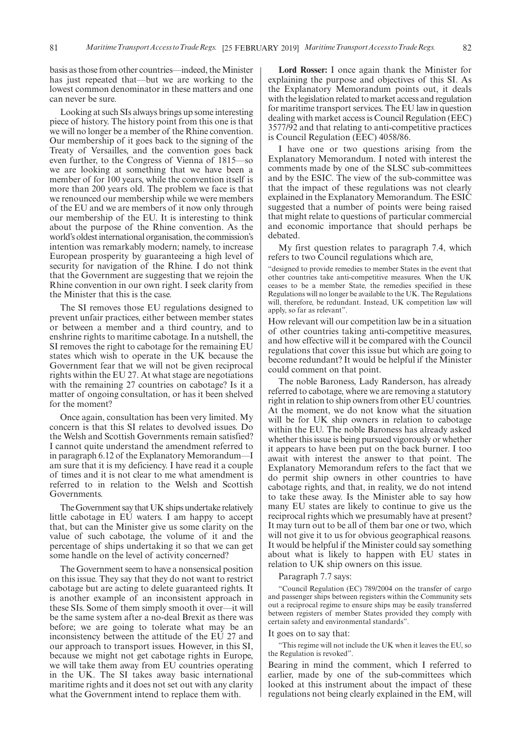basis as those from other countries—indeed, the Minister has just repeated that—but we are working to the lowest common denominator in these matters and one can never be sure.

Looking at such SIs always brings up some interesting piece of history. The history point from this one is that we will no longer be a member of the Rhine convention. Our membership of it goes back to the signing of the Treaty of Versailles, and the convention goes back even further, to the Congress of Vienna of 1815—so we are looking at something that we have been a member of for 100 years, while the convention itself is more than 200 years old. The problem we face is that we renounced our membership while we were members of the EU and we are members of it now only through our membership of the EU. It is interesting to think about the purpose of the Rhine convention. As the world's oldest international organisation, the commission's intention was remarkably modern; namely, to increase European prosperity by guaranteeing a high level of security for navigation of the Rhine. I do not think that the Government are suggesting that we rejoin the Rhine convention in our own right. I seek clarity from the Minister that this is the case.

The SI removes those EU regulations designed to prevent unfair practices, either between member states or between a member and a third country, and to enshrine rights to maritime cabotage. In a nutshell, the SI removes the right to cabotage for the remaining EU states which wish to operate in the UK because the Government fear that we will not be given reciprocal rights within the EU 27. At what stage are negotiations with the remaining 27 countries on cabotage? Is it a matter of ongoing consultation, or has it been shelved for the moment?

Once again, consultation has been very limited. My concern is that this SI relates to devolved issues. Do the Welsh and Scottish Governments remain satisfied? I cannot quite understand the amendment referred to in paragraph 6.12 of the Explanatory Memorandum—I am sure that it is my deficiency. I have read it a couple of times and it is not clear to me what amendment is referred to in relation to the Welsh and Scottish Governments.

The Government say that UK ships undertake relatively little cabotage in EU waters. I am happy to accept that, but can the Minister give us some clarity on the value of such cabotage, the volume of it and the percentage of ships undertaking it so that we can get some handle on the level of activity concerned?

The Government seem to have a nonsensical position on this issue. They say that they do not want to restrict cabotage but are acting to delete guaranteed rights. It is another example of an inconsistent approach in these SIs. Some of them simply smooth it over—it will be the same system after a no-deal Brexit as there was before; we are going to tolerate what may be an inconsistency between the attitude of the EU 27 and our approach to transport issues. However, in this SI, because we might not get cabotage rights in Europe, we will take them away from EU countries operating in the UK. The SI takes away basic international maritime rights and it does not set out with any clarity what the Government intend to replace them with.

**Lord Rosser:** I once again thank the Minister for explaining the purpose and objectives of this SI. As the Explanatory Memorandum points out, it deals with the legislation related to market access and regulation for maritime transport services. The EU law in question dealing with market access is Council Regulation (EEC) 3577/92 and that relating to anti-competitive practices is Council Regulation (EEC) 4058/86.

I have one or two questions arising from the Explanatory Memorandum. I noted with interest the comments made by one of the SLSC sub-committees and by the ESIC. The view of the sub-committee was that the impact of these regulations was not clearly explained in the Explanatory Memorandum. The ESIC suggested that a number of points were being raised that might relate to questions of particular commercial and economic importance that should perhaps be debated.

My first question relates to paragraph 7.4, which refers to two Council regulations which are,

"designed to provide remedies to member States in the event that other countries take anti-competitive measures. When the UK ceases to be a member State, the remedies specified in these Regulations will no longer be available to the UK. The Regulations will, therefore, be redundant. Instead, UK competition law will apply, so far as relevant".

How relevant will our competition law be in a situation of other countries taking anti-competitive measures, and how effective will it be compared with the Council regulations that cover this issue but which are going to become redundant? It would be helpful if the Minister could comment on that point.

The noble Baroness, Lady Randerson, has already referred to cabotage, where we are removing a statutory right in relation to ship owners from other EU countries. At the moment, we do not know what the situation will be for UK ship owners in relation to cabotage within the EU. The noble Baroness has already asked whether this issue is being pursued vigorously or whether it appears to have been put on the back burner. I too await with interest the answer to that point. The Explanatory Memorandum refers to the fact that we do permit ship owners in other countries to have cabotage rights, and that, in reality, we do not intend to take these away. Is the Minister able to say how many EU states are likely to continue to give us the reciprocal rights which we presumably have at present? It may turn out to be all of them bar one or two, which will not give it to us for obvious geographical reasons. It would be helpful if the Minister could say something about what is likely to happen with EU states in relation to UK ship owners on this issue.

Paragraph 7.7 says:

"Council Regulation (EC) 789/2004 on the transfer of cargo and passenger ships between registers within the Community sets out a reciprocal regime to ensure ships may be easily transferred between registers of member States provided they comply with certain safety and environmental standards".

It goes on to say that:

"This regime will not include the UK when it leaves the EU, so the Regulation is revoked".

Bearing in mind the comment, which I referred to earlier, made by one of the sub-committees which looked at this instrument about the impact of these regulations not being clearly explained in the EM, will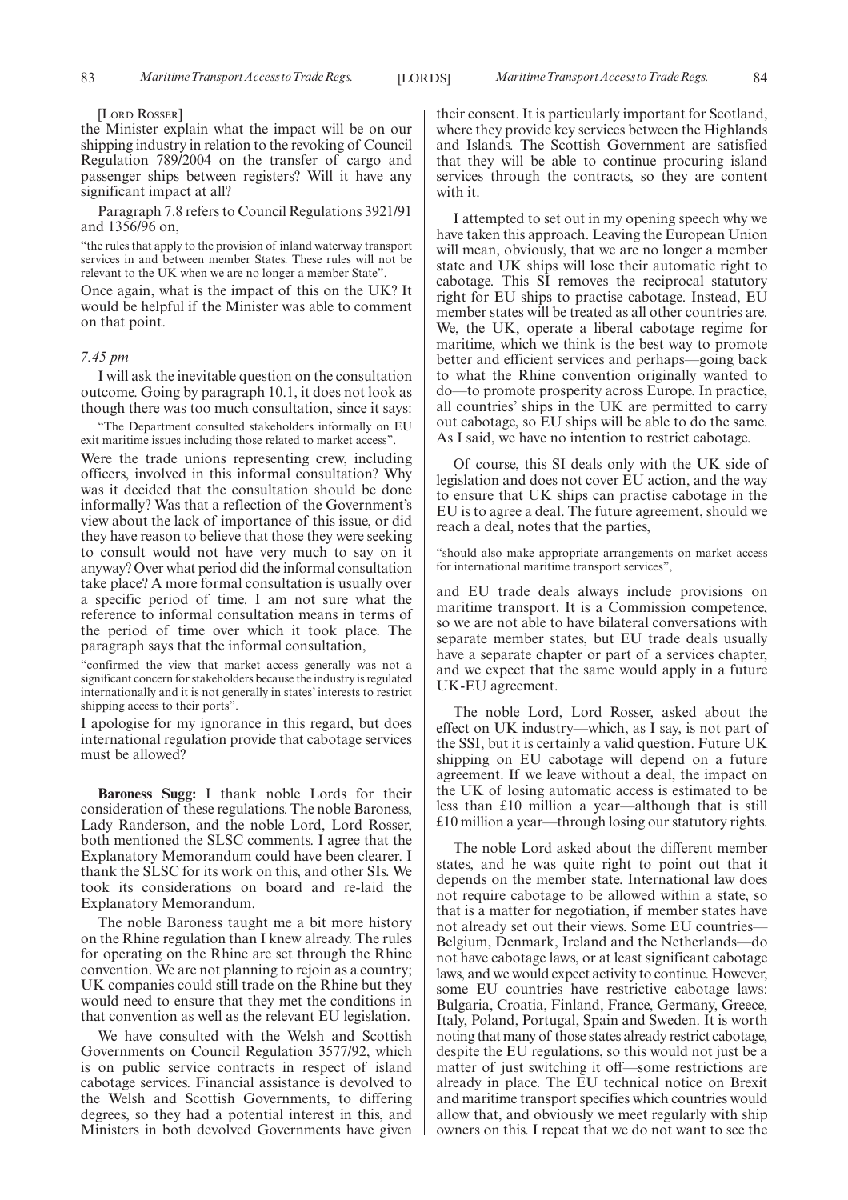[LORD ROSSER]

the Minister explain what the impact will be on our shipping industry in relation to the revoking of Council Regulation 789/2004 on the transfer of cargo and passenger ships between registers? Will it have any significant impact at all?

Paragraph 7.8 refers to Council Regulations 3921/91 and 1356/96 on,

"the rules that apply to the provision of inland waterway transport services in and between member States. These rules will not be relevant to the UK when we are no longer a member State".

Once again, what is the impact of this on the UK? It would be helpful if the Minister was able to comment on that point.

*7.45 pm*

I will ask the inevitable question on the consultation outcome. Going by paragraph 10.1, it does not look as though there was too much consultation, since it says:

"The Department consulted stakeholders informally on EU exit maritime issues including those related to market access".

Were the trade unions representing crew, including officers, involved in this informal consultation? Why was it decided that the consultation should be done informally? Was that a reflection of the Government's view about the lack of importance of this issue, or did they have reason to believe that those they were seeking to consult would not have very much to say on it anyway? Over what period did the informal consultation take place? A more formal consultation is usually over a specific period of time. I am not sure what the reference to informal consultation means in terms of the period of time over which it took place. The paragraph says that the informal consultation,

"confirmed the view that market access generally was not a significant concern for stakeholders because the industry is regulated internationally and it is not generally in states' interests to restrict shipping access to their ports".

I apologise for my ignorance in this regard, but does international regulation provide that cabotage services must be allowed?

**Baroness Sugg:** I thank noble Lords for their consideration of these regulations. The noble Baroness, Lady Randerson, and the noble Lord, Lord Rosser, both mentioned the SLSC comments. I agree that the Explanatory Memorandum could have been clearer. I thank the SLSC for its work on this, and other SIs. We took its considerations on board and re-laid the Explanatory Memorandum.

The noble Baroness taught me a bit more history on the Rhine regulation than I knew already. The rules for operating on the Rhine are set through the Rhine convention. We are not planning to rejoin as a country; UK companies could still trade on the Rhine but they would need to ensure that they met the conditions in that convention as well as the relevant EU legislation.

We have consulted with the Welsh and Scottish Governments on Council Regulation 3577/92, which is on public service contracts in respect of island cabotage services. Financial assistance is devolved to the Welsh and Scottish Governments, to differing degrees, so they had a potential interest in this, and Ministers in both devolved Governments have given their consent. It is particularly important for Scotland, where they provide key services between the Highlands and Islands. The Scottish Government are satisfied that they will be able to continue procuring island services through the contracts, so they are content with it.

I attempted to set out in my opening speech why we have taken this approach. Leaving the European Union will mean, obviously, that we are no longer a member state and UK ships will lose their automatic right to cabotage. This SI removes the reciprocal statutory right for EU ships to practise cabotage. Instead, EU member states will be treated as all other countries are. We, the UK, operate a liberal cabotage regime for maritime, which we think is the best way to promote better and efficient services and perhaps—going back to what the Rhine convention originally wanted to do—to promote prosperity across Europe. In practice, all countries' ships in the UK are permitted to carry out cabotage, so EU ships will be able to do the same. As I said, we have no intention to restrict cabotage.

Of course, this SI deals only with the UK side of legislation and does not cover EU action, and the way to ensure that UK ships can practise cabotage in the EU is to agree a deal. The future agreement, should we reach a deal, notes that the parties,

"should also make appropriate arrangements on market access for international maritime transport services",

and EU trade deals always include provisions on maritime transport. It is a Commission competence, so we are not able to have bilateral conversations with separate member states, but EU trade deals usually have a separate chapter or part of a services chapter, and we expect that the same would apply in a future UK-EU agreement.

The noble Lord, Lord Rosser, asked about the effect on UK industry—which, as I say, is not part of the SSI, but it is certainly a valid question. Future UK shipping on EU cabotage will depend on a future agreement. If we leave without a deal, the impact on the UK of losing automatic access is estimated to be less than £10 million a year—although that is still £10 million a year—through losing our statutory rights.

The noble Lord asked about the different member states, and he was quite right to point out that it depends on the member state. International law does not require cabotage to be allowed within a state, so that is a matter for negotiation, if member states have not already set out their views. Some EU countries—Belgium, Denmark, Ireland and the Netherlands—do not have cabotage laws, or at least significant cabotage laws, and we would expect activity to continue. However, some EU countries have restrictive cabotage laws: Bulgaria, Croatia, Finland, France, Germany, Greece, Italy, Poland, Portugal, Spain and Sweden. It is worth noting that many of those states already restrict cabotage, despite the EU regulations, so this would not just be a matter of just switching it off—some restrictions are already in place. The EU technical notice on Brexit and maritime transport specifies which countries would allow that, and obviously we meet regularly with ship owners on this. I repeat that we do not want to see the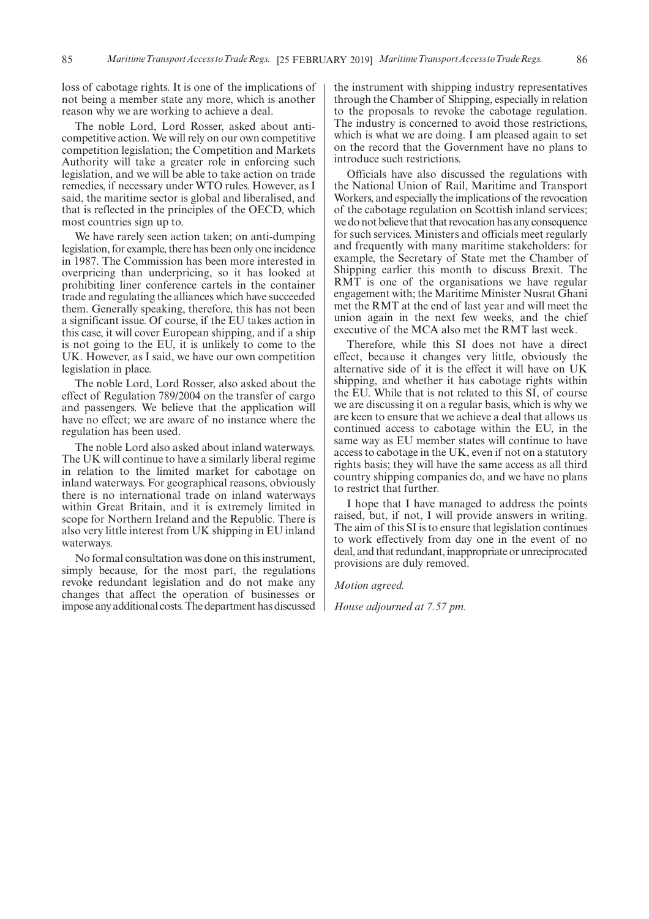loss of cabotage rights. It is one of the implications of not being a member state any more, which is another reason why we are working to achieve a deal.

The noble Lord, Lord Rosser, asked about anti-competitive action. We will rely on our own competitive competition legislation; the Competition and Markets Authority will take a greater role in enforcing such legislation, and we will be able to take action on trade remedies, if necessary under WTO rules. However, as I said, the maritime sector is global and liberalised, and that is reflected in the principles of the OECD, which most countries sign up to.

We have rarely seen action taken; on anti-dumping legislation, for example, there has been only one incidence in 1987. The Commission has been more interested in overpricing than underpricing, so it has looked at prohibiting liner conference cartels in the container trade and regulating the alliances which have succeeded them. Generally speaking, therefore, this has not been a significant issue. Of course, if the EU takes action in this case, it will cover European shipping, and if a ship is not going to the EU, it is unlikely to come to the UK. However, as I said, we have our own competition legislation in place.

The noble Lord, Lord Rosser, also asked about the effect of Regulation 789/2004 on the transfer of cargo and passengers. We believe that the application will have no effect; we are aware of no instance where the regulation has been used.

The noble Lord also asked about inland waterways. The UK will continue to have a similarly liberal regime in relation to the limited market for cabotage on inland waterways. For geographical reasons, obviously there is no international trade on inland waterways within Great Britain, and it is extremely limited in scope for Northern Ireland and the Republic. There is also very little interest from UK shipping in EU inland waterways.

No formal consultation was done on this instrument, simply because, for the most part, the regulations revoke redundant legislation and do not make any changes that affect the operation of businesses or impose any additional costs. The department has discussed the instrument with shipping industry representatives through the Chamber of Shipping, especially in relation to the proposals to revoke the cabotage regulation. The industry is concerned to avoid those restrictions, which is what we are doing. I am pleased again to set on the record that the Government have no plans to introduce such restrictions.

Officials have also discussed the regulations with the National Union of Rail, Maritime and Transport Workers, and especially the implications of the revocation of the cabotage regulation on Scottish inland services; we do not believe that that revocation has any consequence for such services. Ministers and officials meet regularly and frequently with many maritime stakeholders: for example, the Secretary of State met the Chamber of Shipping earlier this month to discuss Brexit. The RMT is one of the organisations we have regular engagement with; the Maritime Minister Nusrat Ghani met the RMT at the end of last year and will meet the union again in the next few weeks, and the chief executive of the MCA also met the RMT last week.

Therefore, while this SI does not have a direct effect, because it changes very little, obviously the alternative side of it is the effect it will have on UK shipping, and whether it has cabotage rights within the EU. While that is not related to this SI, of course we are discussing it on a regular basis, which is why we are keen to ensure that we achieve a deal that allows us continued access to cabotage within the EU, in the same way as EU member states will continue to have access to cabotage in the UK, even if not on a statutory rights basis; they will have the same access as all third country shipping companies do, and we have no plans to restrict that further.

I hope that I have managed to address the points raised, but, if not, I will provide answers in writing. The aim of this SI is to ensure that legislation continues to work effectively from day one in the event of no deal, and that redundant, inappropriate or unreciprocated provisions are duly removed.

*Motion agreed.*

*House adjourned at 7.57 pm.*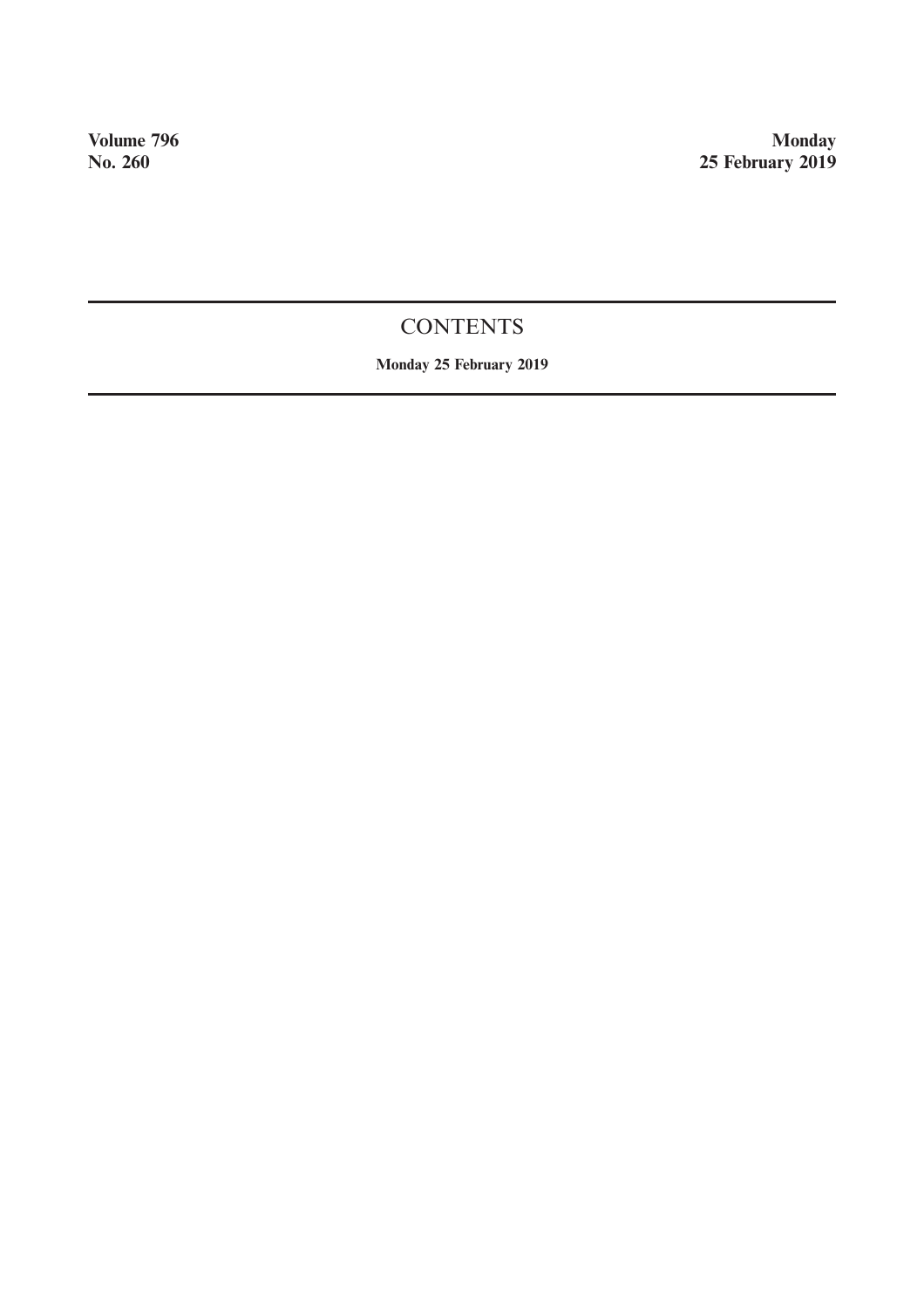**Volume 796**
**No. 260**

**Monday**
**25 February 2019**

# CONTENTS

**Monday 25 February 2019**